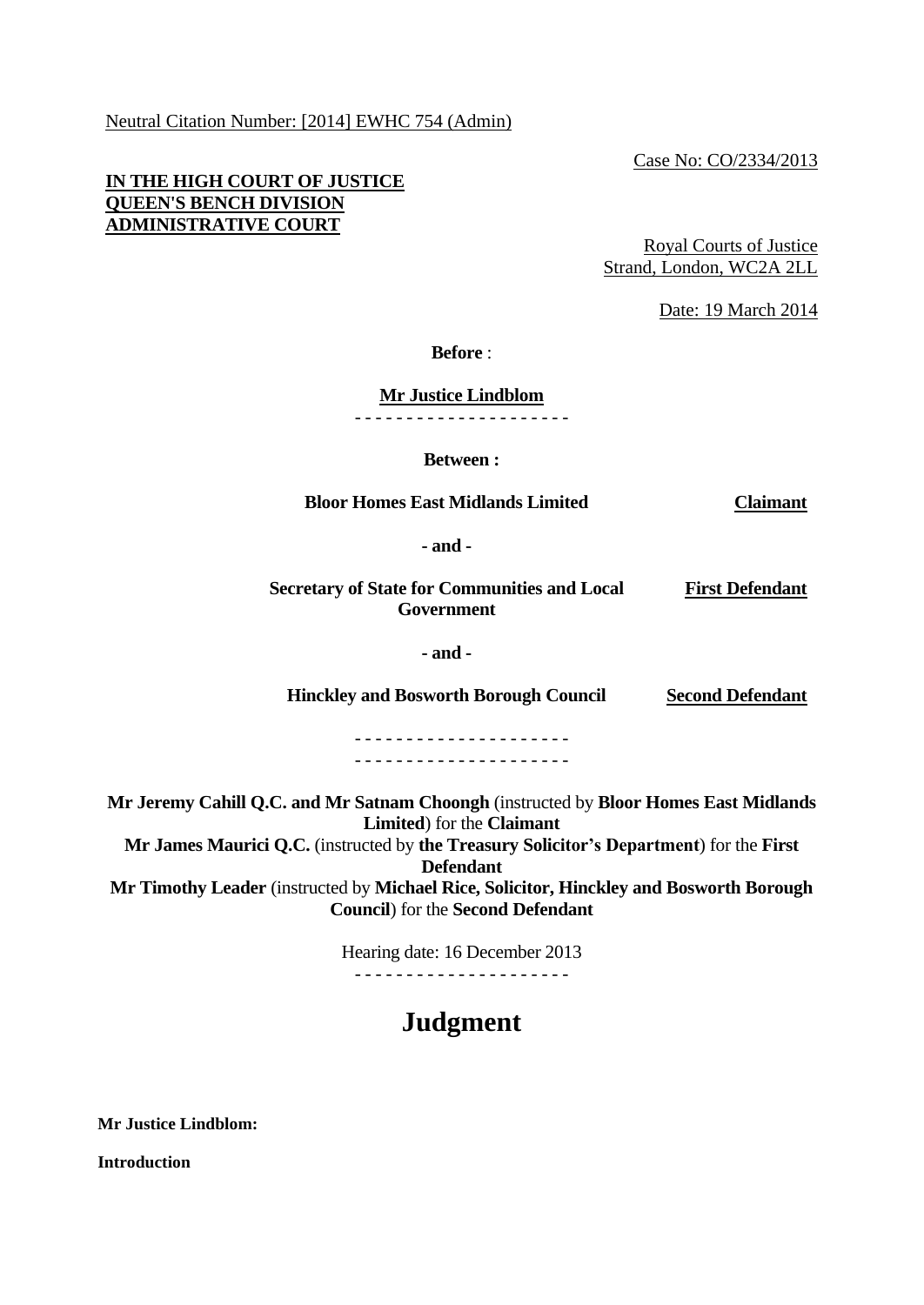Neutral Citation Number: [2014] EWHC 754 (Admin)

Case No: CO/2334/2013

**IN THE HIGH COURT OF JUSTICE**
**QUEEN'S BENCH DIVISION**
**ADMINISTRATIVE COURT**

Royal Courts of Justice
Strand, London, WC2A 2LL

Date: 19 March 2014

**Before** :

**Mr Justice Lindblom**

- - - - - - - - - - - - - - - - - - - - -

**Between :**

| | |
|---|---|
| **Bloor Homes East Midlands Limited** | **Claimant** |
| **- and -** | |
| **Secretary of State for Communities and Local Government** | **First Defendant** |
| **- and -** | |
| **Hinckley and Bosworth Borough Council** | **Second Defendant** |

- - - - - - - - - - - - - - - - - - - - -

- - - - - - - - - - - - - - - - - - - - -

**Mr Jeremy Cahill Q.C. and Mr Satnam Choongh** (instructed by **Bloor Homes East Midlands Limited**) for the **Claimant**
**Mr James Maurici Q.C.** (instructed by **the Treasury Solicitor's Department**) for the **First Defendant**
**Mr Timothy Leader** (instructed by **Michael Rice, Solicitor, Hinckley and Bosworth Borough Council**) for the **Second Defendant**

Hearing date: 16 December 2013

- - - - - - - - - - - - - - - - - - - - -

# Judgment

**Mr Justice Lindblom:**

**Introduction**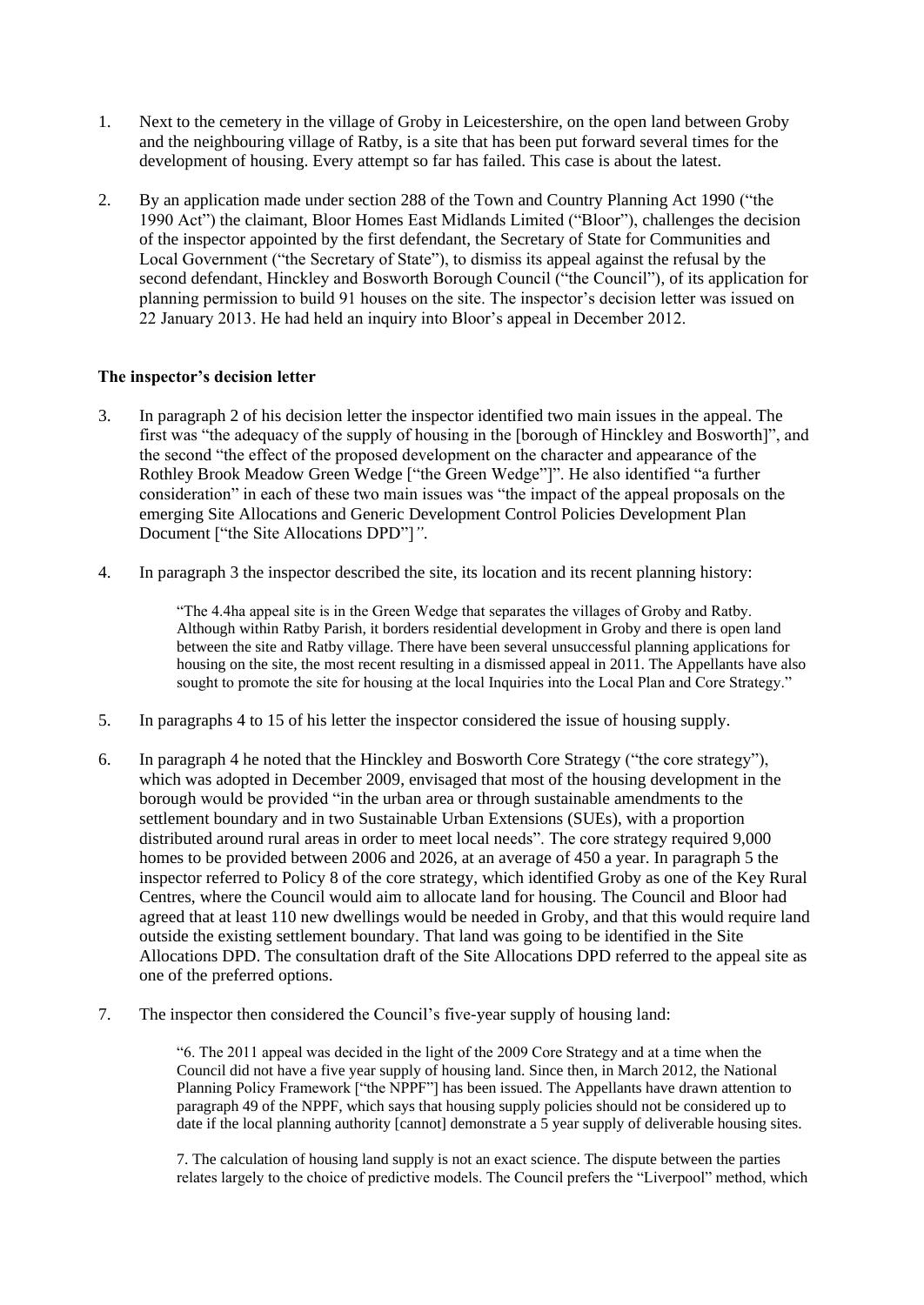1. Next to the cemetery in the village of Groby in Leicestershire, on the open land between Groby and the neighbouring village of Ratby, is a site that has been put forward several times for the development of housing. Every attempt so far has failed. This case is about the latest.

2. By an application made under section 288 of the Town and Country Planning Act 1990 ("the 1990 Act") the claimant, Bloor Homes East Midlands Limited ("Bloor"), challenges the decision of the inspector appointed by the first defendant, the Secretary of State for Communities and Local Government ("the Secretary of State"), to dismiss its appeal against the refusal by the second defendant, Hinckley and Bosworth Borough Council ("the Council"), of its application for planning permission to build 91 houses on the site. The inspector's decision letter was issued on 22 January 2013. He had held an inquiry into Bloor's appeal in December 2012.

**The inspector's decision letter**

3. In paragraph 2 of his decision letter the inspector identified two main issues in the appeal. The first was "the adequacy of the supply of housing in the [borough of Hinckley and Bosworth]", and the second "the effect of the proposed development on the character and appearance of the Rothley Brook Meadow Green Wedge ["the Green Wedge"]". He also identified "a further consideration" in each of these two main issues was "the impact of the appeal proposals on the emerging Site Allocations and Generic Development Control Policies Development Plan Document ["the Site Allocations DPD"]*"*.

4. In paragraph 3 the inspector described the site, its location and its recent planning history:

   > "The 4.4ha appeal site is in the Green Wedge that separates the villages of Groby and Ratby. Although within Ratby Parish, it borders residential development in Groby and there is open land between the site and Ratby village. There have been several unsuccessful planning applications for housing on the site, the most recent resulting in a dismissed appeal in 2011. The Appellants have also sought to promote the site for housing at the local Inquiries into the Local Plan and Core Strategy."

5. In paragraphs 4 to 15 of his letter the inspector considered the issue of housing supply.

6. In paragraph 4 he noted that the Hinckley and Bosworth Core Strategy ("the core strategy"), which was adopted in December 2009, envisaged that most of the housing development in the borough would be provided "in the urban area or through sustainable amendments to the settlement boundary and in two Sustainable Urban Extensions (SUEs), with a proportion distributed around rural areas in order to meet local needs". The core strategy required 9,000 homes to be provided between 2006 and 2026, at an average of 450 a year. In paragraph 5 the inspector referred to Policy 8 of the core strategy, which identified Groby as one of the Key Rural Centres, where the Council would aim to allocate land for housing. The Council and Bloor had agreed that at least 110 new dwellings would be needed in Groby, and that this would require land outside the existing settlement boundary. That land was going to be identified in the Site Allocations DPD. The consultation draft of the Site Allocations DPD referred to the appeal site as one of the preferred options.

7. The inspector then considered the Council's five-year supply of housing land:

   > "6. The 2011 appeal was decided in the light of the 2009 Core Strategy and at a time when the Council did not have a five year supply of housing land. Since then, in March 2012, the National Planning Policy Framework ["the NPPF"] has been issued. The Appellants have drawn attention to paragraph 49 of the NPPF, which says that housing supply policies should not be considered up to date if the local planning authority [cannot] demonstrate a 5 year supply of deliverable housing sites.
   >
   > 7. The calculation of housing land supply is not an exact science. The dispute between the parties relates largely to the choice of predictive models. The Council prefers the "Liverpool" method, which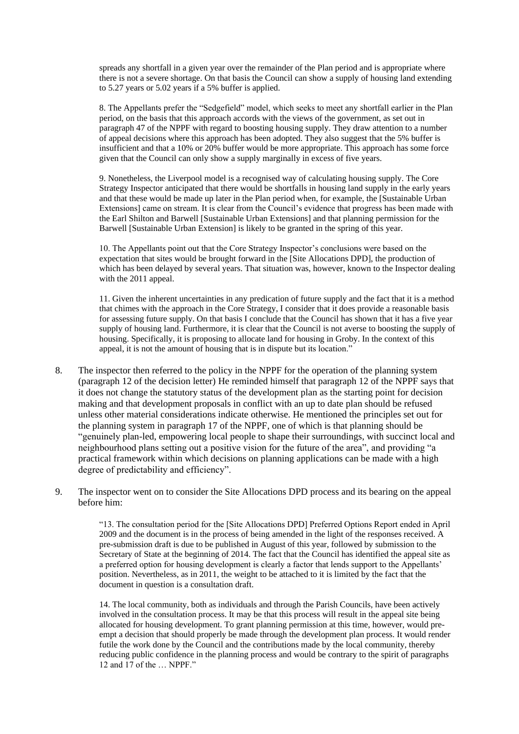> spreads any shortfall in a given year over the remainder of the Plan period and is appropriate where there is not a severe shortage. On that basis the Council can show a supply of housing land extending to 5.27 years or 5.02 years if a 5% buffer is applied.
>
> 8. The Appellants prefer the "Sedgefield" model, which seeks to meet any shortfall earlier in the Plan period, on the basis that this approach accords with the views of the government, as set out in paragraph 47 of the NPPF with regard to boosting housing supply. They draw attention to a number of appeal decisions where this approach has been adopted. They also suggest that the 5% buffer is insufficient and that a 10% or 20% buffer would be more appropriate. This approach has some force given that the Council can only show a supply marginally in excess of five years.
>
> 9. Nonetheless, the Liverpool model is a recognised way of calculating housing supply. The Core Strategy Inspector anticipated that there would be shortfalls in housing land supply in the early years and that these would be made up later in the Plan period when, for example, the [Sustainable Urban Extensions] came on stream. It is clear from the Council's evidence that progress has been made with the Earl Shilton and Barwell [Sustainable Urban Extensions] and that planning permission for the Barwell [Sustainable Urban Extension] is likely to be granted in the spring of this year.
>
> 10. The Appellants point out that the Core Strategy Inspector's conclusions were based on the expectation that sites would be brought forward in the [Site Allocations DPD], the production of which has been delayed by several years. That situation was, however, known to the Inspector dealing with the 2011 appeal.
>
> 11. Given the inherent uncertainties in any predication of future supply and the fact that it is a method that chimes with the approach in the Core Strategy, I consider that it does provide a reasonable basis for assessing future supply. On that basis I conclude that the Council has shown that it has a five year supply of housing land. Furthermore, it is clear that the Council is not averse to boosting the supply of housing. Specifically, it is proposing to allocate land for housing in Groby. In the context of this appeal, it is not the amount of housing that is in dispute but its location."

8. The inspector then referred to the policy in the NPPF for the operation of the planning system (paragraph 12 of the decision letter) He reminded himself that paragraph 12 of the NPPF says that it does not change the statutory status of the development plan as the starting point for decision making and that development proposals in conflict with an up to date plan should be refused unless other material considerations indicate otherwise. He mentioned the principles set out for the planning system in paragraph 17 of the NPPF, one of which is that planning should be "genuinely plan-led, empowering local people to shape their surroundings, with succinct local and neighbourhood plans setting out a positive vision for the future of the area", and providing "a practical framework within which decisions on planning applications can be made with a high degree of predictability and efficiency".

9. The inspector went on to consider the Site Allocations DPD process and its bearing on the appeal before him:

> "13. The consultation period for the [Site Allocations DPD] Preferred Options Report ended in April 2009 and the document is in the process of being amended in the light of the responses received. A pre-submission draft is due to be published in August of this year, followed by submission to the Secretary of State at the beginning of 2014. The fact that the Council has identified the appeal site as a preferred option for housing development is clearly a factor that lends support to the Appellants' position. Nevertheless, as in 2011, the weight to be attached to it is limited by the fact that the document in question is a consultation draft.
>
> 14. The local community, both as individuals and through the Parish Councils, have been actively involved in the consultation process. It may be that this process will result in the appeal site being allocated for housing development. To grant planning permission at this time, however, would pre-empt a decision that should properly be made through the development plan process. It would render futile the work done by the Council and the contributions made by the local community, thereby reducing public confidence in the planning process and would be contrary to the spirit of paragraphs 12 and 17 of the … NPPF."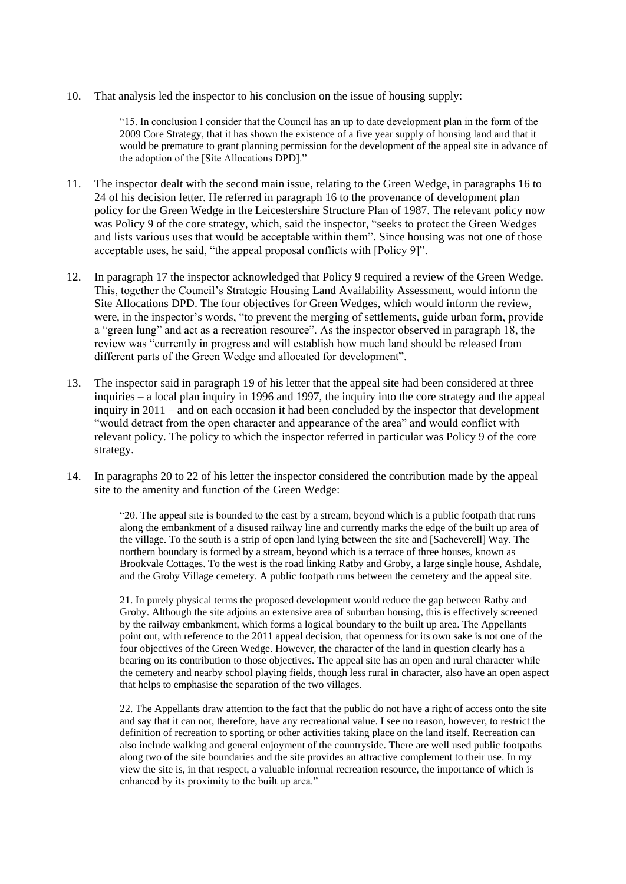10. That analysis led the inspector to his conclusion on the issue of housing supply:

> "15. In conclusion I consider that the Council has an up to date development plan in the form of the 2009 Core Strategy, that it has shown the existence of a five year supply of housing land and that it would be premature to grant planning permission for the development of the appeal site in advance of the adoption of the [Site Allocations DPD]."

11. The inspector dealt with the second main issue, relating to the Green Wedge, in paragraphs 16 to 24 of his decision letter. He referred in paragraph 16 to the provenance of development plan policy for the Green Wedge in the Leicestershire Structure Plan of 1987. The relevant policy now was Policy 9 of the core strategy, which, said the inspector, "seeks to protect the Green Wedges and lists various uses that would be acceptable within them". Since housing was not one of those acceptable uses, he said, "the appeal proposal conflicts with [Policy 9]".

12. In paragraph 17 the inspector acknowledged that Policy 9 required a review of the Green Wedge. This, together the Council's Strategic Housing Land Availability Assessment, would inform the Site Allocations DPD. The four objectives for Green Wedges, which would inform the review, were, in the inspector's words, "to prevent the merging of settlements, guide urban form, provide a "green lung" and act as a recreation resource". As the inspector observed in paragraph 18, the review was "currently in progress and will establish how much land should be released from different parts of the Green Wedge and allocated for development".

13. The inspector said in paragraph 19 of his letter that the appeal site had been considered at three inquiries – a local plan inquiry in 1996 and 1997, the inquiry into the core strategy and the appeal inquiry in 2011 – and on each occasion it had been concluded by the inspector that development "would detract from the open character and appearance of the area" and would conflict with relevant policy. The policy to which the inspector referred in particular was Policy 9 of the core strategy.

14. In paragraphs 20 to 22 of his letter the inspector considered the contribution made by the appeal site to the amenity and function of the Green Wedge:

> "20. The appeal site is bounded to the east by a stream, beyond which is a public footpath that runs along the embankment of a disused railway line and currently marks the edge of the built up area of the village. To the south is a strip of open land lying between the site and [Sacheverell] Way. The northern boundary is formed by a stream, beyond which is a terrace of three houses, known as Brookvale Cottages. To the west is the road linking Ratby and Groby, a large single house, Ashdale, and the Groby Village cemetery. A public footpath runs between the cemetery and the appeal site.
>
> 21. In purely physical terms the proposed development would reduce the gap between Ratby and Groby. Although the site adjoins an extensive area of suburban housing, this is effectively screened by the railway embankment, which forms a logical boundary to the built up area. The Appellants point out, with reference to the 2011 appeal decision, that openness for its own sake is not one of the four objectives of the Green Wedge. However, the character of the land in question clearly has a bearing on its contribution to those objectives. The appeal site has an open and rural character while the cemetery and nearby school playing fields, though less rural in character, also have an open aspect that helps to emphasise the separation of the two villages.
>
> 22. The Appellants draw attention to the fact that the public do not have a right of access onto the site and say that it can not, therefore, have any recreational value. I see no reason, however, to restrict the definition of recreation to sporting or other activities taking place on the land itself. Recreation can also include walking and general enjoyment of the countryside. There are well used public footpaths along two of the site boundaries and the site provides an attractive complement to their use. In my view the site is, in that respect, a valuable informal recreation resource, the importance of which is enhanced by its proximity to the built up area."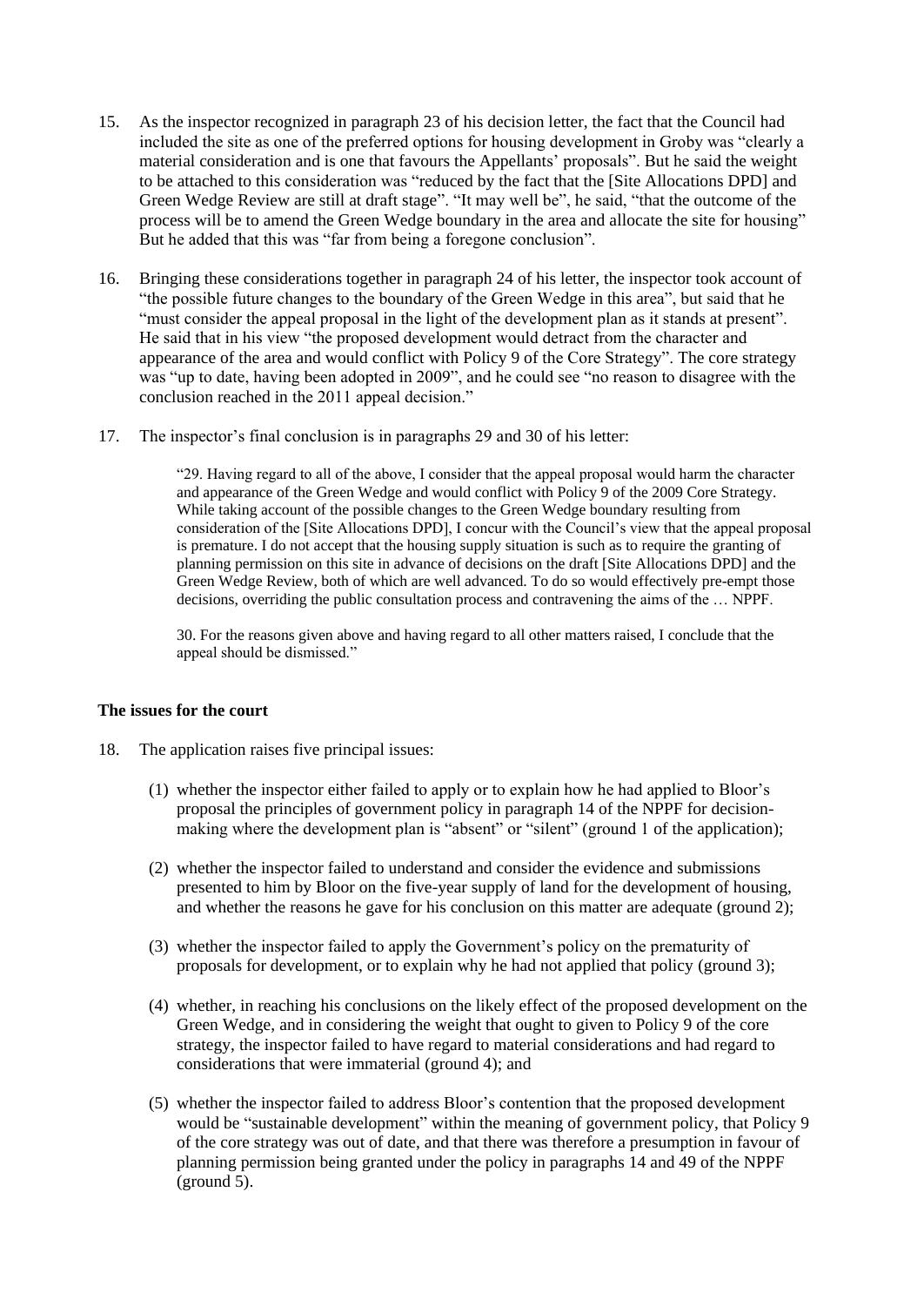15. As the inspector recognized in paragraph 23 of his decision letter, the fact that the Council had included the site as one of the preferred options for housing development in Groby was "clearly a material consideration and is one that favours the Appellants' proposals". But he said the weight to be attached to this consideration was "reduced by the fact that the [Site Allocations DPD] and Green Wedge Review are still at draft stage". "It may well be", he said, "that the outcome of the process will be to amend the Green Wedge boundary in the area and allocate the site for housing" But he added that this was "far from being a foregone conclusion".

16. Bringing these considerations together in paragraph 24 of his letter, the inspector took account of "the possible future changes to the boundary of the Green Wedge in this area", but said that he "must consider the appeal proposal in the light of the development plan as it stands at present". He said that in his view "the proposed development would detract from the character and appearance of the area and would conflict with Policy 9 of the Core Strategy". The core strategy was "up to date, having been adopted in 2009", and he could see "no reason to disagree with the conclusion reached in the 2011 appeal decision."

17. The inspector's final conclusion is in paragraphs 29 and 30 of his letter:

> "29. Having regard to all of the above, I consider that the appeal proposal would harm the character and appearance of the Green Wedge and would conflict with Policy 9 of the 2009 Core Strategy. While taking account of the possible changes to the Green Wedge boundary resulting from consideration of the [Site Allocations DPD], I concur with the Council's view that the appeal proposal is premature. I do not accept that the housing supply situation is such as to require the granting of planning permission on this site in advance of decisions on the draft [Site Allocations DPD] and the Green Wedge Review, both of which are well advanced. To do so would effectively pre-empt those decisions, overriding the public consultation process and contravening the aims of the … NPPF.
>
> 30. For the reasons given above and having regard to all other matters raised, I conclude that the appeal should be dismissed."

### The issues for the court

18. The application raises five principal issues:

    (1) whether the inspector either failed to apply or to explain how he had applied to Bloor's proposal the principles of government policy in paragraph 14 of the NPPF for decision-making where the development plan is "absent" or "silent" (ground 1 of the application);

    (2) whether the inspector failed to understand and consider the evidence and submissions presented to him by Bloor on the five-year supply of land for the development of housing, and whether the reasons he gave for his conclusion on this matter are adequate (ground 2);

    (3) whether the inspector failed to apply the Government's policy on the prematurity of proposals for development, or to explain why he had not applied that policy (ground 3);

    (4) whether, in reaching his conclusions on the likely effect of the proposed development on the Green Wedge, and in considering the weight that ought to given to Policy 9 of the core strategy, the inspector failed to have regard to material considerations and had regard to considerations that were immaterial (ground 4); and

    (5) whether the inspector failed to address Bloor's contention that the proposed development would be "sustainable development" within the meaning of government policy, that Policy 9 of the core strategy was out of date, and that there was therefore a presumption in favour of planning permission being granted under the policy in paragraphs 14 and 49 of the NPPF (ground 5).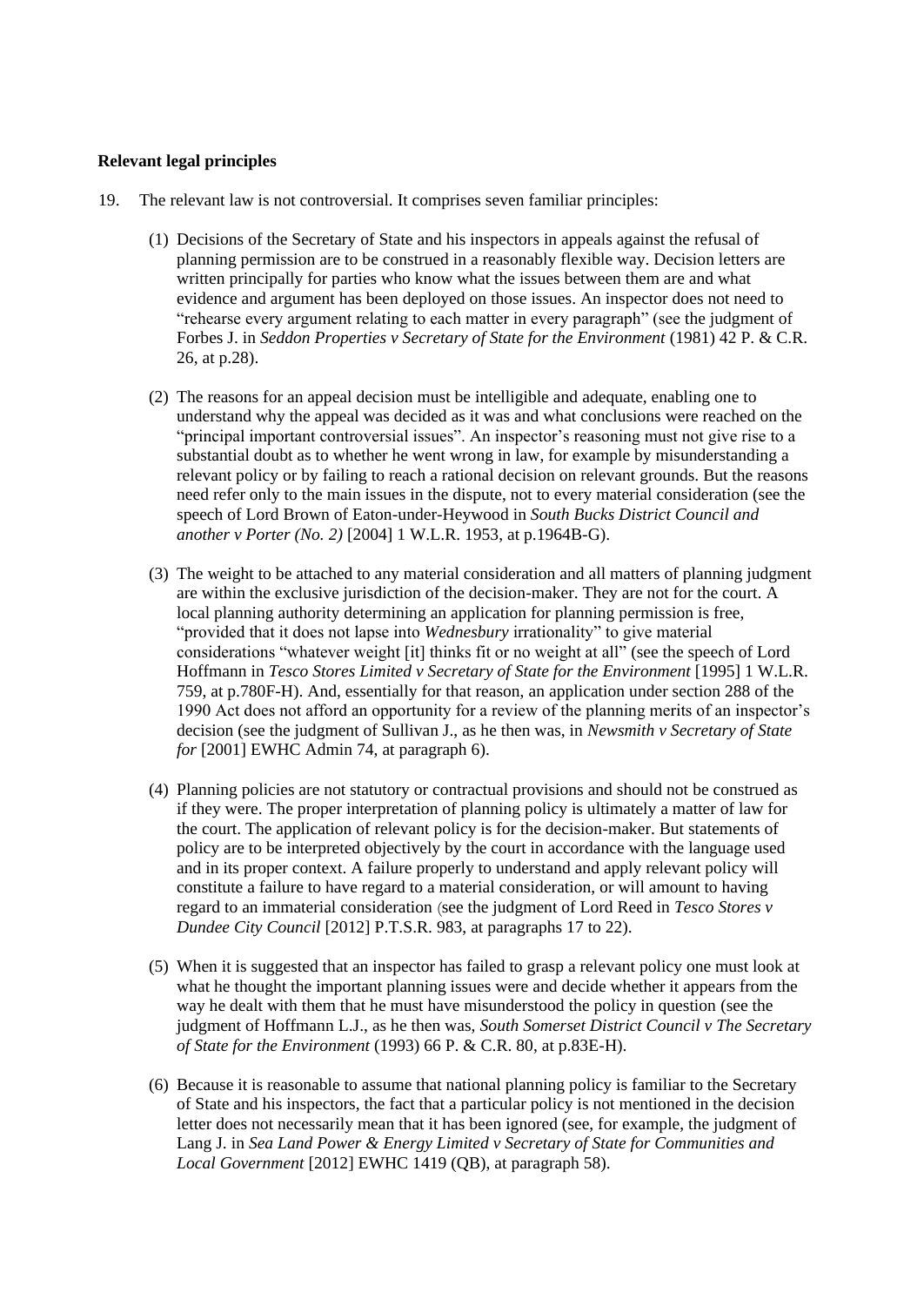**Relevant legal principles**

19. The relevant law is not controversial. It comprises seven familiar principles:

(1) Decisions of the Secretary of State and his inspectors in appeals against the refusal of planning permission are to be construed in a reasonably flexible way. Decision letters are written principally for parties who know what the issues between them are and what evidence and argument has been deployed on those issues. An inspector does not need to "rehearse every argument relating to each matter in every paragraph" (see the judgment of Forbes J. in *Seddon Properties v Secretary of State for the Environment* (1981) 42 P. & C.R. 26, at p.28).

(2) The reasons for an appeal decision must be intelligible and adequate, enabling one to understand why the appeal was decided as it was and what conclusions were reached on the "principal important controversial issues". An inspector's reasoning must not give rise to a substantial doubt as to whether he went wrong in law, for example by misunderstanding a relevant policy or by failing to reach a rational decision on relevant grounds. But the reasons need refer only to the main issues in the dispute, not to every material consideration (see the speech of Lord Brown of Eaton-under-Heywood in *South Bucks District Council and another v Porter (No. 2)* [2004] 1 W.L.R. 1953, at p.1964B-G).

(3) The weight to be attached to any material consideration and all matters of planning judgment are within the exclusive jurisdiction of the decision-maker. They are not for the court. A local planning authority determining an application for planning permission is free, "provided that it does not lapse into *Wednesbury* irrationality" to give material considerations "whatever weight [it] thinks fit or no weight at all" (see the speech of Lord Hoffmann in *Tesco Stores Limited v Secretary of State for the Environment* [1995] 1 W.L.R. 759, at p.780F-H). And, essentially for that reason, an application under section 288 of the 1990 Act does not afford an opportunity for a review of the planning merits of an inspector's decision (see the judgment of Sullivan J., as he then was, in *Newsmith v Secretary of State for* [2001] EWHC Admin 74, at paragraph 6).

(4) Planning policies are not statutory or contractual provisions and should not be construed as if they were. The proper interpretation of planning policy is ultimately a matter of law for the court. The application of relevant policy is for the decision-maker. But statements of policy are to be interpreted objectively by the court in accordance with the language used and in its proper context. A failure properly to understand and apply relevant policy will constitute a failure to have regard to a material consideration, or will amount to having regard to an immaterial consideration (see the judgment of Lord Reed in *Tesco Stores v Dundee City Council* [2012] P.T.S.R. 983, at paragraphs 17 to 22).

(5) When it is suggested that an inspector has failed to grasp a relevant policy one must look at what he thought the important planning issues were and decide whether it appears from the way he dealt with them that he must have misunderstood the policy in question (see the judgment of Hoffmann L.J., as he then was, *South Somerset District Council v The Secretary of State for the Environment* (1993) 66 P. & C.R. 80, at p.83E-H).

(6) Because it is reasonable to assume that national planning policy is familiar to the Secretary of State and his inspectors, the fact that a particular policy is not mentioned in the decision letter does not necessarily mean that it has been ignored (see, for example, the judgment of Lang J. in *Sea Land Power & Energy Limited v Secretary of State for Communities and Local Government* [2012] EWHC 1419 (QB), at paragraph 58).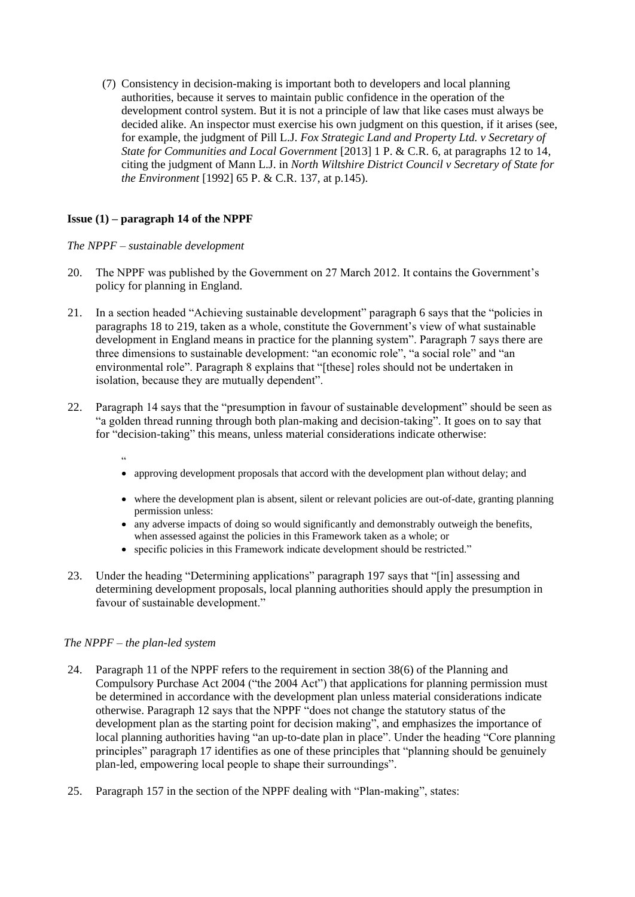(7) Consistency in decision-making is important both to developers and local planning authorities, because it serves to maintain public confidence in the operation of the development control system. But it is not a principle of law that like cases must always be decided alike. An inspector must exercise his own judgment on this question, if it arises (see, for example, the judgment of Pill L.J. *Fox Strategic Land and Property Ltd. v Secretary of State for Communities and Local Government* [2013] 1 P. & C.R. 6, at paragraphs 12 to 14, citing the judgment of Mann L.J. in *North Wiltshire District Council v Secretary of State for the Environment* [1992] 65 P. & C.R. 137, at p.145).

**Issue (1) – paragraph 14 of the NPPF**

*The NPPF – sustainable development*

20. The NPPF was published by the Government on 27 March 2012. It contains the Government's policy for planning in England.

21. In a section headed "Achieving sustainable development" paragraph 6 says that the "policies in paragraphs 18 to 219, taken as a whole, constitute the Government's view of what sustainable development in England means in practice for the planning system". Paragraph 7 says there are three dimensions to sustainable development: "an economic role", "a social role" and "an environmental role". Paragraph 8 explains that "[these] roles should not be undertaken in isolation, because they are mutually dependent".

22. Paragraph 14 says that the "presumption in favour of sustainable development" should be seen as "a golden thread running through both plan-making and decision-taking". It goes on to say that for "decision-taking" this means, unless material considerations indicate otherwise:

"

- approving development proposals that accord with the development plan without delay; and
- where the development plan is absent, silent or relevant policies are out-of-date, granting planning permission unless:
- any adverse impacts of doing so would significantly and demonstrably outweigh the benefits, when assessed against the policies in this Framework taken as a whole; or
- specific policies in this Framework indicate development should be restricted."

23. Under the heading "Determining applications" paragraph 197 says that "[in] assessing and determining development proposals, local planning authorities should apply the presumption in favour of sustainable development."

*The NPPF – the plan-led system*

24. Paragraph 11 of the NPPF refers to the requirement in section 38(6) of the Planning and Compulsory Purchase Act 2004 ("the 2004 Act") that applications for planning permission must be determined in accordance with the development plan unless material considerations indicate otherwise. Paragraph 12 says that the NPPF "does not change the statutory status of the development plan as the starting point for decision making", and emphasizes the importance of local planning authorities having "an up-to-date plan in place". Under the heading "Core planning principles" paragraph 17 identifies as one of these principles that "planning should be genuinely plan-led, empowering local people to shape their surroundings".

25. Paragraph 157 in the section of the NPPF dealing with "Plan-making", states: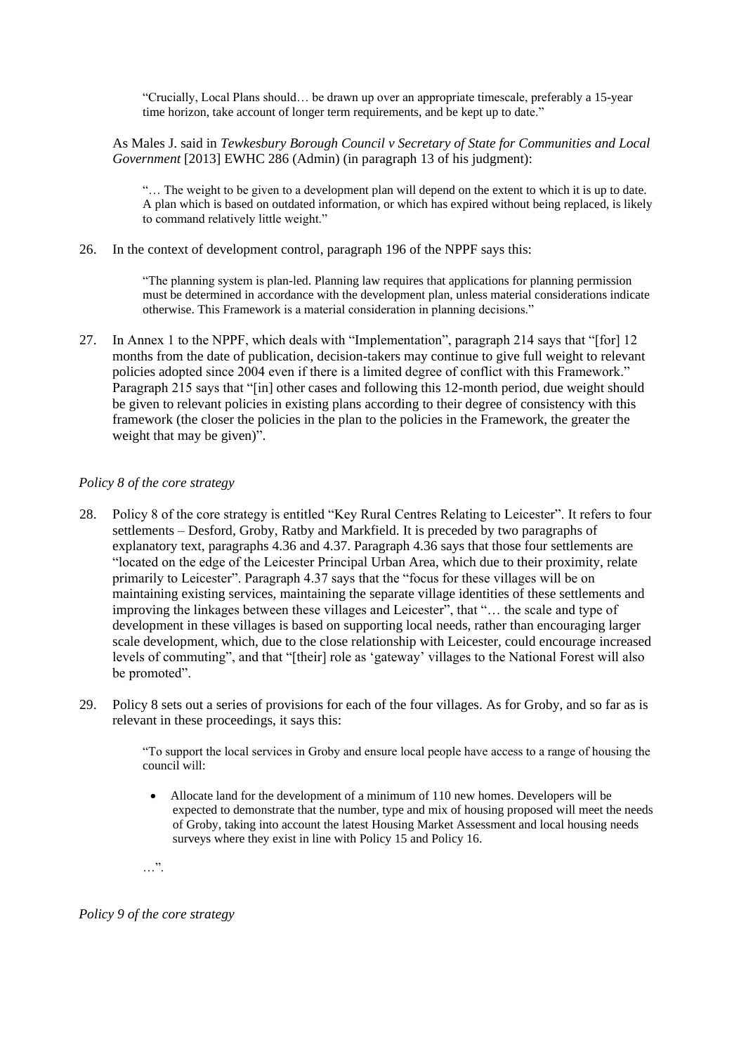> "Crucially, Local Plans should… be drawn up over an appropriate timescale, preferably a 15-year time horizon, take account of longer term requirements, and be kept up to date."

As Males J. said in *Tewkesbury Borough Council v Secretary of State for Communities and Local Government* [2013] EWHC 286 (Admin) (in paragraph 13 of his judgment):

> "… The weight to be given to a development plan will depend on the extent to which it is up to date. A plan which is based on outdated information, or which has expired without being replaced, is likely to command relatively little weight."

26. In the context of development control, paragraph 196 of the NPPF says this:

> "The planning system is plan-led. Planning law requires that applications for planning permission must be determined in accordance with the development plan, unless material considerations indicate otherwise. This Framework is a material consideration in planning decisions."

27. In Annex 1 to the NPPF, which deals with "Implementation", paragraph 214 says that "[for] 12 months from the date of publication, decision-takers may continue to give full weight to relevant policies adopted since 2004 even if there is a limited degree of conflict with this Framework." Paragraph 215 says that "[in] other cases and following this 12-month period, due weight should be given to relevant policies in existing plans according to their degree of consistency with this framework (the closer the policies in the plan to the policies in the Framework, the greater the weight that may be given)".

*Policy 8 of the core strategy*

28. Policy 8 of the core strategy is entitled "Key Rural Centres Relating to Leicester". It refers to four settlements – Desford, Groby, Ratby and Markfield. It is preceded by two paragraphs of explanatory text, paragraphs 4.36 and 4.37. Paragraph 4.36 says that those four settlements are "located on the edge of the Leicester Principal Urban Area, which due to their proximity, relate primarily to Leicester". Paragraph 4.37 says that the "focus for these villages will be on maintaining existing services, maintaining the separate village identities of these settlements and improving the linkages between these villages and Leicester", that "… the scale and type of development in these villages is based on supporting local needs, rather than encouraging larger scale development, which, due to the close relationship with Leicester, could encourage increased levels of commuting", and that "[their] role as 'gateway' villages to the National Forest will also be promoted".

29. Policy 8 sets out a series of provisions for each of the four villages. As for Groby, and so far as is relevant in these proceedings, it says this:

> "To support the local services in Groby and ensure local people have access to a range of housing the council will:
>
> - Allocate land for the development of a minimum of 110 new homes. Developers will be expected to demonstrate that the number, type and mix of housing proposed will meet the needs of Groby, taking into account the latest Housing Market Assessment and local housing needs surveys where they exist in line with Policy 15 and Policy 16.
>
> …".

*Policy 9 of the core strategy*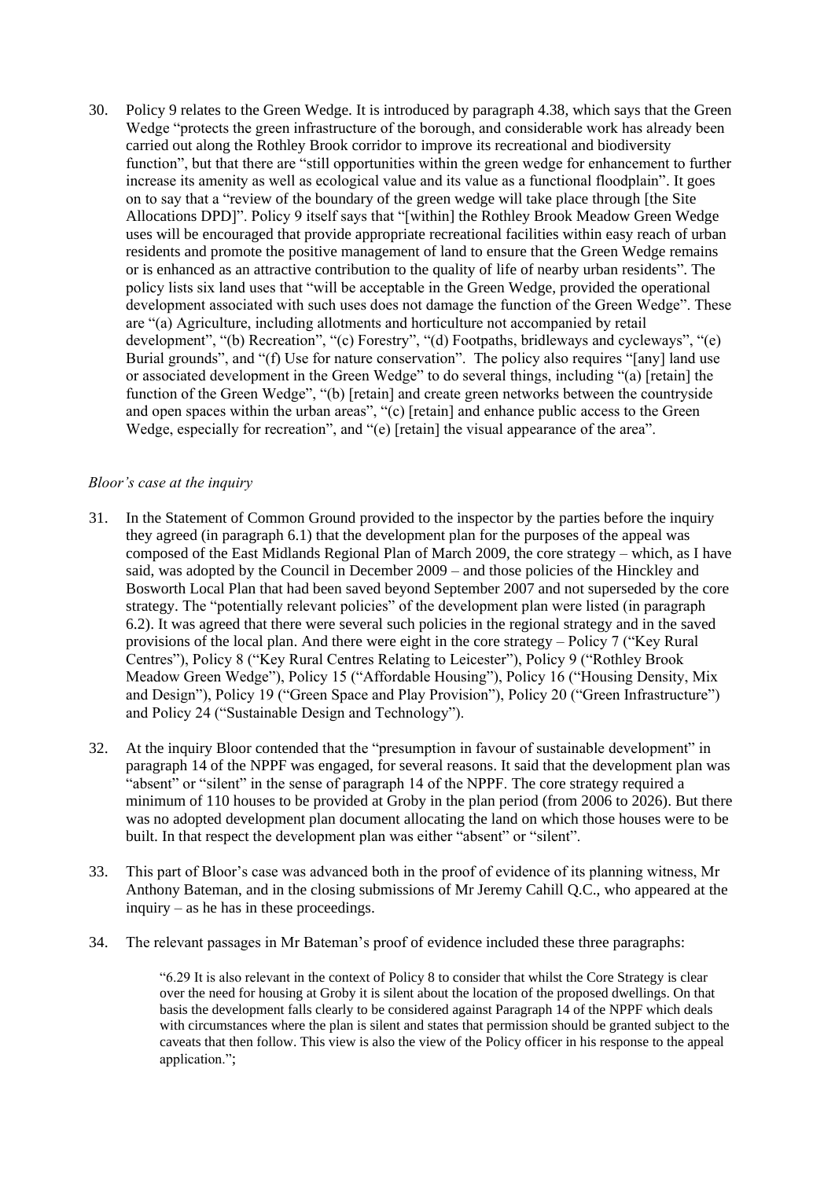30. Policy 9 relates to the Green Wedge. It is introduced by paragraph 4.38, which says that the Green Wedge "protects the green infrastructure of the borough, and considerable work has already been carried out along the Rothley Brook corridor to improve its recreational and biodiversity function", but that there are "still opportunities within the green wedge for enhancement to further increase its amenity as well as ecological value and its value as a functional floodplain". It goes on to say that a "review of the boundary of the green wedge will take place through [the Site Allocations DPD]". Policy 9 itself says that "[within] the Rothley Brook Meadow Green Wedge uses will be encouraged that provide appropriate recreational facilities within easy reach of urban residents and promote the positive management of land to ensure that the Green Wedge remains or is enhanced as an attractive contribution to the quality of life of nearby urban residents". The policy lists six land uses that "will be acceptable in the Green Wedge, provided the operational development associated with such uses does not damage the function of the Green Wedge". These are "(a) Agriculture, including allotments and horticulture not accompanied by retail development", "(b) Recreation", "(c) Forestry", "(d) Footpaths, bridleways and cycleways", "(e) Burial grounds", and "(f) Use for nature conservation". The policy also requires "[any] land use or associated development in the Green Wedge" to do several things, including "(a) [retain] the function of the Green Wedge", "(b) [retain] and create green networks between the countryside and open spaces within the urban areas", "(c) [retain] and enhance public access to the Green Wedge, especially for recreation", and "(e) [retain] the visual appearance of the area".

*Bloor's case at the inquiry*

31. In the Statement of Common Ground provided to the inspector by the parties before the inquiry they agreed (in paragraph 6.1) that the development plan for the purposes of the appeal was composed of the East Midlands Regional Plan of March 2009, the core strategy – which, as I have said, was adopted by the Council in December 2009 – and those policies of the Hinckley and Bosworth Local Plan that had been saved beyond September 2007 and not superseded by the core strategy. The "potentially relevant policies" of the development plan were listed (in paragraph 6.2). It was agreed that there were several such policies in the regional strategy and in the saved provisions of the local plan. And there were eight in the core strategy – Policy 7 ("Key Rural Centres"), Policy 8 ("Key Rural Centres Relating to Leicester"), Policy 9 ("Rothley Brook Meadow Green Wedge"), Policy 15 ("Affordable Housing"), Policy 16 ("Housing Density, Mix and Design"), Policy 19 ("Green Space and Play Provision"), Policy 20 ("Green Infrastructure") and Policy 24 ("Sustainable Design and Technology").

32. At the inquiry Bloor contended that the "presumption in favour of sustainable development" in paragraph 14 of the NPPF was engaged, for several reasons. It said that the development plan was "absent" or "silent" in the sense of paragraph 14 of the NPPF. The core strategy required a minimum of 110 houses to be provided at Groby in the plan period (from 2006 to 2026). But there was no adopted development plan document allocating the land on which those houses were to be built. In that respect the development plan was either "absent" or "silent".

33. This part of Bloor's case was advanced both in the proof of evidence of its planning witness, Mr Anthony Bateman, and in the closing submissions of Mr Jeremy Cahill Q.C., who appeared at the inquiry – as he has in these proceedings.

34. The relevant passages in Mr Bateman's proof of evidence included these three paragraphs:

> "6.29 It is also relevant in the context of Policy 8 to consider that whilst the Core Strategy is clear over the need for housing at Groby it is silent about the location of the proposed dwellings. On that basis the development falls clearly to be considered against Paragraph 14 of the NPPF which deals with circumstances where the plan is silent and states that permission should be granted subject to the caveats that then follow. This view is also the view of the Policy officer in his response to the appeal application.";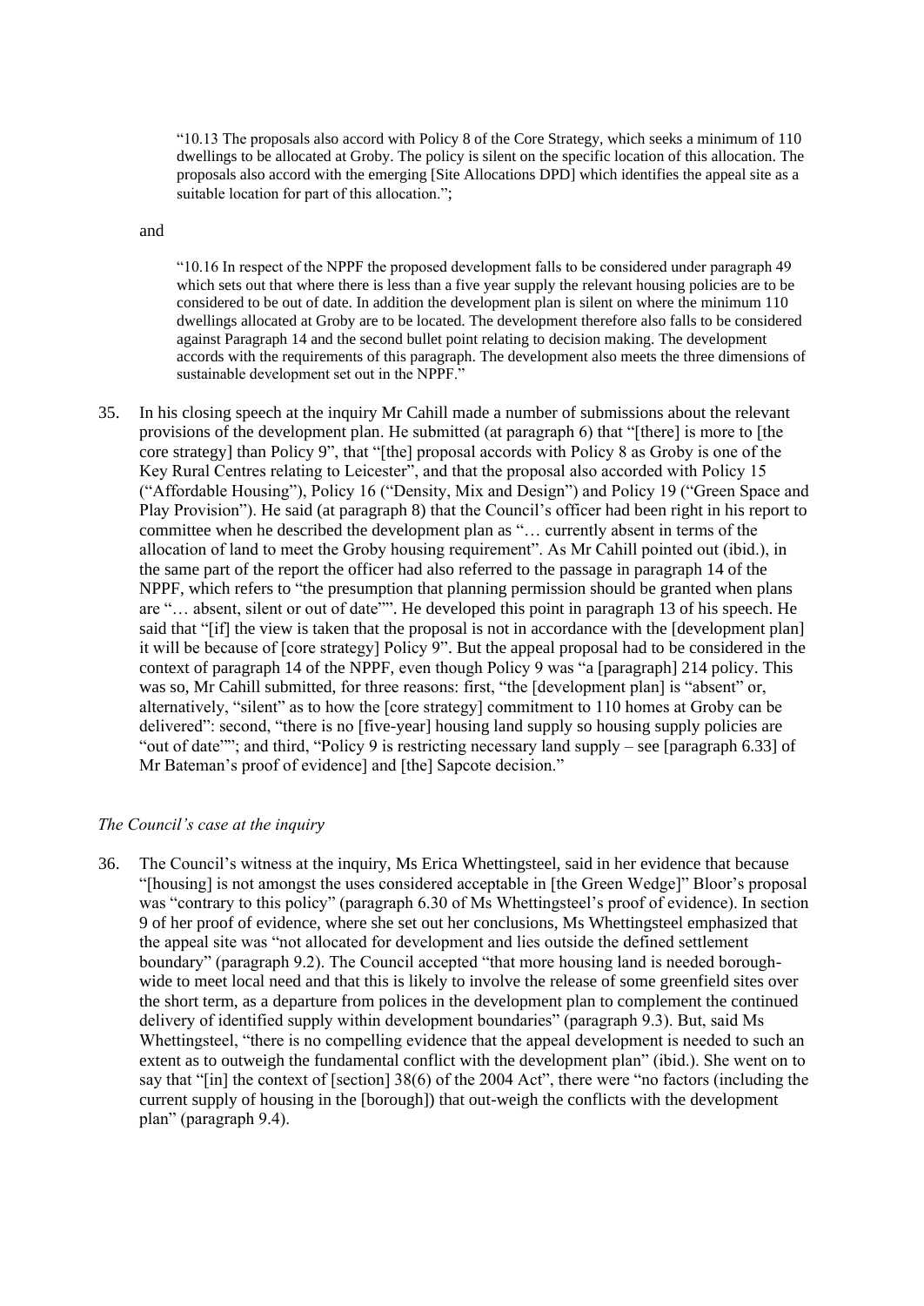> "10.13 The proposals also accord with Policy 8 of the Core Strategy, which seeks a minimum of 110 dwellings to be allocated at Groby. The policy is silent on the specific location of this allocation. The proposals also accord with the emerging [Site Allocations DPD] which identifies the appeal site as a suitable location for part of this allocation.";

and

> "10.16 In respect of the NPPF the proposed development falls to be considered under paragraph 49 which sets out that where there is less than a five year supply the relevant housing policies are to be considered to be out of date. In addition the development plan is silent on where the minimum 110 dwellings allocated at Groby are to be located. The development therefore also falls to be considered against Paragraph 14 and the second bullet point relating to decision making. The development accords with the requirements of this paragraph. The development also meets the three dimensions of sustainable development set out in the NPPF."

35. In his closing speech at the inquiry Mr Cahill made a number of submissions about the relevant provisions of the development plan. He submitted (at paragraph 6) that "[there] is more to [the core strategy] than Policy 9", that "[the] proposal accords with Policy 8 as Groby is one of the Key Rural Centres relating to Leicester", and that the proposal also accorded with Policy 15 ("Affordable Housing"), Policy 16 ("Density, Mix and Design") and Policy 19 ("Green Space and Play Provision"). He said (at paragraph 8) that the Council's officer had been right in his report to committee when he described the development plan as "… currently absent in terms of the allocation of land to meet the Groby housing requirement". As Mr Cahill pointed out (ibid.), in the same part of the report the officer had also referred to the passage in paragraph 14 of the NPPF, which refers to "the presumption that planning permission should be granted when plans are "… absent, silent or out of date"". He developed this point in paragraph 13 of his speech. He said that "[if] the view is taken that the proposal is not in accordance with the [development plan] it will be because of [core strategy] Policy 9". But the appeal proposal had to be considered in the context of paragraph 14 of the NPPF, even though Policy 9 was "a [paragraph] 214 policy. This was so, Mr Cahill submitted, for three reasons: first, "the [development plan] is "absent" or, alternatively, "silent" as to how the [core strategy] commitment to 110 homes at Groby can be delivered": second, "there is no [five-year] housing land supply so housing supply policies are "out of date""; and third, "Policy 9 is restricting necessary land supply – see [paragraph 6.33] of Mr Bateman's proof of evidence] and [the] Sapcote decision."

### *The Council's case at the inquiry*

36. The Council's witness at the inquiry, Ms Erica Whettingsteel, said in her evidence that because "[housing] is not amongst the uses considered acceptable in [the Green Wedge]" Bloor's proposal was "contrary to this policy" (paragraph 6.30 of Ms Whettingsteel's proof of evidence). In section 9 of her proof of evidence, where she set out her conclusions, Ms Whettingsteel emphasized that the appeal site was "not allocated for development and lies outside the defined settlement boundary" (paragraph 9.2). The Council accepted "that more housing land is needed borough-wide to meet local need and that this is likely to involve the release of some greenfield sites over the short term, as a departure from polices in the development plan to complement the continued delivery of identified supply within development boundaries" (paragraph 9.3). But, said Ms Whettingsteel, "there is no compelling evidence that the appeal development is needed to such an extent as to outweigh the fundamental conflict with the development plan" (ibid.). She went on to say that "[in] the context of [section] 38(6) of the 2004 Act", there were "no factors (including the current supply of housing in the [borough]) that out-weigh the conflicts with the development plan" (paragraph 9.4).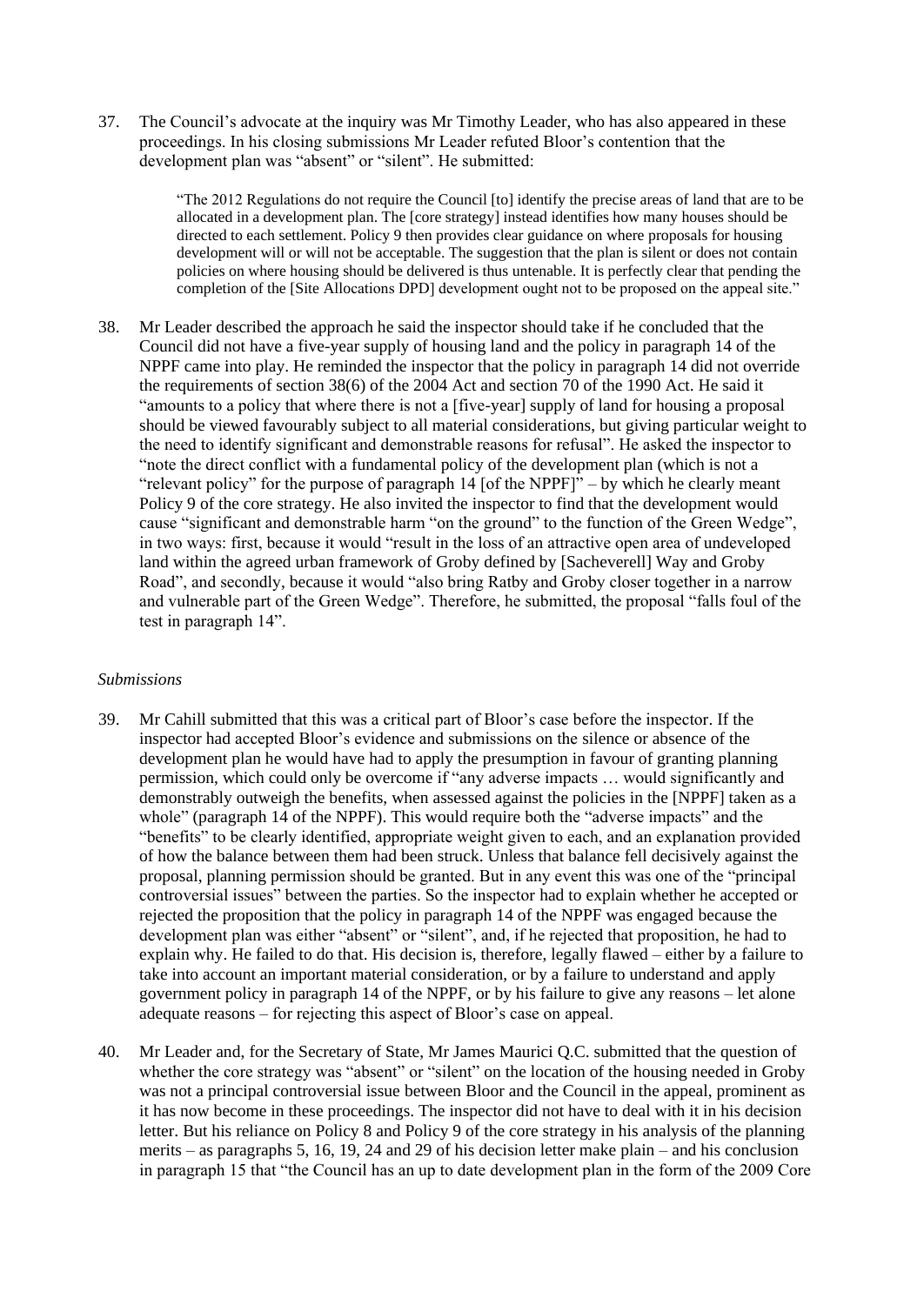37. The Council's advocate at the inquiry was Mr Timothy Leader, who has also appeared in these proceedings. In his closing submissions Mr Leader refuted Bloor's contention that the development plan was "absent" or "silent". He submitted:

> "The 2012 Regulations do not require the Council [to] identify the precise areas of land that are to be allocated in a development plan. The [core strategy] instead identifies how many houses should be directed to each settlement. Policy 9 then provides clear guidance on where proposals for housing development will or will not be acceptable. The suggestion that the plan is silent or does not contain policies on where housing should be delivered is thus untenable. It is perfectly clear that pending the completion of the [Site Allocations DPD] development ought not to be proposed on the appeal site."

38. Mr Leader described the approach he said the inspector should take if he concluded that the Council did not have a five-year supply of housing land and the policy in paragraph 14 of the NPPF came into play. He reminded the inspector that the policy in paragraph 14 did not override the requirements of section 38(6) of the 2004 Act and section 70 of the 1990 Act. He said it "amounts to a policy that where there is not a [five-year] supply of land for housing a proposal should be viewed favourably subject to all material considerations, but giving particular weight to the need to identify significant and demonstrable reasons for refusal". He asked the inspector to "note the direct conflict with a fundamental policy of the development plan (which is not a "relevant policy" for the purpose of paragraph 14 [of the NPPF]" – by which he clearly meant Policy 9 of the core strategy. He also invited the inspector to find that the development would cause "significant and demonstrable harm "on the ground" to the function of the Green Wedge", in two ways: first, because it would "result in the loss of an attractive open area of undeveloped land within the agreed urban framework of Groby defined by [Sacheverell] Way and Groby Road", and secondly, because it would "also bring Ratby and Groby closer together in a narrow and vulnerable part of the Green Wedge". Therefore, he submitted, the proposal "falls foul of the test in paragraph 14".

*Submissions*

39. Mr Cahill submitted that this was a critical part of Bloor's case before the inspector. If the inspector had accepted Bloor's evidence and submissions on the silence or absence of the development plan he would have had to apply the presumption in favour of granting planning permission, which could only be overcome if "any adverse impacts … would significantly and demonstrably outweigh the benefits, when assessed against the policies in the [NPPF] taken as a whole" (paragraph 14 of the NPPF). This would require both the "adverse impacts" and the "benefits" to be clearly identified, appropriate weight given to each, and an explanation provided of how the balance between them had been struck. Unless that balance fell decisively against the proposal, planning permission should be granted. But in any event this was one of the "principal controversial issues" between the parties. So the inspector had to explain whether he accepted or rejected the proposition that the policy in paragraph 14 of the NPPF was engaged because the development plan was either "absent" or "silent", and, if he rejected that proposition, he had to explain why. He failed to do that. His decision is, therefore, legally flawed – either by a failure to take into account an important material consideration, or by a failure to understand and apply government policy in paragraph 14 of the NPPF, or by his failure to give any reasons – let alone adequate reasons – for rejecting this aspect of Bloor's case on appeal.

40. Mr Leader and, for the Secretary of State, Mr James Maurici Q.C. submitted that the question of whether the core strategy was "absent" or "silent" on the location of the housing needed in Groby was not a principal controversial issue between Bloor and the Council in the appeal, prominent as it has now become in these proceedings. The inspector did not have to deal with it in his decision letter. But his reliance on Policy 8 and Policy 9 of the core strategy in his analysis of the planning merits – as paragraphs 5, 16, 19, 24 and 29 of his decision letter make plain – and his conclusion in paragraph 15 that "the Council has an up to date development plan in the form of the 2009 Core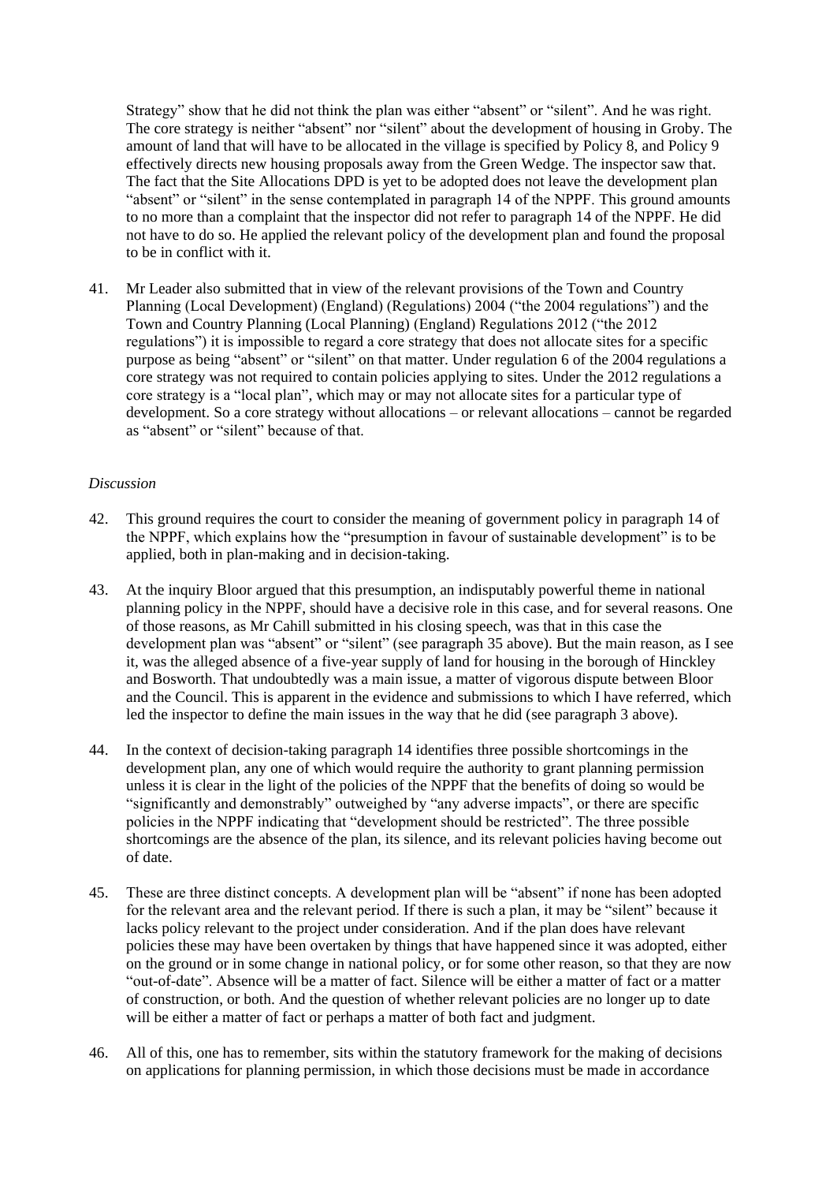Strategy" show that he did not think the plan was either "absent" or "silent". And he was right. The core strategy is neither "absent" nor "silent" about the development of housing in Groby. The amount of land that will have to be allocated in the village is specified by Policy 8, and Policy 9 effectively directs new housing proposals away from the Green Wedge. The inspector saw that. The fact that the Site Allocations DPD is yet to be adopted does not leave the development plan "absent" or "silent" in the sense contemplated in paragraph 14 of the NPPF. This ground amounts to no more than a complaint that the inspector did not refer to paragraph 14 of the NPPF. He did not have to do so. He applied the relevant policy of the development plan and found the proposal to be in conflict with it.

41. Mr Leader also submitted that in view of the relevant provisions of the Town and Country Planning (Local Development) (England) (Regulations) 2004 ("the 2004 regulations") and the Town and Country Planning (Local Planning) (England) Regulations 2012 ("the 2012 regulations") it is impossible to regard a core strategy that does not allocate sites for a specific purpose as being "absent" or "silent" on that matter. Under regulation 6 of the 2004 regulations a core strategy was not required to contain policies applying to sites. Under the 2012 regulations a core strategy is a "local plan", which may or may not allocate sites for a particular type of development. So a core strategy without allocations – or relevant allocations – cannot be regarded as "absent" or "silent" because of that.

*Discussion*

42. This ground requires the court to consider the meaning of government policy in paragraph 14 of the NPPF, which explains how the "presumption in favour of sustainable development" is to be applied, both in plan-making and in decision-taking.

43. At the inquiry Bloor argued that this presumption, an indisputably powerful theme in national planning policy in the NPPF, should have a decisive role in this case, and for several reasons. One of those reasons, as Mr Cahill submitted in his closing speech, was that in this case the development plan was "absent" or "silent" (see paragraph 35 above). But the main reason, as I see it, was the alleged absence of a five-year supply of land for housing in the borough of Hinckley and Bosworth. That undoubtedly was a main issue, a matter of vigorous dispute between Bloor and the Council. This is apparent in the evidence and submissions to which I have referred, which led the inspector to define the main issues in the way that he did (see paragraph 3 above).

44. In the context of decision-taking paragraph 14 identifies three possible shortcomings in the development plan, any one of which would require the authority to grant planning permission unless it is clear in the light of the policies of the NPPF that the benefits of doing so would be "significantly and demonstrably" outweighed by "any adverse impacts", or there are specific policies in the NPPF indicating that "development should be restricted". The three possible shortcomings are the absence of the plan, its silence, and its relevant policies having become out of date.

45. These are three distinct concepts. A development plan will be "absent" if none has been adopted for the relevant area and the relevant period. If there is such a plan, it may be "silent" because it lacks policy relevant to the project under consideration. And if the plan does have relevant policies these may have been overtaken by things that have happened since it was adopted, either on the ground or in some change in national policy, or for some other reason, so that they are now "out-of-date". Absence will be a matter of fact. Silence will be either a matter of fact or a matter of construction, or both. And the question of whether relevant policies are no longer up to date will be either a matter of fact or perhaps a matter of both fact and judgment.

46. All of this, one has to remember, sits within the statutory framework for the making of decisions on applications for planning permission, in which those decisions must be made in accordance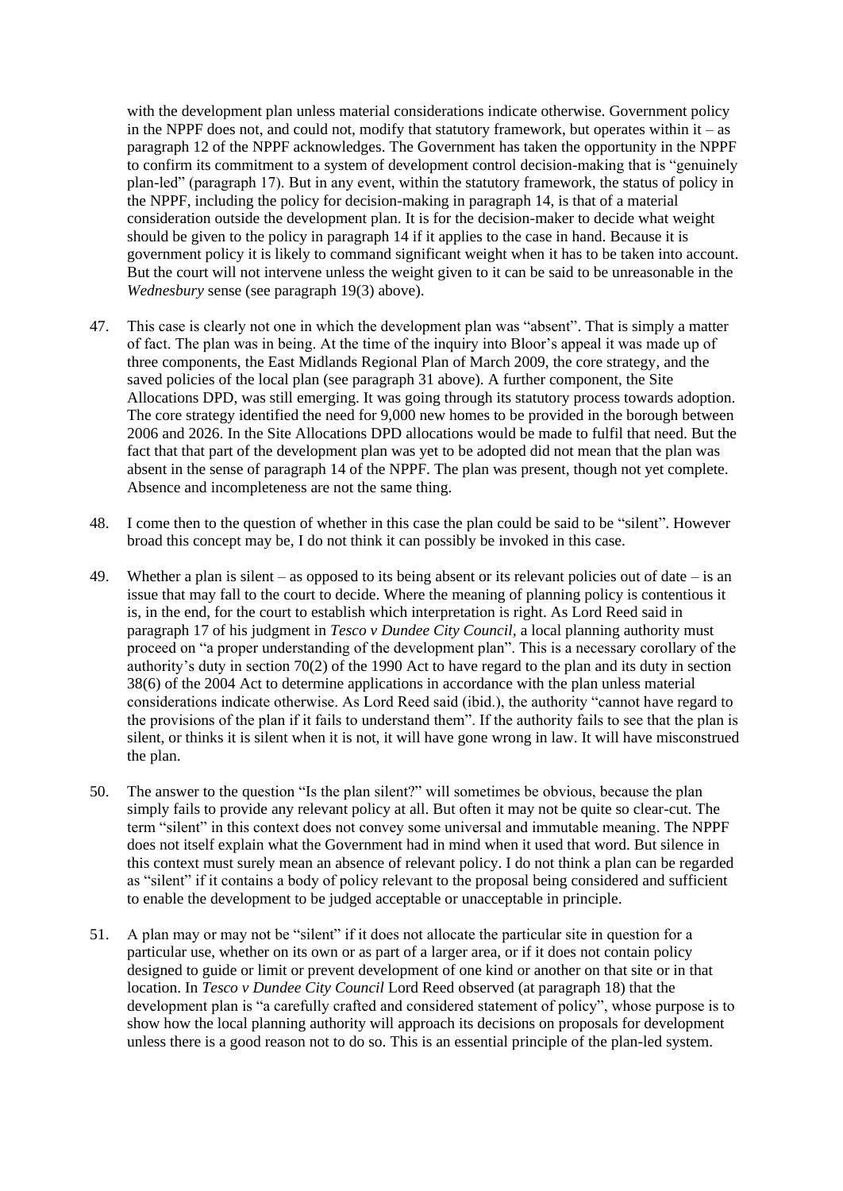with the development plan unless material considerations indicate otherwise. Government policy in the NPPF does not, and could not, modify that statutory framework, but operates within it – as paragraph 12 of the NPPF acknowledges. The Government has taken the opportunity in the NPPF to confirm its commitment to a system of development control decision-making that is "genuinely plan-led" (paragraph 17). But in any event, within the statutory framework, the status of policy in the NPPF, including the policy for decision-making in paragraph 14, is that of a material consideration outside the development plan. It is for the decision-maker to decide what weight should be given to the policy in paragraph 14 if it applies to the case in hand. Because it is government policy it is likely to command significant weight when it has to be taken into account. But the court will not intervene unless the weight given to it can be said to be unreasonable in the *Wednesbury* sense (see paragraph 19(3) above).

47. This case is clearly not one in which the development plan was "absent". That is simply a matter of fact. The plan was in being. At the time of the inquiry into Bloor's appeal it was made up of three components, the East Midlands Regional Plan of March 2009, the core strategy, and the saved policies of the local plan (see paragraph 31 above). A further component, the Site Allocations DPD, was still emerging. It was going through its statutory process towards adoption. The core strategy identified the need for 9,000 new homes to be provided in the borough between 2006 and 2026. In the Site Allocations DPD allocations would be made to fulfil that need. But the fact that that part of the development plan was yet to be adopted did not mean that the plan was absent in the sense of paragraph 14 of the NPPF. The plan was present, though not yet complete. Absence and incompleteness are not the same thing.

48. I come then to the question of whether in this case the plan could be said to be "silent". However broad this concept may be, I do not think it can possibly be invoked in this case.

49. Whether a plan is silent – as opposed to its being absent or its relevant policies out of date – is an issue that may fall to the court to decide. Where the meaning of planning policy is contentious it is, in the end, for the court to establish which interpretation is right. As Lord Reed said in paragraph 17 of his judgment in *Tesco v Dundee City Council*, a local planning authority must proceed on "a proper understanding of the development plan". This is a necessary corollary of the authority's duty in section 70(2) of the 1990 Act to have regard to the plan and its duty in section 38(6) of the 2004 Act to determine applications in accordance with the plan unless material considerations indicate otherwise. As Lord Reed said (ibid.), the authority "cannot have regard to the provisions of the plan if it fails to understand them". If the authority fails to see that the plan is silent, or thinks it is silent when it is not, it will have gone wrong in law. It will have misconstrued the plan.

50. The answer to the question "Is the plan silent?" will sometimes be obvious, because the plan simply fails to provide any relevant policy at all. But often it may not be quite so clear-cut. The term "silent" in this context does not convey some universal and immutable meaning. The NPPF does not itself explain what the Government had in mind when it used that word. But silence in this context must surely mean an absence of relevant policy. I do not think a plan can be regarded as "silent" if it contains a body of policy relevant to the proposal being considered and sufficient to enable the development to be judged acceptable or unacceptable in principle.

51. A plan may or may not be "silent" if it does not allocate the particular site in question for a particular use, whether on its own or as part of a larger area, or if it does not contain policy designed to guide or limit or prevent development of one kind or another on that site or in that location. In *Tesco v Dundee City Council* Lord Reed observed (at paragraph 18) that the development plan is "a carefully crafted and considered statement of policy", whose purpose is to show how the local planning authority will approach its decisions on proposals for development unless there is a good reason not to do so. This is an essential principle of the plan-led system.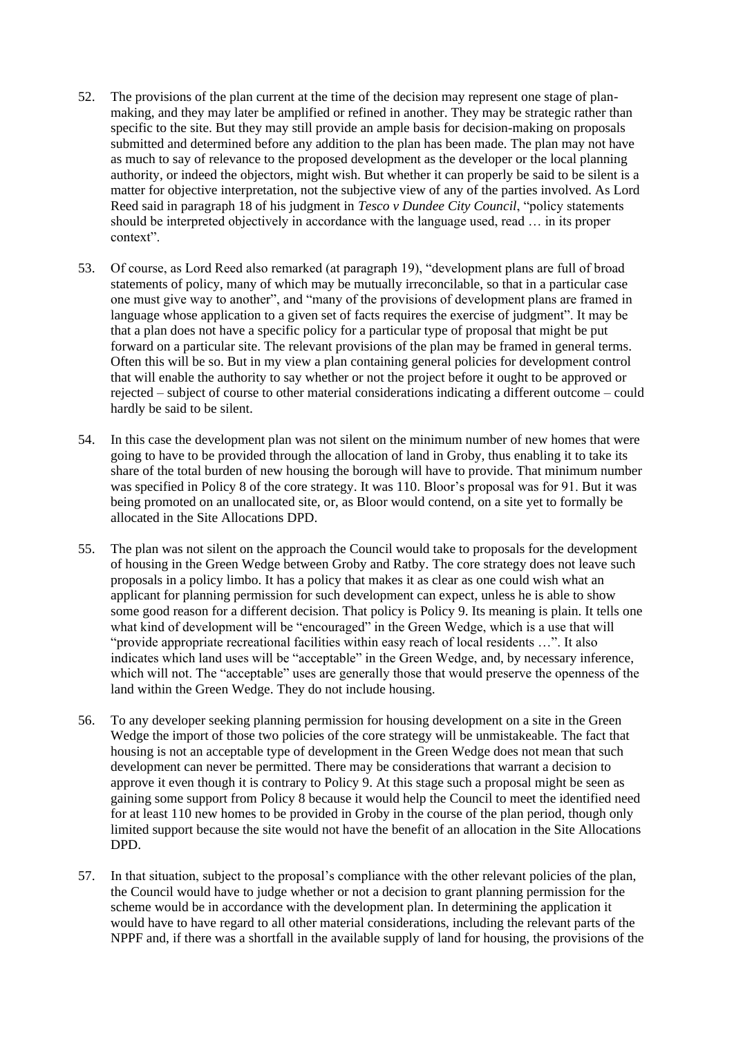52. The provisions of the plan current at the time of the decision may represent one stage of plan-making, and they may later be amplified or refined in another. They may be strategic rather than specific to the site. But they may still provide an ample basis for decision-making on proposals submitted and determined before any addition to the plan has been made. The plan may not have as much to say of relevance to the proposed development as the developer or the local planning authority, or indeed the objectors, might wish. But whether it can properly be said to be silent is a matter for objective interpretation, not the subjective view of any of the parties involved. As Lord Reed said in paragraph 18 of his judgment in *Tesco v Dundee City Council*, "policy statements should be interpreted objectively in accordance with the language used, read … in its proper context".

53. Of course, as Lord Reed also remarked (at paragraph 19), "development plans are full of broad statements of policy, many of which may be mutually irreconcilable, so that in a particular case one must give way to another", and "many of the provisions of development plans are framed in language whose application to a given set of facts requires the exercise of judgment". It may be that a plan does not have a specific policy for a particular type of proposal that might be put forward on a particular site. The relevant provisions of the plan may be framed in general terms. Often this will be so. But in my view a plan containing general policies for development control that will enable the authority to say whether or not the project before it ought to be approved or rejected – subject of course to other material considerations indicating a different outcome – could hardly be said to be silent.

54. In this case the development plan was not silent on the minimum number of new homes that were going to have to be provided through the allocation of land in Groby, thus enabling it to take its share of the total burden of new housing the borough will have to provide. That minimum number was specified in Policy 8 of the core strategy. It was 110. Bloor's proposal was for 91. But it was being promoted on an unallocated site, or, as Bloor would contend, on a site yet to formally be allocated in the Site Allocations DPD.

55. The plan was not silent on the approach the Council would take to proposals for the development of housing in the Green Wedge between Groby and Ratby. The core strategy does not leave such proposals in a policy limbo. It has a policy that makes it as clear as one could wish what an applicant for planning permission for such development can expect, unless he is able to show some good reason for a different decision. That policy is Policy 9. Its meaning is plain. It tells one what kind of development will be "encouraged" in the Green Wedge, which is a use that will "provide appropriate recreational facilities within easy reach of local residents …". It also indicates which land uses will be "acceptable" in the Green Wedge, and, by necessary inference, which will not. The "acceptable" uses are generally those that would preserve the openness of the land within the Green Wedge. They do not include housing.

56. To any developer seeking planning permission for housing development on a site in the Green Wedge the import of those two policies of the core strategy will be unmistakeable. The fact that housing is not an acceptable type of development in the Green Wedge does not mean that such development can never be permitted. There may be considerations that warrant a decision to approve it even though it is contrary to Policy 9. At this stage such a proposal might be seen as gaining some support from Policy 8 because it would help the Council to meet the identified need for at least 110 new homes to be provided in Groby in the course of the plan period, though only limited support because the site would not have the benefit of an allocation in the Site Allocations DPD.

57. In that situation, subject to the proposal's compliance with the other relevant policies of the plan, the Council would have to judge whether or not a decision to grant planning permission for the scheme would be in accordance with the development plan. In determining the application it would have to have regard to all other material considerations, including the relevant parts of the NPPF and, if there was a shortfall in the available supply of land for housing, the provisions of the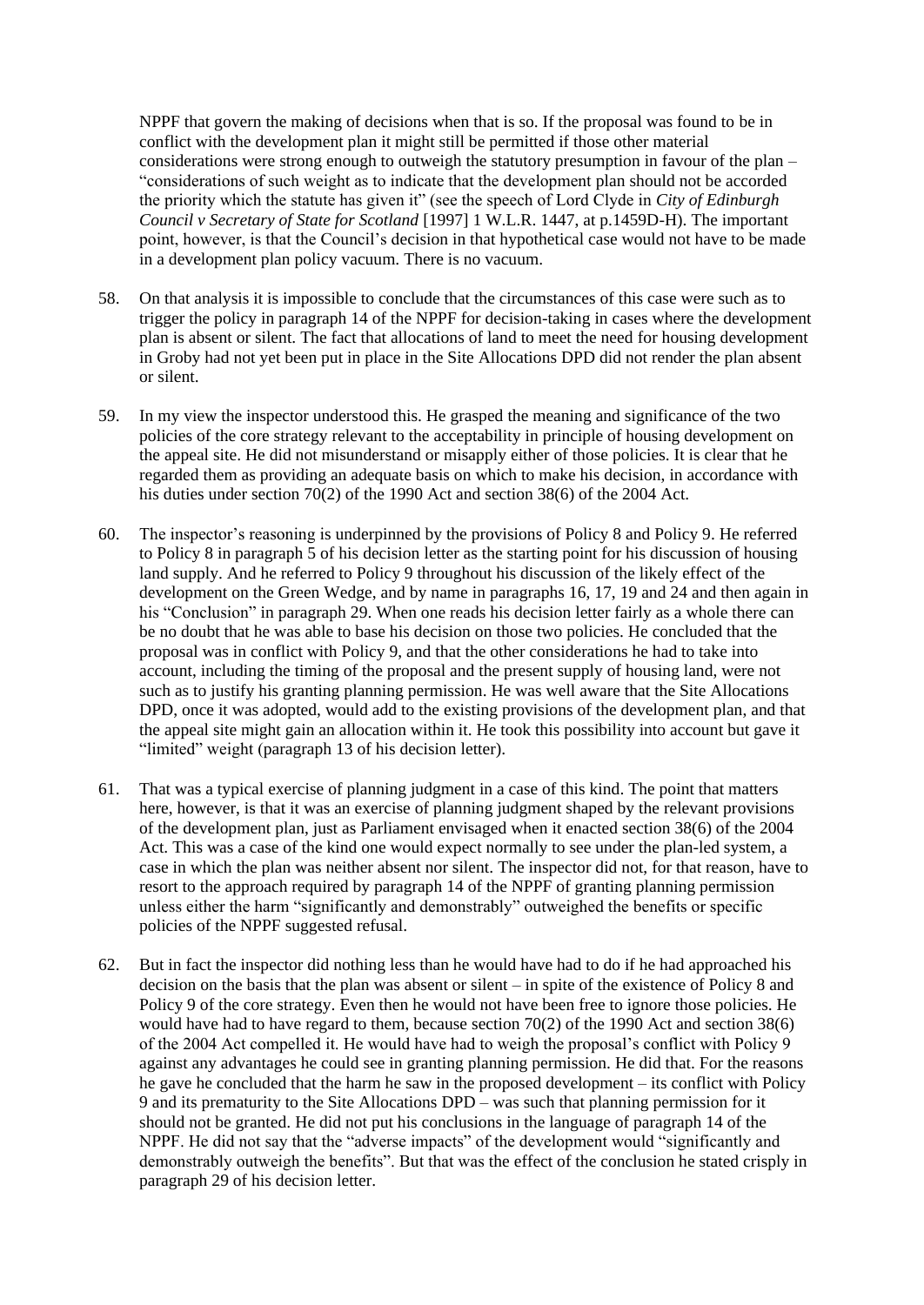NPPF that govern the making of decisions when that is so. If the proposal was found to be in conflict with the development plan it might still be permitted if those other material considerations were strong enough to outweigh the statutory presumption in favour of the plan – "considerations of such weight as to indicate that the development plan should not be accorded the priority which the statute has given it" (see the speech of Lord Clyde in *City of Edinburgh Council v Secretary of State for Scotland* [1997] 1 W.L.R. 1447, at p.1459D-H). The important point, however, is that the Council's decision in that hypothetical case would not have to be made in a development plan policy vacuum. There is no vacuum.

58. On that analysis it is impossible to conclude that the circumstances of this case were such as to trigger the policy in paragraph 14 of the NPPF for decision-taking in cases where the development plan is absent or silent. The fact that allocations of land to meet the need for housing development in Groby had not yet been put in place in the Site Allocations DPD did not render the plan absent or silent.

59. In my view the inspector understood this. He grasped the meaning and significance of the two policies of the core strategy relevant to the acceptability in principle of housing development on the appeal site. He did not misunderstand or misapply either of those policies. It is clear that he regarded them as providing an adequate basis on which to make his decision, in accordance with his duties under section 70(2) of the 1990 Act and section 38(6) of the 2004 Act.

60. The inspector's reasoning is underpinned by the provisions of Policy 8 and Policy 9. He referred to Policy 8 in paragraph 5 of his decision letter as the starting point for his discussion of housing land supply. And he referred to Policy 9 throughout his discussion of the likely effect of the development on the Green Wedge, and by name in paragraphs 16, 17, 19 and 24 and then again in his "Conclusion" in paragraph 29. When one reads his decision letter fairly as a whole there can be no doubt that he was able to base his decision on those two policies. He concluded that the proposal was in conflict with Policy 9, and that the other considerations he had to take into account, including the timing of the proposal and the present supply of housing land, were not such as to justify his granting planning permission. He was well aware that the Site Allocations DPD, once it was adopted, would add to the existing provisions of the development plan, and that the appeal site might gain an allocation within it. He took this possibility into account but gave it "limited" weight (paragraph 13 of his decision letter).

61. That was a typical exercise of planning judgment in a case of this kind. The point that matters here, however, is that it was an exercise of planning judgment shaped by the relevant provisions of the development plan, just as Parliament envisaged when it enacted section 38(6) of the 2004 Act. This was a case of the kind one would expect normally to see under the plan-led system, a case in which the plan was neither absent nor silent. The inspector did not, for that reason, have to resort to the approach required by paragraph 14 of the NPPF of granting planning permission unless either the harm "significantly and demonstrably" outweighed the benefits or specific policies of the NPPF suggested refusal.

62. But in fact the inspector did nothing less than he would have had to do if he had approached his decision on the basis that the plan was absent or silent – in spite of the existence of Policy 8 and Policy 9 of the core strategy. Even then he would not have been free to ignore those policies. He would have had to have regard to them, because section 70(2) of the 1990 Act and section 38(6) of the 2004 Act compelled it. He would have had to weigh the proposal's conflict with Policy 9 against any advantages he could see in granting planning permission. He did that. For the reasons he gave he concluded that the harm he saw in the proposed development – its conflict with Policy 9 and its prematurity to the Site Allocations DPD – was such that planning permission for it should not be granted. He did not put his conclusions in the language of paragraph 14 of the NPPF. He did not say that the "adverse impacts" of the development would "significantly and demonstrably outweigh the benefits". But that was the effect of the conclusion he stated crisply in paragraph 29 of his decision letter.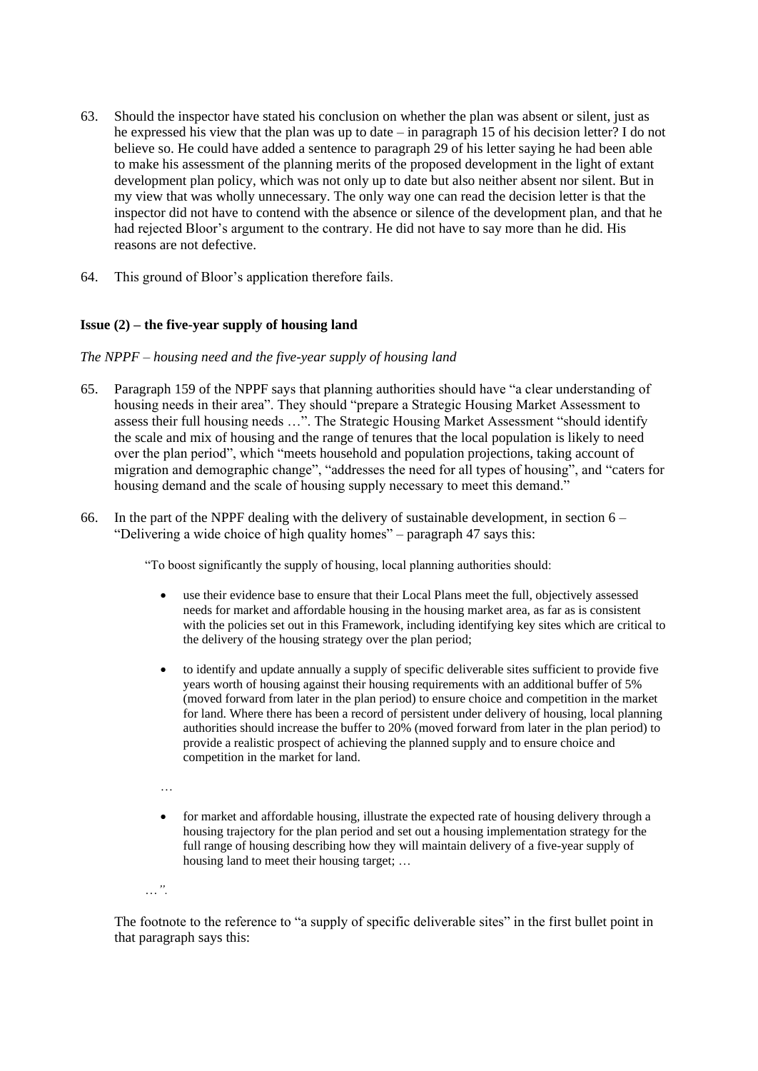63. Should the inspector have stated his conclusion on whether the plan was absent or silent, just as he expressed his view that the plan was up to date – in paragraph 15 of his decision letter? I do not believe so. He could have added a sentence to paragraph 29 of his letter saying he had been able to make his assessment of the planning merits of the proposed development in the light of extant development plan policy, which was not only up to date but also neither absent nor silent. But in my view that was wholly unnecessary. The only way one can read the decision letter is that the inspector did not have to contend with the absence or silence of the development plan, and that he had rejected Bloor's argument to the contrary. He did not have to say more than he did. His reasons are not defective.

64. This ground of Bloor's application therefore fails.

### Issue (2) – the five-year supply of housing land

*The NPPF – housing need and the five-year supply of housing land*

65. Paragraph 159 of the NPPF says that planning authorities should have "a clear understanding of housing needs in their area". They should "prepare a Strategic Housing Market Assessment to assess their full housing needs …". The Strategic Housing Market Assessment "should identify the scale and mix of housing and the range of tenures that the local population is likely to need over the plan period", which "meets household and population projections, taking account of migration and demographic change", "addresses the need for all types of housing", and "caters for housing demand and the scale of housing supply necessary to meet this demand."

66. In the part of the NPPF dealing with the delivery of sustainable development, in section 6 – "Delivering a wide choice of high quality homes" – paragraph 47 says this:

> "To boost significantly the supply of housing, local planning authorities should:
>
> - use their evidence base to ensure that their Local Plans meet the full, objectively assessed needs for market and affordable housing in the housing market area, as far as is consistent with the policies set out in this Framework, including identifying key sites which are critical to the delivery of the housing strategy over the plan period;
>
> - to identify and update annually a supply of specific deliverable sites sufficient to provide five years worth of housing against their housing requirements with an additional buffer of 5% (moved forward from later in the plan period) to ensure choice and competition in the market for land. Where there has been a record of persistent under delivery of housing, local planning authorities should increase the buffer to 20% (moved forward from later in the plan period) to provide a realistic prospect of achieving the planned supply and to ensure choice and competition in the market for land.
>
> …
>
> - for market and affordable housing, illustrate the expected rate of housing delivery through a housing trajectory for the plan period and set out a housing implementation strategy for the full range of housing describing how they will maintain delivery of a five-year supply of housing land to meet their housing target; …
>
> *…".*

The footnote to the reference to "a supply of specific deliverable sites" in the first bullet point in that paragraph says this: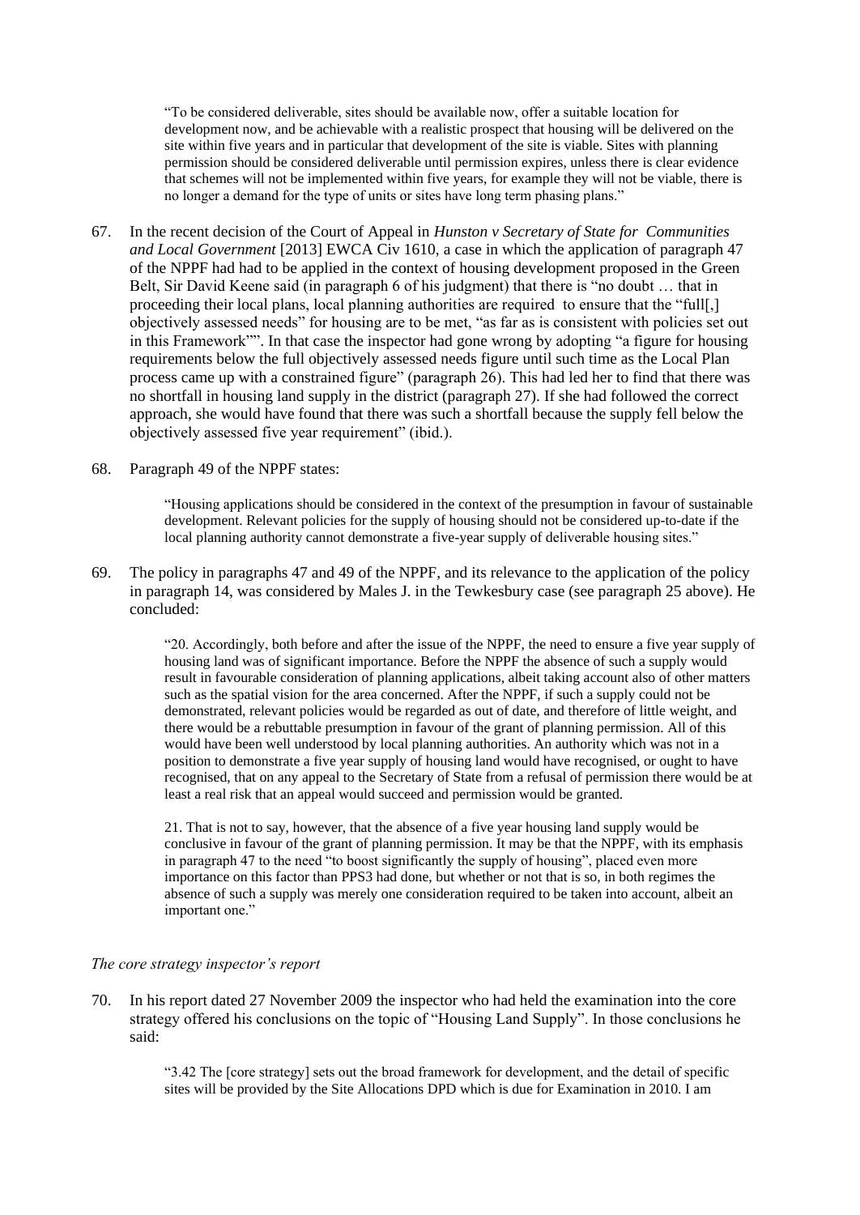> "To be considered deliverable, sites should be available now, offer a suitable location for development now, and be achievable with a realistic prospect that housing will be delivered on the site within five years and in particular that development of the site is viable. Sites with planning permission should be considered deliverable until permission expires, unless there is clear evidence that schemes will not be implemented within five years, for example they will not be viable, there is no longer a demand for the type of units or sites have long term phasing plans."

67. In the recent decision of the Court of Appeal in *Hunston v Secretary of State for Communities and Local Government* [2013] EWCA Civ 1610, a case in which the application of paragraph 47 of the NPPF had had to be applied in the context of housing development proposed in the Green Belt, Sir David Keene said (in paragraph 6 of his judgment) that there is "no doubt … that in proceeding their local plans, local planning authorities are required to ensure that the "full[,] objectively assessed needs" for housing are to be met, "as far as is consistent with policies set out in this Framework"". In that case the inspector had gone wrong by adopting "a figure for housing requirements below the full objectively assessed needs figure until such time as the Local Plan process came up with a constrained figure" (paragraph 26). This had led her to find that there was no shortfall in housing land supply in the district (paragraph 27). If she had followed the correct approach, she would have found that there was such a shortfall because the supply fell below the objectively assessed five year requirement" (ibid.).

68. Paragraph 49 of the NPPF states:

> "Housing applications should be considered in the context of the presumption in favour of sustainable development. Relevant policies for the supply of housing should not be considered up-to-date if the local planning authority cannot demonstrate a five-year supply of deliverable housing sites."

69. The policy in paragraphs 47 and 49 of the NPPF, and its relevance to the application of the policy in paragraph 14, was considered by Males J. in the Tewkesbury case (see paragraph 25 above). He concluded:

> "20. Accordingly, both before and after the issue of the NPPF, the need to ensure a five year supply of housing land was of significant importance. Before the NPPF the absence of such a supply would result in favourable consideration of planning applications, albeit taking account also of other matters such as the spatial vision for the area concerned. After the NPPF, if such a supply could not be demonstrated, relevant policies would be regarded as out of date, and therefore of little weight, and there would be a rebuttable presumption in favour of the grant of planning permission. All of this would have been well understood by local planning authorities. An authority which was not in a position to demonstrate a five year supply of housing land would have recognised, or ought to have recognised, that on any appeal to the Secretary of State from a refusal of permission there would be at least a real risk that an appeal would succeed and permission would be granted.
>
> 21. That is not to say, however, that the absence of a five year housing land supply would be conclusive in favour of the grant of planning permission. It may be that the NPPF, with its emphasis in paragraph 47 to the need "to boost significantly the supply of housing", placed even more importance on this factor than PPS3 had done, but whether or not that is so, in both regimes the absence of such a supply was merely one consideration required to be taken into account, albeit an important one."

*The core strategy inspector's report*

70. In his report dated 27 November 2009 the inspector who had held the examination into the core strategy offered his conclusions on the topic of "Housing Land Supply". In those conclusions he said:

> "3.42 The [core strategy] sets out the broad framework for development, and the detail of specific sites will be provided by the Site Allocations DPD which is due for Examination in 2010. I am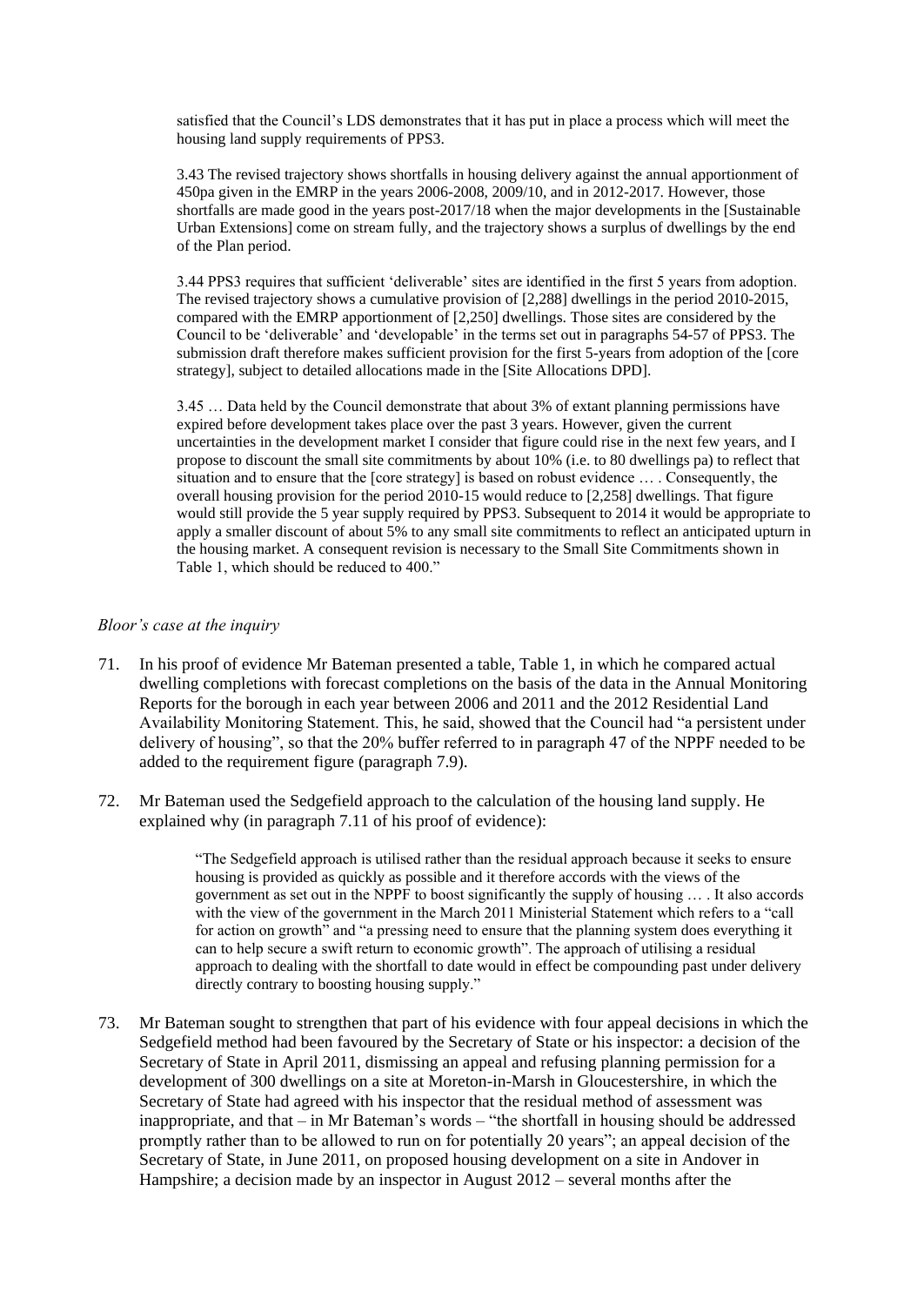satisfied that the Council's LDS demonstrates that it has put in place a process which will meet the housing land supply requirements of PPS3.

3.43 The revised trajectory shows shortfalls in housing delivery against the annual apportionment of 450pa given in the EMRP in the years 2006-2008, 2009/10, and in 2012-2017. However, those shortfalls are made good in the years post-2017/18 when the major developments in the [Sustainable Urban Extensions] come on stream fully, and the trajectory shows a surplus of dwellings by the end of the Plan period.

3.44 PPS3 requires that sufficient 'deliverable' sites are identified in the first 5 years from adoption. The revised trajectory shows a cumulative provision of [2,288] dwellings in the period 2010-2015, compared with the EMRP apportionment of [2,250] dwellings. Those sites are considered by the Council to be 'deliverable' and 'developable' in the terms set out in paragraphs 54-57 of PPS3. The submission draft therefore makes sufficient provision for the first 5-years from adoption of the [core strategy], subject to detailed allocations made in the [Site Allocations DPD].

3.45 … Data held by the Council demonstrate that about 3% of extant planning permissions have expired before development takes place over the past 3 years. However, given the current uncertainties in the development market I consider that figure could rise in the next few years, and I propose to discount the small site commitments by about 10% (i.e. to 80 dwellings pa) to reflect that situation and to ensure that the [core strategy] is based on robust evidence … . Consequently, the overall housing provision for the period 2010-15 would reduce to [2,258] dwellings. That figure would still provide the 5 year supply required by PPS3. Subsequent to 2014 it would be appropriate to apply a smaller discount of about 5% to any small site commitments to reflect an anticipated upturn in the housing market. A consequent revision is necessary to the Small Site Commitments shown in Table 1, which should be reduced to 400."

*Bloor's case at the inquiry*

71. In his proof of evidence Mr Bateman presented a table, Table 1, in which he compared actual dwelling completions with forecast completions on the basis of the data in the Annual Monitoring Reports for the borough in each year between 2006 and 2011 and the 2012 Residential Land Availability Monitoring Statement. This, he said, showed that the Council had "a persistent under delivery of housing", so that the 20% buffer referred to in paragraph 47 of the NPPF needed to be added to the requirement figure (paragraph 7.9).

72. Mr Bateman used the Sedgefield approach to the calculation of the housing land supply. He explained why (in paragraph 7.11 of his proof of evidence):

> "The Sedgefield approach is utilised rather than the residual approach because it seeks to ensure housing is provided as quickly as possible and it therefore accords with the views of the government as set out in the NPPF to boost significantly the supply of housing … . It also accords with the view of the government in the March 2011 Ministerial Statement which refers to a "call for action on growth" and "a pressing need to ensure that the planning system does everything it can to help secure a swift return to economic growth". The approach of utilising a residual approach to dealing with the shortfall to date would in effect be compounding past under delivery directly contrary to boosting housing supply."

73. Mr Bateman sought to strengthen that part of his evidence with four appeal decisions in which the Sedgefield method had been favoured by the Secretary of State or his inspector: a decision of the Secretary of State in April 2011, dismissing an appeal and refusing planning permission for a development of 300 dwellings on a site at Moreton-in-Marsh in Gloucestershire, in which the Secretary of State had agreed with his inspector that the residual method of assessment was inappropriate, and that – in Mr Bateman's words – "the shortfall in housing should be addressed promptly rather than to be allowed to run on for potentially 20 years"; an appeal decision of the Secretary of State, in June 2011, on proposed housing development on a site in Andover in Hampshire; a decision made by an inspector in August 2012 – several months after the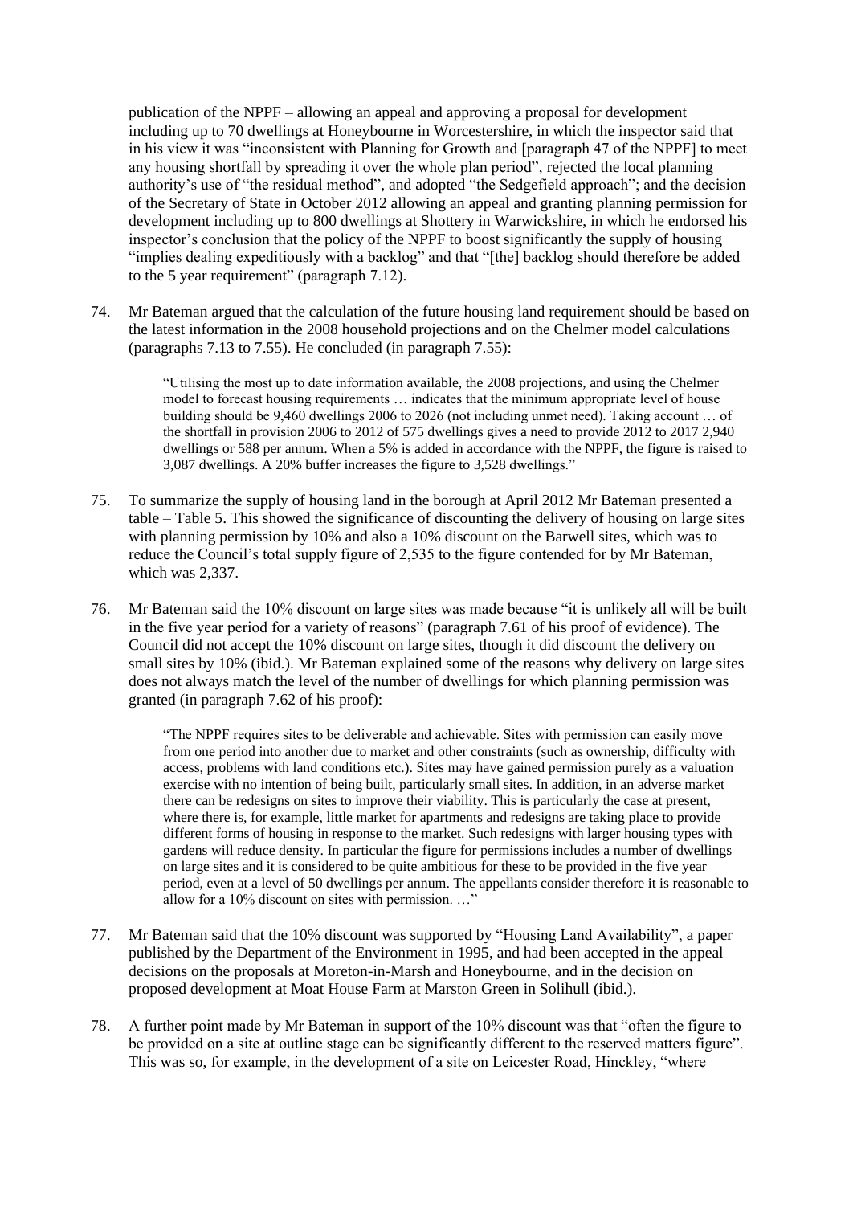publication of the NPPF – allowing an appeal and approving a proposal for development including up to 70 dwellings at Honeybourne in Worcestershire, in which the inspector said that in his view it was "inconsistent with Planning for Growth and [paragraph 47 of the NPPF] to meet any housing shortfall by spreading it over the whole plan period", rejected the local planning authority's use of "the residual method", and adopted "the Sedgefield approach"; and the decision of the Secretary of State in October 2012 allowing an appeal and granting planning permission for development including up to 800 dwellings at Shottery in Warwickshire, in which he endorsed his inspector's conclusion that the policy of the NPPF to boost significantly the supply of housing "implies dealing expeditiously with a backlog" and that "[the] backlog should therefore be added to the 5 year requirement" (paragraph 7.12).

74. Mr Bateman argued that the calculation of the future housing land requirement should be based on the latest information in the 2008 household projections and on the Chelmer model calculations (paragraphs 7.13 to 7.55). He concluded (in paragraph 7.55):

> "Utilising the most up to date information available, the 2008 projections, and using the Chelmer model to forecast housing requirements … indicates that the minimum appropriate level of house building should be 9,460 dwellings 2006 to 2026 (not including unmet need). Taking account … of the shortfall in provision 2006 to 2012 of 575 dwellings gives a need to provide 2012 to 2017 2,940 dwellings or 588 per annum. When a 5% is added in accordance with the NPPF, the figure is raised to 3,087 dwellings. A 20% buffer increases the figure to 3,528 dwellings."

75. To summarize the supply of housing land in the borough at April 2012 Mr Bateman presented a table – Table 5. This showed the significance of discounting the delivery of housing on large sites with planning permission by 10% and also a 10% discount on the Barwell sites, which was to reduce the Council's total supply figure of 2,535 to the figure contended for by Mr Bateman, which was 2,337.

76. Mr Bateman said the 10% discount on large sites was made because "it is unlikely all will be built in the five year period for a variety of reasons" (paragraph 7.61 of his proof of evidence). The Council did not accept the 10% discount on large sites, though it did discount the delivery on small sites by 10% (ibid.). Mr Bateman explained some of the reasons why delivery on large sites does not always match the level of the number of dwellings for which planning permission was granted (in paragraph 7.62 of his proof):

> "The NPPF requires sites to be deliverable and achievable. Sites with permission can easily move from one period into another due to market and other constraints (such as ownership, difficulty with access, problems with land conditions etc.). Sites may have gained permission purely as a valuation exercise with no intention of being built, particularly small sites. In addition, in an adverse market there can be redesigns on sites to improve their viability. This is particularly the case at present, where there is, for example, little market for apartments and redesigns are taking place to provide different forms of housing in response to the market. Such redesigns with larger housing types with gardens will reduce density. In particular the figure for permissions includes a number of dwellings on large sites and it is considered to be quite ambitious for these to be provided in the five year period, even at a level of 50 dwellings per annum. The appellants consider therefore it is reasonable to allow for a 10% discount on sites with permission. …"

77. Mr Bateman said that the 10% discount was supported by "Housing Land Availability", a paper published by the Department of the Environment in 1995, and had been accepted in the appeal decisions on the proposals at Moreton-in-Marsh and Honeybourne, and in the decision on proposed development at Moat House Farm at Marston Green in Solihull (ibid.).

78. A further point made by Mr Bateman in support of the 10% discount was that "often the figure to be provided on a site at outline stage can be significantly different to the reserved matters figure". This was so, for example, in the development of a site on Leicester Road, Hinckley, "where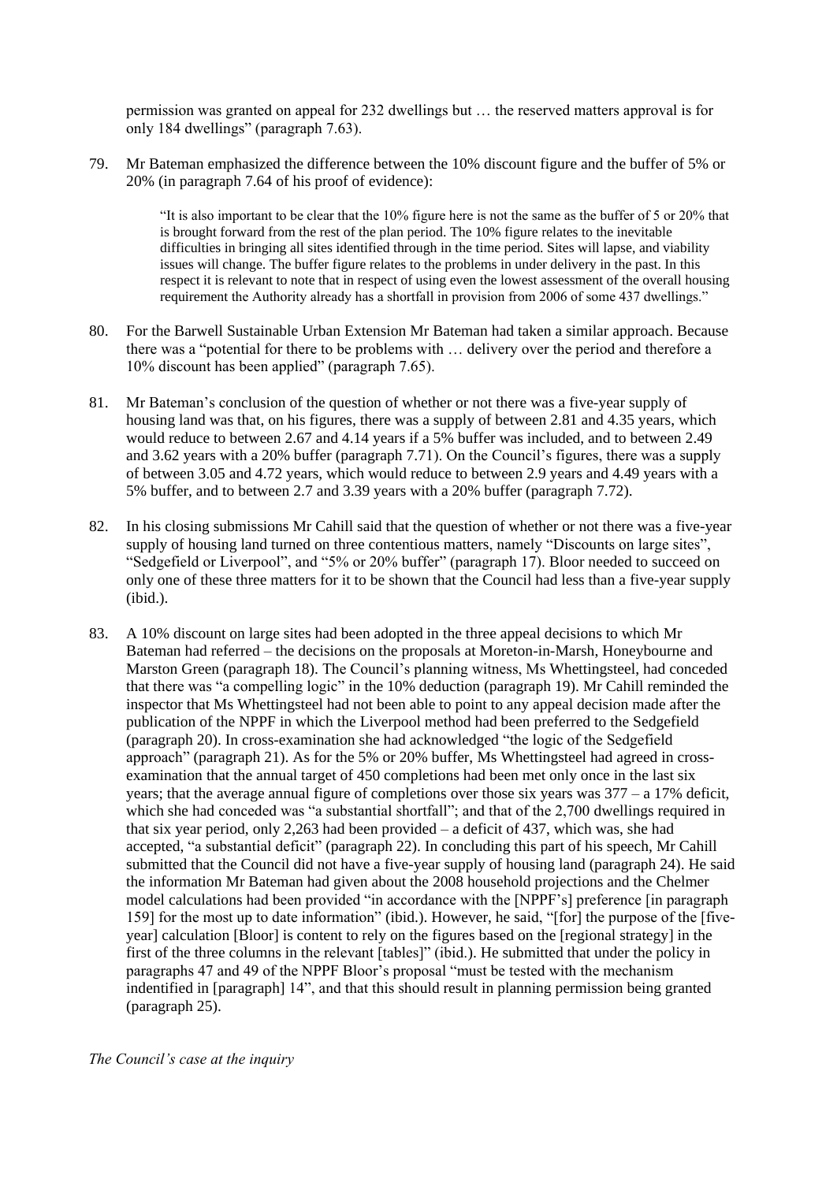permission was granted on appeal for 232 dwellings but … the reserved matters approval is for only 184 dwellings" (paragraph 7.63).

79. Mr Bateman emphasized the difference between the 10% discount figure and the buffer of 5% or 20% (in paragraph 7.64 of his proof of evidence):

> "It is also important to be clear that the 10% figure here is not the same as the buffer of 5 or 20% that is brought forward from the rest of the plan period. The 10% figure relates to the inevitable difficulties in bringing all sites identified through in the time period. Sites will lapse, and viability issues will change. The buffer figure relates to the problems in under delivery in the past. In this respect it is relevant to note that in respect of using even the lowest assessment of the overall housing requirement the Authority already has a shortfall in provision from 2006 of some 437 dwellings."

80. For the Barwell Sustainable Urban Extension Mr Bateman had taken a similar approach. Because there was a "potential for there to be problems with … delivery over the period and therefore a 10% discount has been applied" (paragraph 7.65).

81. Mr Bateman's conclusion of the question of whether or not there was a five-year supply of housing land was that, on his figures, there was a supply of between 2.81 and 4.35 years, which would reduce to between 2.67 and 4.14 years if a 5% buffer was included, and to between 2.49 and 3.62 years with a 20% buffer (paragraph 7.71). On the Council's figures, there was a supply of between 3.05 and 4.72 years, which would reduce to between 2.9 years and 4.49 years with a 5% buffer, and to between 2.7 and 3.39 years with a 20% buffer (paragraph 7.72).

82. In his closing submissions Mr Cahill said that the question of whether or not there was a five-year supply of housing land turned on three contentious matters, namely "Discounts on large sites", "Sedgefield or Liverpool", and "5% or 20% buffer" (paragraph 17). Bloor needed to succeed on only one of these three matters for it to be shown that the Council had less than a five-year supply (ibid.).

83. A 10% discount on large sites had been adopted in the three appeal decisions to which Mr Bateman had referred – the decisions on the proposals at Moreton-in-Marsh, Honeybourne and Marston Green (paragraph 18). The Council's planning witness, Ms Whettingsteel, had conceded that there was "a compelling logic" in the 10% deduction (paragraph 19). Mr Cahill reminded the inspector that Ms Whettingsteel had not been able to point to any appeal decision made after the publication of the NPPF in which the Liverpool method had been preferred to the Sedgefield (paragraph 20). In cross-examination she had acknowledged "the logic of the Sedgefield approach" (paragraph 21). As for the 5% or 20% buffer, Ms Whettingsteel had agreed in cross-examination that the annual target of 450 completions had been met only once in the last six years; that the average annual figure of completions over those six years was 377 – a 17% deficit, which she had conceded was "a substantial shortfall"; and that of the 2,700 dwellings required in that six year period, only 2,263 had been provided – a deficit of 437, which was, she had accepted, "a substantial deficit" (paragraph 22). In concluding this part of his speech, Mr Cahill submitted that the Council did not have a five-year supply of housing land (paragraph 24). He said the information Mr Bateman had given about the 2008 household projections and the Chelmer model calculations had been provided "in accordance with the [NPPF's] preference [in paragraph 159] for the most up to date information" (ibid.). However, he said, "[for] the purpose of the [five-year] calculation [Bloor] is content to rely on the figures based on the [regional strategy] in the first of the three columns in the relevant [tables]" (ibid.). He submitted that under the policy in paragraphs 47 and 49 of the NPPF Bloor's proposal "must be tested with the mechanism indentified in [paragraph] 14", and that this should result in planning permission being granted (paragraph 25).

*The Council's case at the inquiry*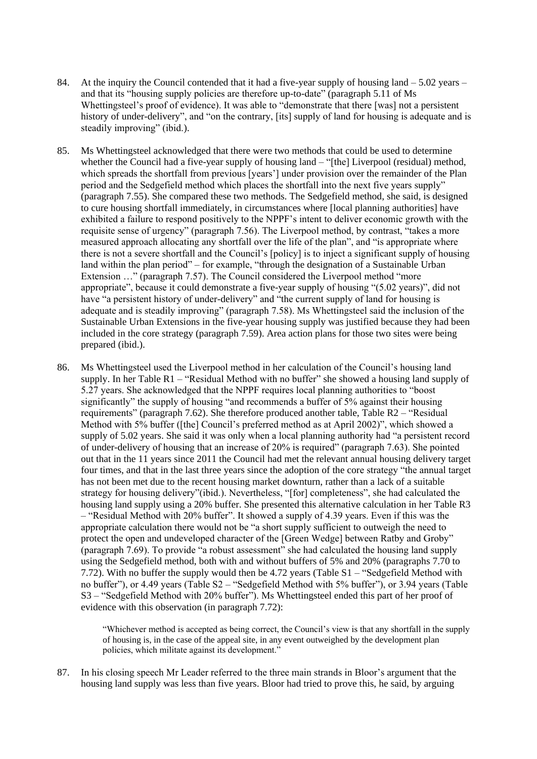84. At the inquiry the Council contended that it had a five-year supply of housing land – 5.02 years – and that its "housing supply policies are therefore up-to-date" (paragraph 5.11 of Ms Whettingsteel's proof of evidence). It was able to "demonstrate that there [was] not a persistent history of under-delivery", and "on the contrary, [its] supply of land for housing is adequate and is steadily improving" (ibid.).

85. Ms Whettingsteel acknowledged that there were two methods that could be used to determine whether the Council had a five-year supply of housing land – "[the] Liverpool (residual) method, which spreads the shortfall from previous [years'] under provision over the remainder of the Plan period and the Sedgefield method which places the shortfall into the next five years supply" (paragraph 7.55). She compared these two methods. The Sedgefield method, she said, is designed to cure housing shortfall immediately, in circumstances where [local planning authorities] have exhibited a failure to respond positively to the NPPF's intent to deliver economic growth with the requisite sense of urgency" (paragraph 7.56). The Liverpool method, by contrast, "takes a more measured approach allocating any shortfall over the life of the plan", and "is appropriate where there is not a severe shortfall and the Council's [policy] is to inject a significant supply of housing land within the plan period" – for example, "through the designation of a Sustainable Urban Extension …" (paragraph 7.57). The Council considered the Liverpool method "more appropriate", because it could demonstrate a five-year supply of housing "(5.02 years)", did not have "a persistent history of under-delivery" and "the current supply of land for housing is adequate and is steadily improving" (paragraph 7.58). Ms Whettingsteel said the inclusion of the Sustainable Urban Extensions in the five-year housing supply was justified because they had been included in the core strategy (paragraph 7.59). Area action plans for those two sites were being prepared (ibid.).

86. Ms Whettingsteel used the Liverpool method in her calculation of the Council's housing land supply. In her Table R1 – "Residual Method with no buffer" she showed a housing land supply of 5.27 years. She acknowledged that the NPPF requires local planning authorities to "boost significantly" the supply of housing "and recommends a buffer of 5% against their housing requirements" (paragraph 7.62). She therefore produced another table, Table R2 – "Residual Method with 5% buffer ([the] Council's preferred method as at April 2002)", which showed a supply of 5.02 years. She said it was only when a local planning authority had "a persistent record of under-delivery of housing that an increase of 20% is required" (paragraph 7.63). She pointed out that in the 11 years since 2011 the Council had met the relevant annual housing delivery target four times, and that in the last three years since the adoption of the core strategy "the annual target has not been met due to the recent housing market downturn, rather than a lack of a suitable strategy for housing delivery"(ibid.). Nevertheless, "[for] completeness", she had calculated the housing land supply using a 20% buffer. She presented this alternative calculation in her Table R3 – "Residual Method with 20% buffer". It showed a supply of 4.39 years. Even if this was the appropriate calculation there would not be "a short supply sufficient to outweigh the need to protect the open and undeveloped character of the [Green Wedge] between Ratby and Groby" (paragraph 7.69). To provide "a robust assessment" she had calculated the housing land supply using the Sedgefield method, both with and without buffers of 5% and 20% (paragraphs 7.70 to 7.72). With no buffer the supply would then be 4.72 years (Table S1 – "Sedgefield Method with no buffer"), or 4.49 years (Table S2 – "Sedgefield Method with 5% buffer"), or 3.94 years (Table S3 – "Sedgefield Method with 20% buffer"). Ms Whettingsteel ended this part of her proof of evidence with this observation (in paragraph 7.72):

> "Whichever method is accepted as being correct, the Council's view is that any shortfall in the supply of housing is, in the case of the appeal site, in any event outweighed by the development plan policies, which militate against its development."

87. In his closing speech Mr Leader referred to the three main strands in Bloor's argument that the housing land supply was less than five years. Bloor had tried to prove this, he said, by arguing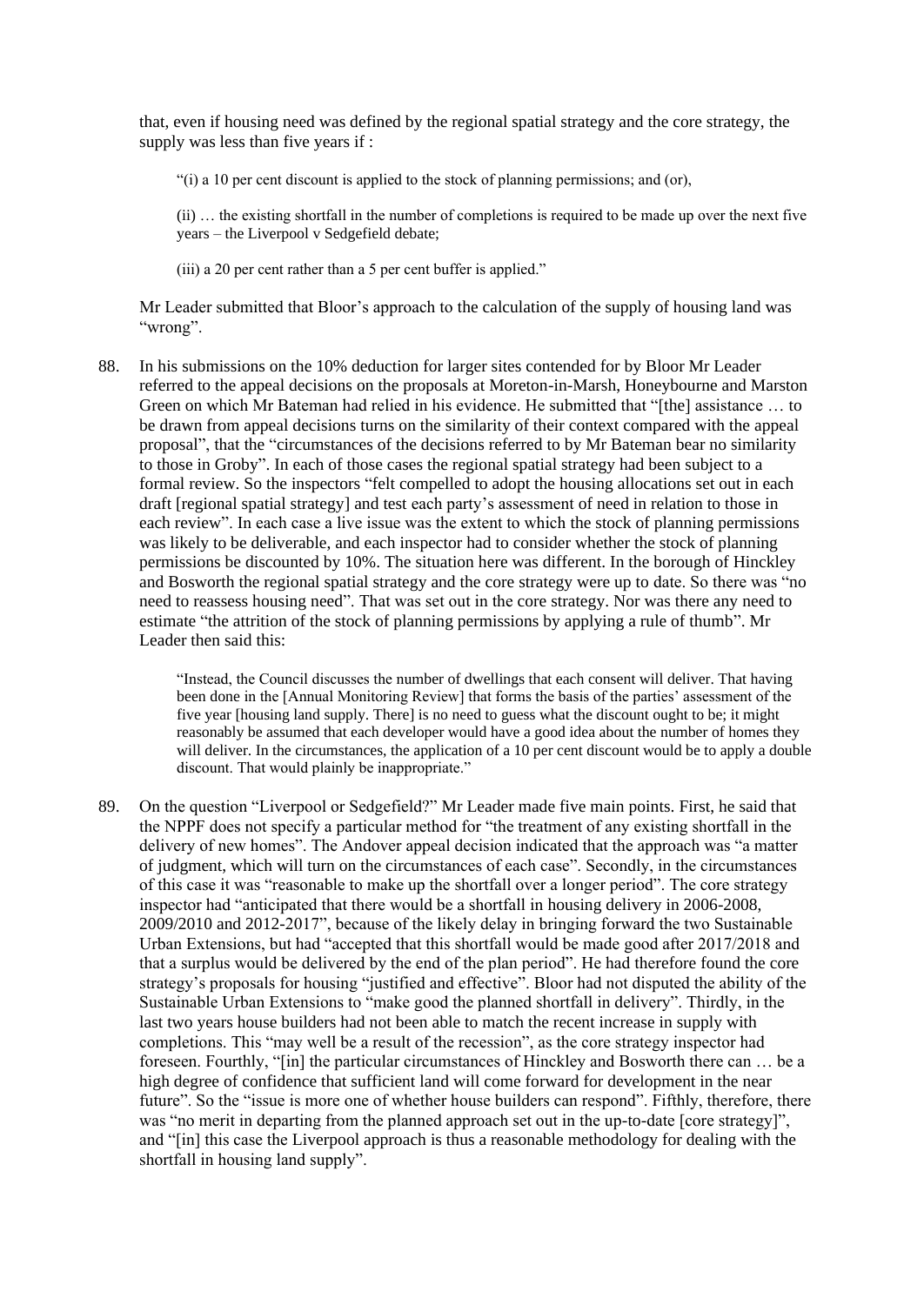that, even if housing need was defined by the regional spatial strategy and the core strategy, the supply was less than five years if :

> "(i) a 10 per cent discount is applied to the stock of planning permissions; and (or),
>
> (ii) … the existing shortfall in the number of completions is required to be made up over the next five years – the Liverpool v Sedgefield debate;
>
> (iii) a 20 per cent rather than a 5 per cent buffer is applied."

Mr Leader submitted that Bloor's approach to the calculation of the supply of housing land was "wrong".

88. In his submissions on the 10% deduction for larger sites contended for by Bloor Mr Leader referred to the appeal decisions on the proposals at Moreton-in-Marsh, Honeybourne and Marston Green on which Mr Bateman had relied in his evidence. He submitted that "[the] assistance … to be drawn from appeal decisions turns on the similarity of their context compared with the appeal proposal", that the "circumstances of the decisions referred to by Mr Bateman bear no similarity to those in Groby". In each of those cases the regional spatial strategy had been subject to a formal review. So the inspectors "felt compelled to adopt the housing allocations set out in each draft [regional spatial strategy] and test each party's assessment of need in relation to those in each review". In each case a live issue was the extent to which the stock of planning permissions was likely to be deliverable, and each inspector had to consider whether the stock of planning permissions be discounted by 10%. The situation here was different. In the borough of Hinckley and Bosworth the regional spatial strategy and the core strategy were up to date. So there was "no need to reassess housing need". That was set out in the core strategy. Nor was there any need to estimate "the attrition of the stock of planning permissions by applying a rule of thumb". Mr Leader then said this:

> "Instead, the Council discusses the number of dwellings that each consent will deliver. That having been done in the [Annual Monitoring Review] that forms the basis of the parties' assessment of the five year [housing land supply. There] is no need to guess what the discount ought to be; it might reasonably be assumed that each developer would have a good idea about the number of homes they will deliver. In the circumstances, the application of a 10 per cent discount would be to apply a double discount. That would plainly be inappropriate."

89. On the question "Liverpool or Sedgefield?" Mr Leader made five main points. First, he said that the NPPF does not specify a particular method for "the treatment of any existing shortfall in the delivery of new homes". The Andover appeal decision indicated that the approach was "a matter of judgment, which will turn on the circumstances of each case". Secondly, in the circumstances of this case it was "reasonable to make up the shortfall over a longer period". The core strategy inspector had "anticipated that there would be a shortfall in housing delivery in 2006-2008, 2009/2010 and 2012-2017", because of the likely delay in bringing forward the two Sustainable Urban Extensions, but had "accepted that this shortfall would be made good after 2017/2018 and that a surplus would be delivered by the end of the plan period". He had therefore found the core strategy's proposals for housing "justified and effective". Bloor had not disputed the ability of the Sustainable Urban Extensions to "make good the planned shortfall in delivery". Thirdly, in the last two years house builders had not been able to match the recent increase in supply with completions. This "may well be a result of the recession", as the core strategy inspector had foreseen. Fourthly, "[in] the particular circumstances of Hinckley and Bosworth there can … be a high degree of confidence that sufficient land will come forward for development in the near future". So the "issue is more one of whether house builders can respond". Fifthly, therefore, there was "no merit in departing from the planned approach set out in the up-to-date [core strategy]", and "[in] this case the Liverpool approach is thus a reasonable methodology for dealing with the shortfall in housing land supply".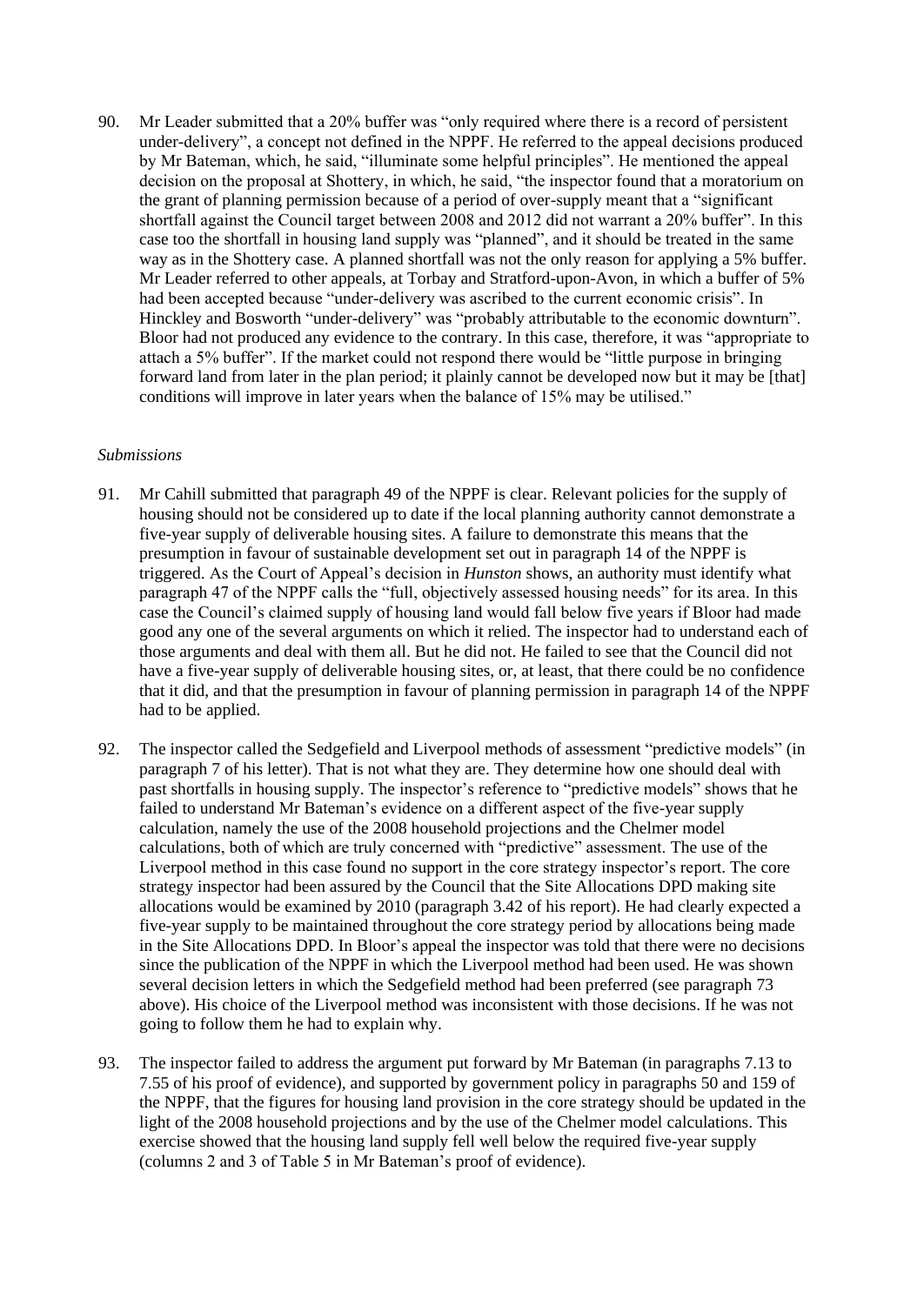90. Mr Leader submitted that a 20% buffer was "only required where there is a record of persistent under-delivery", a concept not defined in the NPPF. He referred to the appeal decisions produced by Mr Bateman, which, he said, "illuminate some helpful principles". He mentioned the appeal decision on the proposal at Shottery, in which, he said, "the inspector found that a moratorium on the grant of planning permission because of a period of over-supply meant that a "significant shortfall against the Council target between 2008 and 2012 did not warrant a 20% buffer". In this case too the shortfall in housing land supply was "planned", and it should be treated in the same way as in the Shottery case. A planned shortfall was not the only reason for applying a 5% buffer. Mr Leader referred to other appeals, at Torbay and Stratford-upon-Avon, in which a buffer of 5% had been accepted because "under-delivery was ascribed to the current economic crisis". In Hinckley and Bosworth "under-delivery" was "probably attributable to the economic downturn". Bloor had not produced any evidence to the contrary. In this case, therefore, it was "appropriate to attach a 5% buffer". If the market could not respond there would be "little purpose in bringing forward land from later in the plan period; it plainly cannot be developed now but it may be [that] conditions will improve in later years when the balance of 15% may be utilised."

*Submissions*

91. Mr Cahill submitted that paragraph 49 of the NPPF is clear. Relevant policies for the supply of housing should not be considered up to date if the local planning authority cannot demonstrate a five-year supply of deliverable housing sites. A failure to demonstrate this means that the presumption in favour of sustainable development set out in paragraph 14 of the NPPF is triggered. As the Court of Appeal's decision in *Hunston* shows, an authority must identify what paragraph 47 of the NPPF calls the "full, objectively assessed housing needs" for its area. In this case the Council's claimed supply of housing land would fall below five years if Bloor had made good any one of the several arguments on which it relied. The inspector had to understand each of those arguments and deal with them all. But he did not. He failed to see that the Council did not have a five-year supply of deliverable housing sites, or, at least, that there could be no confidence that it did, and that the presumption in favour of planning permission in paragraph 14 of the NPPF had to be applied.

92. The inspector called the Sedgefield and Liverpool methods of assessment "predictive models" (in paragraph 7 of his letter). That is not what they are. They determine how one should deal with past shortfalls in housing supply. The inspector's reference to "predictive models" shows that he failed to understand Mr Bateman's evidence on a different aspect of the five-year supply calculation, namely the use of the 2008 household projections and the Chelmer model calculations, both of which are truly concerned with "predictive" assessment. The use of the Liverpool method in this case found no support in the core strategy inspector's report. The core strategy inspector had been assured by the Council that the Site Allocations DPD making site allocations would be examined by 2010 (paragraph 3.42 of his report). He had clearly expected a five-year supply to be maintained throughout the core strategy period by allocations being made in the Site Allocations DPD. In Bloor's appeal the inspector was told that there were no decisions since the publication of the NPPF in which the Liverpool method had been used. He was shown several decision letters in which the Sedgefield method had been preferred (see paragraph 73 above). His choice of the Liverpool method was inconsistent with those decisions. If he was not going to follow them he had to explain why.

93. The inspector failed to address the argument put forward by Mr Bateman (in paragraphs 7.13 to 7.55 of his proof of evidence), and supported by government policy in paragraphs 50 and 159 of the NPPF, that the figures for housing land provision in the core strategy should be updated in the light of the 2008 household projections and by the use of the Chelmer model calculations. This exercise showed that the housing land supply fell well below the required five-year supply (columns 2 and 3 of Table 5 in Mr Bateman's proof of evidence).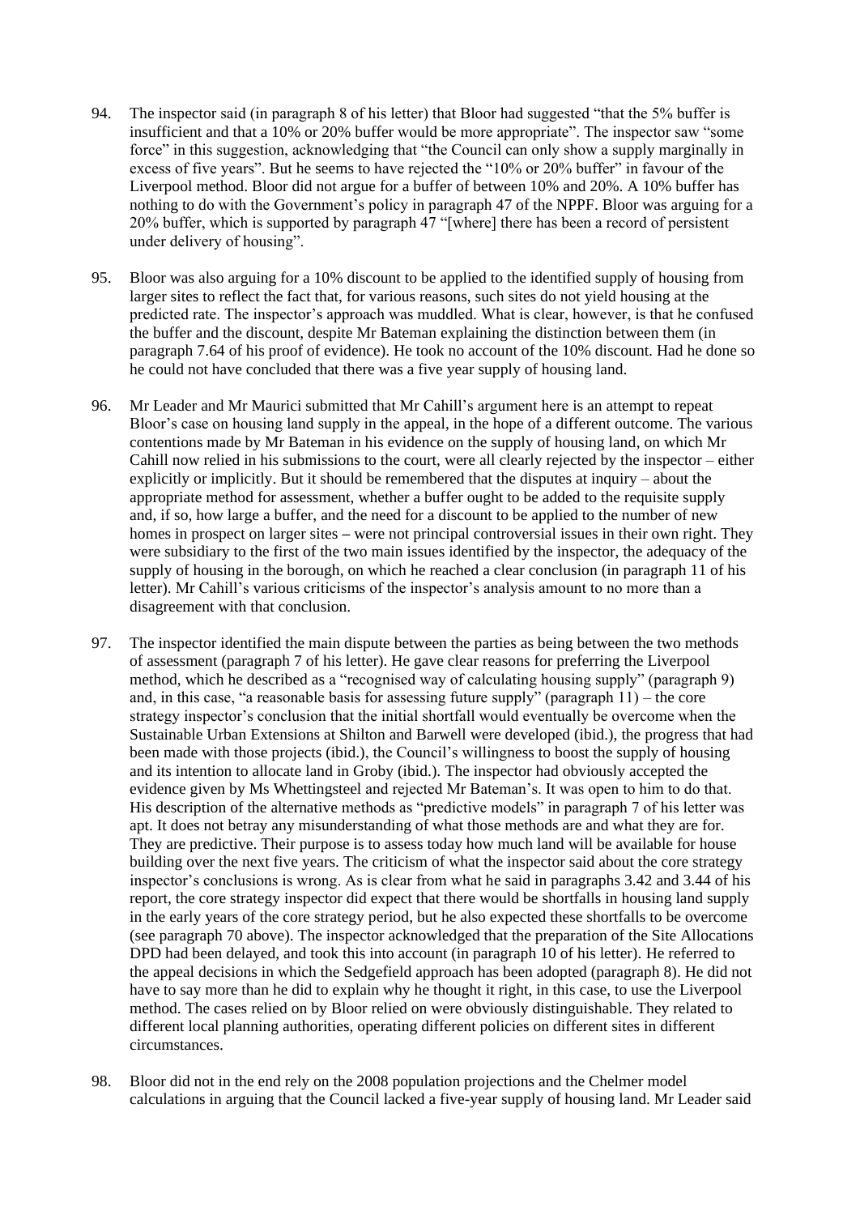94. The inspector said (in paragraph 8 of his letter) that Bloor had suggested "that the 5% buffer is insufficient and that a 10% or 20% buffer would be more appropriate". The inspector saw "some force" in this suggestion, acknowledging that "the Council can only show a supply marginally in excess of five years". But he seems to have rejected the "10% or 20% buffer" in favour of the Liverpool method. Bloor did not argue for a buffer of between 10% and 20%. A 10% buffer has nothing to do with the Government's policy in paragraph 47 of the NPPF. Bloor was arguing for a 20% buffer, which is supported by paragraph 47 "[where] there has been a record of persistent under delivery of housing".

95. Bloor was also arguing for a 10% discount to be applied to the identified supply of housing from larger sites to reflect the fact that, for various reasons, such sites do not yield housing at the predicted rate. The inspector's approach was muddled. What is clear, however, is that he confused the buffer and the discount, despite Mr Bateman explaining the distinction between them (in paragraph 7.64 of his proof of evidence). He took no account of the 10% discount. Had he done so he could not have concluded that there was a five year supply of housing land.

96. Mr Leader and Mr Maurici submitted that Mr Cahill's argument here is an attempt to repeat Bloor's case on housing land supply in the appeal, in the hope of a different outcome. The various contentions made by Mr Bateman in his evidence on the supply of housing land, on which Mr Cahill now relied in his submissions to the court, were all clearly rejected by the inspector – either explicitly or implicitly. But it should be remembered that the disputes at inquiry – about the appropriate method for assessment, whether a buffer ought to be added to the requisite supply and, if so, how large a buffer, and the need for a discount to be applied to the number of new homes in prospect on larger sites – were not principal controversial issues in their own right. They were subsidiary to the first of the two main issues identified by the inspector, the adequacy of the supply of housing in the borough, on which he reached a clear conclusion (in paragraph 11 of his letter). Mr Cahill's various criticisms of the inspector's analysis amount to no more than a disagreement with that conclusion.

97. The inspector identified the main dispute between the parties as being between the two methods of assessment (paragraph 7 of his letter). He gave clear reasons for preferring the Liverpool method, which he described as a "recognised way of calculating housing supply" (paragraph 9) and, in this case, "a reasonable basis for assessing future supply" (paragraph 11) – the core strategy inspector's conclusion that the initial shortfall would eventually be overcome when the Sustainable Urban Extensions at Shilton and Barwell were developed (ibid.), the progress that had been made with those projects (ibid.), the Council's willingness to boost the supply of housing and its intention to allocate land in Groby (ibid.). The inspector had obviously accepted the evidence given by Ms Whettingsteel and rejected Mr Bateman's. It was open to him to do that. His description of the alternative methods as "predictive models" in paragraph 7 of his letter was apt. It does not betray any misunderstanding of what those methods are and what they are for. They are predictive. Their purpose is to assess today how much land will be available for house building over the next five years. The criticism of what the inspector said about the core strategy inspector's conclusions is wrong. As is clear from what he said in paragraphs 3.42 and 3.44 of his report, the core strategy inspector did expect that there would be shortfalls in housing land supply in the early years of the core strategy period, but he also expected these shortfalls to be overcome (see paragraph 70 above). The inspector acknowledged that the preparation of the Site Allocations DPD had been delayed, and took this into account (in paragraph 10 of his letter). He referred to the appeal decisions in which the Sedgefield approach has been adopted (paragraph 8). He did not have to say more than he did to explain why he thought it right, in this case, to use the Liverpool method. The cases relied on by Bloor relied on were obviously distinguishable. They related to different local planning authorities, operating different policies on different sites in different circumstances.

98. Bloor did not in the end rely on the 2008 population projections and the Chelmer model calculations in arguing that the Council lacked a five-year supply of housing land. Mr Leader said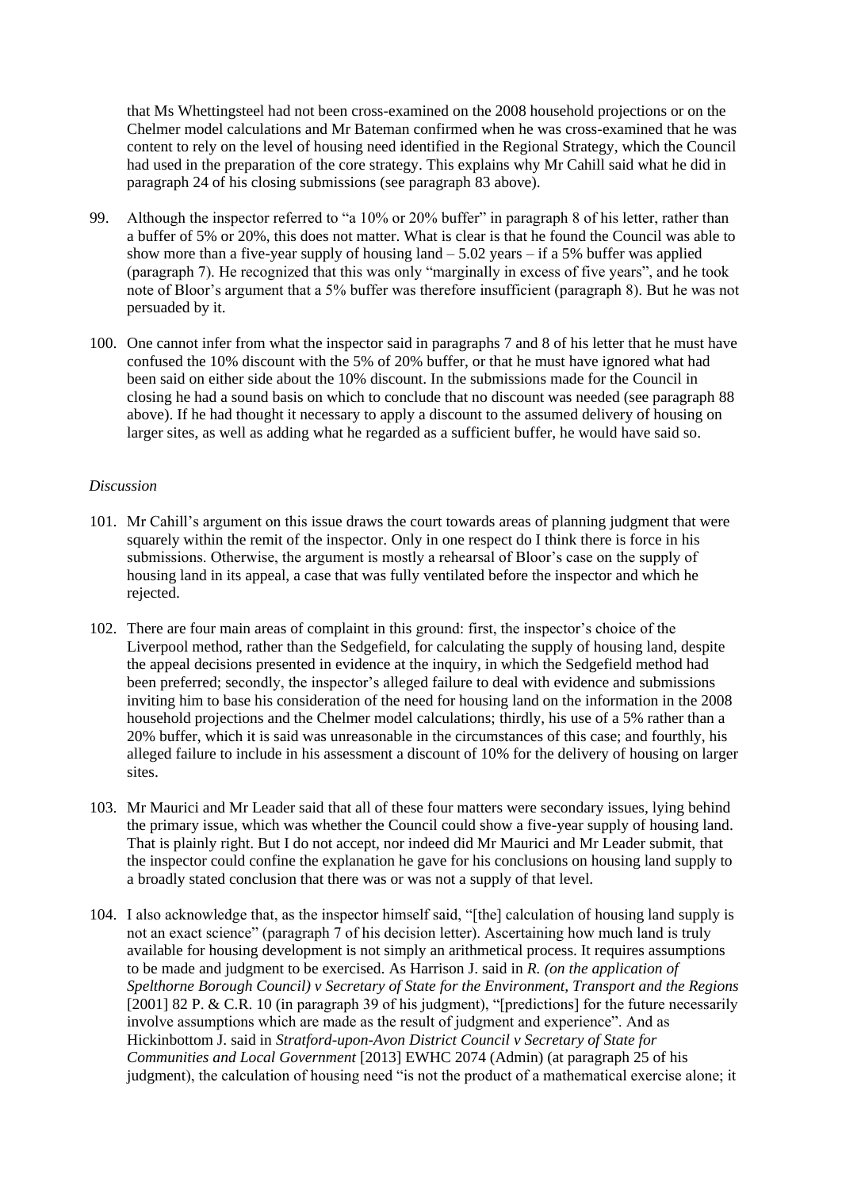that Ms Whettingsteel had not been cross-examined on the 2008 household projections or on the Chelmer model calculations and Mr Bateman confirmed when he was cross-examined that he was content to rely on the level of housing need identified in the Regional Strategy, which the Council had used in the preparation of the core strategy. This explains why Mr Cahill said what he did in paragraph 24 of his closing submissions (see paragraph 83 above).

99. Although the inspector referred to "a 10% or 20% buffer" in paragraph 8 of his letter, rather than a buffer of 5% or 20%, this does not matter. What is clear is that he found the Council was able to show more than a five-year supply of housing land – 5.02 years – if a 5% buffer was applied (paragraph 7). He recognized that this was only "marginally in excess of five years", and he took note of Bloor's argument that a 5% buffer was therefore insufficient (paragraph 8). But he was not persuaded by it.

100. One cannot infer from what the inspector said in paragraphs 7 and 8 of his letter that he must have confused the 10% discount with the 5% of 20% buffer, or that he must have ignored what had been said on either side about the 10% discount. In the submissions made for the Council in closing he had a sound basis on which to conclude that no discount was needed (see paragraph 88 above). If he had thought it necessary to apply a discount to the assumed delivery of housing on larger sites, as well as adding what he regarded as a sufficient buffer, he would have said so.

*Discussion*

101. Mr Cahill's argument on this issue draws the court towards areas of planning judgment that were squarely within the remit of the inspector. Only in one respect do I think there is force in his submissions. Otherwise, the argument is mostly a rehearsal of Bloor's case on the supply of housing land in its appeal, a case that was fully ventilated before the inspector and which he rejected.

102. There are four main areas of complaint in this ground: first, the inspector's choice of the Liverpool method, rather than the Sedgefield, for calculating the supply of housing land, despite the appeal decisions presented in evidence at the inquiry, in which the Sedgefield method had been preferred; secondly, the inspector's alleged failure to deal with evidence and submissions inviting him to base his consideration of the need for housing land on the information in the 2008 household projections and the Chelmer model calculations; thirdly, his use of a 5% rather than a 20% buffer, which it is said was unreasonable in the circumstances of this case; and fourthly, his alleged failure to include in his assessment a discount of 10% for the delivery of housing on larger sites.

103. Mr Maurici and Mr Leader said that all of these four matters were secondary issues, lying behind the primary issue, which was whether the Council could show a five-year supply of housing land. That is plainly right. But I do not accept, nor indeed did Mr Maurici and Mr Leader submit, that the inspector could confine the explanation he gave for his conclusions on housing land supply to a broadly stated conclusion that there was or was not a supply of that level.

104. I also acknowledge that, as the inspector himself said, "[the] calculation of housing land supply is not an exact science" (paragraph 7 of his decision letter). Ascertaining how much land is truly available for housing development is not simply an arithmetical process. It requires assumptions to be made and judgment to be exercised. As Harrison J. said in *R. (on the application of Spelthorne Borough Council) v Secretary of State for the Environment, Transport and the Regions* [2001] 82 P. & C.R. 10 (in paragraph 39 of his judgment), "[predictions] for the future necessarily involve assumptions which are made as the result of judgment and experience". And as Hickinbottom J. said in *Stratford-upon-Avon District Council v Secretary of State for Communities and Local Government* [2013] EWHC 2074 (Admin) (at paragraph 25 of his judgment), the calculation of housing need "is not the product of a mathematical exercise alone; it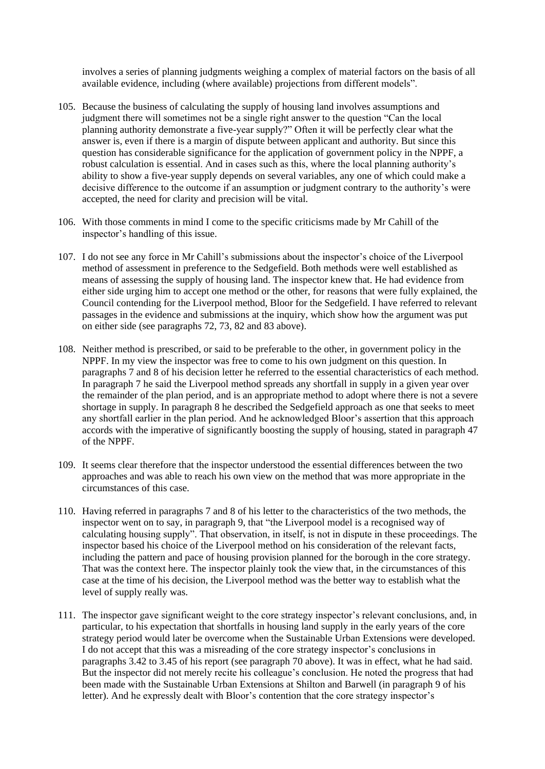involves a series of planning judgments weighing a complex of material factors on the basis of all available evidence, including (where available) projections from different models".

105. Because the business of calculating the supply of housing land involves assumptions and judgment there will sometimes not be a single right answer to the question "Can the local planning authority demonstrate a five-year supply?" Often it will be perfectly clear what the answer is, even if there is a margin of dispute between applicant and authority. But since this question has considerable significance for the application of government policy in the NPPF, a robust calculation is essential. And in cases such as this, where the local planning authority's ability to show a five-year supply depends on several variables, any one of which could make a decisive difference to the outcome if an assumption or judgment contrary to the authority's were accepted, the need for clarity and precision will be vital.

106. With those comments in mind I come to the specific criticisms made by Mr Cahill of the inspector's handling of this issue.

107. I do not see any force in Mr Cahill's submissions about the inspector's choice of the Liverpool method of assessment in preference to the Sedgefield. Both methods were well established as means of assessing the supply of housing land. The inspector knew that. He had evidence from either side urging him to accept one method or the other, for reasons that were fully explained, the Council contending for the Liverpool method, Bloor for the Sedgefield. I have referred to relevant passages in the evidence and submissions at the inquiry, which show how the argument was put on either side (see paragraphs 72, 73, 82 and 83 above).

108. Neither method is prescribed, or said to be preferable to the other, in government policy in the NPPF. In my view the inspector was free to come to his own judgment on this question. In paragraphs 7 and 8 of his decision letter he referred to the essential characteristics of each method. In paragraph 7 he said the Liverpool method spreads any shortfall in supply in a given year over the remainder of the plan period, and is an appropriate method to adopt where there is not a severe shortage in supply. In paragraph 8 he described the Sedgefield approach as one that seeks to meet any shortfall earlier in the plan period. And he acknowledged Bloor's assertion that this approach accords with the imperative of significantly boosting the supply of housing, stated in paragraph 47 of the NPPF.

109. It seems clear therefore that the inspector understood the essential differences between the two approaches and was able to reach his own view on the method that was more appropriate in the circumstances of this case.

110. Having referred in paragraphs 7 and 8 of his letter to the characteristics of the two methods, the inspector went on to say, in paragraph 9, that "the Liverpool model is a recognised way of calculating housing supply". That observation, in itself, is not in dispute in these proceedings. The inspector based his choice of the Liverpool method on his consideration of the relevant facts, including the pattern and pace of housing provision planned for the borough in the core strategy. That was the context here. The inspector plainly took the view that, in the circumstances of this case at the time of his decision, the Liverpool method was the better way to establish what the level of supply really was.

111. The inspector gave significant weight to the core strategy inspector's relevant conclusions, and, in particular, to his expectation that shortfalls in housing land supply in the early years of the core strategy period would later be overcome when the Sustainable Urban Extensions were developed. I do not accept that this was a misreading of the core strategy inspector's conclusions in paragraphs 3.42 to 3.45 of his report (see paragraph 70 above). It was in effect, what he had said. But the inspector did not merely recite his colleague's conclusion. He noted the progress that had been made with the Sustainable Urban Extensions at Shilton and Barwell (in paragraph 9 of his letter). And he expressly dealt with Bloor's contention that the core strategy inspector's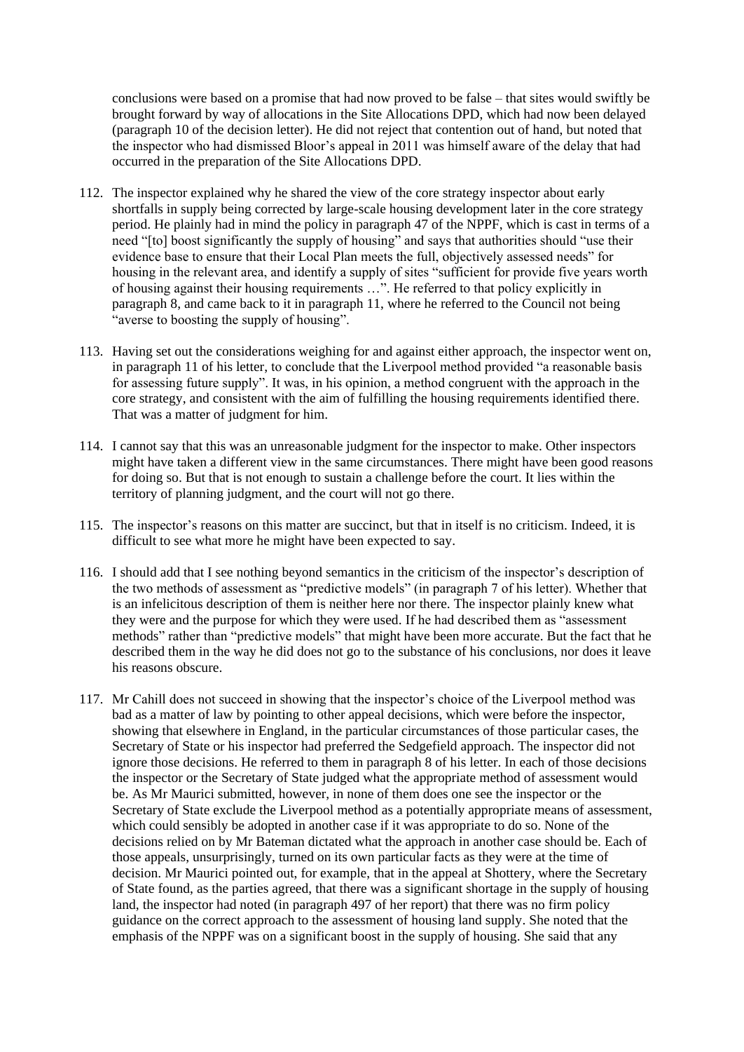conclusions were based on a promise that had now proved to be false – that sites would swiftly be brought forward by way of allocations in the Site Allocations DPD, which had now been delayed (paragraph 10 of the decision letter). He did not reject that contention out of hand, but noted that the inspector who had dismissed Bloor's appeal in 2011 was himself aware of the delay that had occurred in the preparation of the Site Allocations DPD.

112. The inspector explained why he shared the view of the core strategy inspector about early shortfalls in supply being corrected by large-scale housing development later in the core strategy period. He plainly had in mind the policy in paragraph 47 of the NPPF, which is cast in terms of a need "[to] boost significantly the supply of housing" and says that authorities should "use their evidence base to ensure that their Local Plan meets the full, objectively assessed needs" for housing in the relevant area, and identify a supply of sites "sufficient for provide five years worth of housing against their housing requirements …". He referred to that policy explicitly in paragraph 8, and came back to it in paragraph 11, where he referred to the Council not being "averse to boosting the supply of housing".

113. Having set out the considerations weighing for and against either approach, the inspector went on, in paragraph 11 of his letter, to conclude that the Liverpool method provided "a reasonable basis for assessing future supply". It was, in his opinion, a method congruent with the approach in the core strategy, and consistent with the aim of fulfilling the housing requirements identified there. That was a matter of judgment for him.

114. I cannot say that this was an unreasonable judgment for the inspector to make. Other inspectors might have taken a different view in the same circumstances. There might have been good reasons for doing so. But that is not enough to sustain a challenge before the court. It lies within the territory of planning judgment, and the court will not go there.

115. The inspector's reasons on this matter are succinct, but that in itself is no criticism. Indeed, it is difficult to see what more he might have been expected to say.

116. I should add that I see nothing beyond semantics in the criticism of the inspector's description of the two methods of assessment as "predictive models" (in paragraph 7 of his letter). Whether that is an infelicitous description of them is neither here nor there. The inspector plainly knew what they were and the purpose for which they were used. If he had described them as "assessment methods" rather than "predictive models" that might have been more accurate. But the fact that he described them in the way he did does not go to the substance of his conclusions, nor does it leave his reasons obscure.

117. Mr Cahill does not succeed in showing that the inspector's choice of the Liverpool method was bad as a matter of law by pointing to other appeal decisions, which were before the inspector, showing that elsewhere in England, in the particular circumstances of those particular cases, the Secretary of State or his inspector had preferred the Sedgefield approach. The inspector did not ignore those decisions. He referred to them in paragraph 8 of his letter. In each of those decisions the inspector or the Secretary of State judged what the appropriate method of assessment would be. As Mr Maurici submitted, however, in none of them does one see the inspector or the Secretary of State exclude the Liverpool method as a potentially appropriate means of assessment, which could sensibly be adopted in another case if it was appropriate to do so. None of the decisions relied on by Mr Bateman dictated what the approach in another case should be. Each of those appeals, unsurprisingly, turned on its own particular facts as they were at the time of decision. Mr Maurici pointed out, for example, that in the appeal at Shottery, where the Secretary of State found, as the parties agreed, that there was a significant shortage in the supply of housing land, the inspector had noted (in paragraph 497 of her report) that there was no firm policy guidance on the correct approach to the assessment of housing land supply. She noted that the emphasis of the NPPF was on a significant boost in the supply of housing. She said that any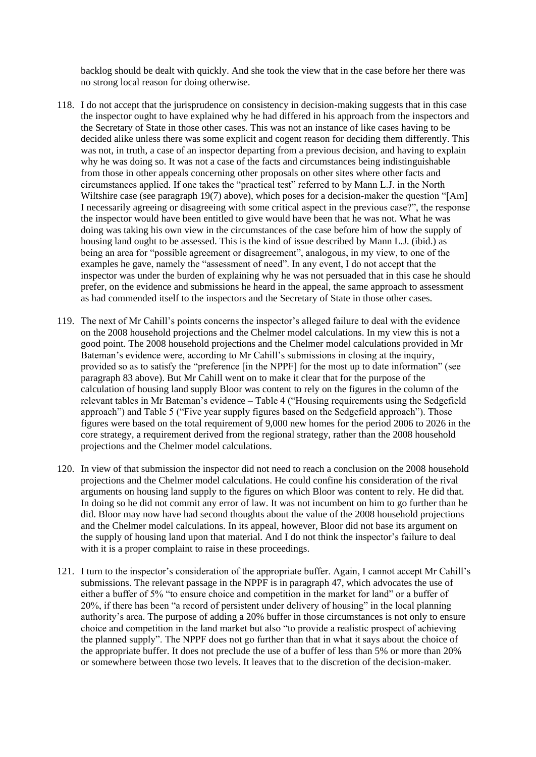backlog should be dealt with quickly. And she took the view that in the case before her there was no strong local reason for doing otherwise.

118. I do not accept that the jurisprudence on consistency in decision-making suggests that in this case the inspector ought to have explained why he had differed in his approach from the inspectors and the Secretary of State in those other cases. This was not an instance of like cases having to be decided alike unless there was some explicit and cogent reason for deciding them differently. This was not, in truth, a case of an inspector departing from a previous decision, and having to explain why he was doing so. It was not a case of the facts and circumstances being indistinguishable from those in other appeals concerning other proposals on other sites where other facts and circumstances applied. If one takes the "practical test" referred to by Mann L.J. in the North Wiltshire case (see paragraph 19(7) above), which poses for a decision-maker the question "[Am] I necessarily agreeing or disagreeing with some critical aspect in the previous case?", the response the inspector would have been entitled to give would have been that he was not. What he was doing was taking his own view in the circumstances of the case before him of how the supply of housing land ought to be assessed. This is the kind of issue described by Mann L.J. (ibid.) as being an area for "possible agreement or disagreement", analogous, in my view, to one of the examples he gave, namely the "assessment of need". In any event, I do not accept that the inspector was under the burden of explaining why he was not persuaded that in this case he should prefer, on the evidence and submissions he heard in the appeal, the same approach to assessment as had commended itself to the inspectors and the Secretary of State in those other cases.

119. The next of Mr Cahill's points concerns the inspector's alleged failure to deal with the evidence on the 2008 household projections and the Chelmer model calculations. In my view this is not a good point. The 2008 household projections and the Chelmer model calculations provided in Mr Bateman's evidence were, according to Mr Cahill's submissions in closing at the inquiry, provided so as to satisfy the "preference [in the NPPF] for the most up to date information" (see paragraph 83 above). But Mr Cahill went on to make it clear that for the purpose of the calculation of housing land supply Bloor was content to rely on the figures in the column of the relevant tables in Mr Bateman's evidence – Table 4 ("Housing requirements using the Sedgefield approach") and Table 5 ("Five year supply figures based on the Sedgefield approach"). Those figures were based on the total requirement of 9,000 new homes for the period 2006 to 2026 in the core strategy, a requirement derived from the regional strategy, rather than the 2008 household projections and the Chelmer model calculations.

120. In view of that submission the inspector did not need to reach a conclusion on the 2008 household projections and the Chelmer model calculations. He could confine his consideration of the rival arguments on housing land supply to the figures on which Bloor was content to rely. He did that. In doing so he did not commit any error of law. It was not incumbent on him to go further than he did. Bloor may now have had second thoughts about the value of the 2008 household projections and the Chelmer model calculations. In its appeal, however, Bloor did not base its argument on the supply of housing land upon that material. And I do not think the inspector's failure to deal with it is a proper complaint to raise in these proceedings.

121. I turn to the inspector's consideration of the appropriate buffer. Again, I cannot accept Mr Cahill's submissions. The relevant passage in the NPPF is in paragraph 47, which advocates the use of either a buffer of 5% "to ensure choice and competition in the market for land" or a buffer of 20%, if there has been "a record of persistent under delivery of housing" in the local planning authority's area. The purpose of adding a 20% buffer in those circumstances is not only to ensure choice and competition in the land market but also "to provide a realistic prospect of achieving the planned supply". The NPPF does not go further than that in what it says about the choice of the appropriate buffer. It does not preclude the use of a buffer of less than 5% or more than 20% or somewhere between those two levels. It leaves that to the discretion of the decision-maker.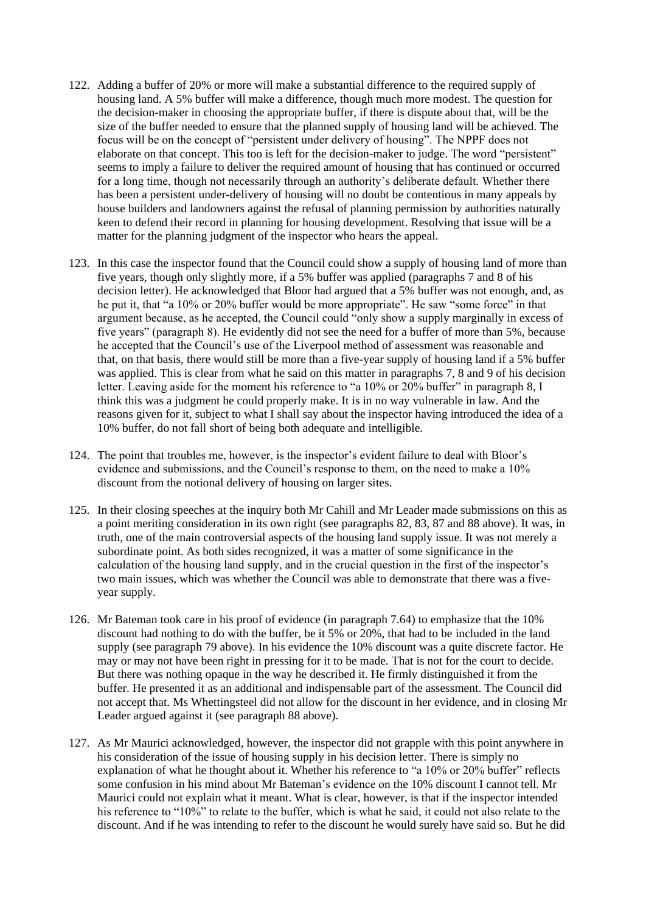122. Adding a buffer of 20% or more will make a substantial difference to the required supply of housing land. A 5% buffer will make a difference, though much more modest. The question for the decision-maker in choosing the appropriate buffer, if there is dispute about that, will be the size of the buffer needed to ensure that the planned supply of housing land will be achieved. The focus will be on the concept of "persistent under delivery of housing". The NPPF does not elaborate on that concept. This too is left for the decision-maker to judge. The word "persistent" seems to imply a failure to deliver the required amount of housing that has continued or occurred for a long time, though not necessarily through an authority's deliberate default. Whether there has been a persistent under-delivery of housing will no doubt be contentious in many appeals by house builders and landowners against the refusal of planning permission by authorities naturally keen to defend their record in planning for housing development. Resolving that issue will be a matter for the planning judgment of the inspector who hears the appeal.

123. In this case the inspector found that the Council could show a supply of housing land of more than five years, though only slightly more, if a 5% buffer was applied (paragraphs 7 and 8 of his decision letter). He acknowledged that Bloor had argued that a 5% buffer was not enough, and, as he put it, that "a 10% or 20% buffer would be more appropriate". He saw "some force" in that argument because, as he accepted, the Council could "only show a supply marginally in excess of five years" (paragraph 8). He evidently did not see the need for a buffer of more than 5%, because he accepted that the Council's use of the Liverpool method of assessment was reasonable and that, on that basis, there would still be more than a five-year supply of housing land if a 5% buffer was applied. This is clear from what he said on this matter in paragraphs 7, 8 and 9 of his decision letter. Leaving aside for the moment his reference to "a 10% or 20% buffer" in paragraph 8, I think this was a judgment he could properly make. It is in no way vulnerable in law. And the reasons given for it, subject to what I shall say about the inspector having introduced the idea of a 10% buffer, do not fall short of being both adequate and intelligible.

124. The point that troubles me, however, is the inspector's evident failure to deal with Bloor's evidence and submissions, and the Council's response to them, on the need to make a 10% discount from the notional delivery of housing on larger sites.

125. In their closing speeches at the inquiry both Mr Cahill and Mr Leader made submissions on this as a point meriting consideration in its own right (see paragraphs 82, 83, 87 and 88 above). It was, in truth, one of the main controversial aspects of the housing land supply issue. It was not merely a subordinate point. As both sides recognized, it was a matter of some significance in the calculation of the housing land supply, and in the crucial question in the first of the inspector's two main issues, which was whether the Council was able to demonstrate that there was a five-year supply.

126. Mr Bateman took care in his proof of evidence (in paragraph 7.64) to emphasize that the 10% discount had nothing to do with the buffer, be it 5% or 20%, that had to be included in the land supply (see paragraph 79 above). In his evidence the 10% discount was a quite discrete factor. He may or may not have been right in pressing for it to be made. That is not for the court to decide. But there was nothing opaque in the way he described it. He firmly distinguished it from the buffer. He presented it as an additional and indispensable part of the assessment. The Council did not accept that. Ms Whettingsteel did not allow for the discount in her evidence, and in closing Mr Leader argued against it (see paragraph 88 above).

127. As Mr Maurici acknowledged, however, the inspector did not grapple with this point anywhere in his consideration of the issue of housing supply in his decision letter. There is simply no explanation of what he thought about it. Whether his reference to "a 10% or 20% buffer" reflects some confusion in his mind about Mr Bateman's evidence on the 10% discount I cannot tell. Mr Maurici could not explain what it meant. What is clear, however, is that if the inspector intended his reference to "10%" to relate to the buffer, which is what he said, it could not also relate to the discount. And if he was intending to refer to the discount he would surely have said so. But he did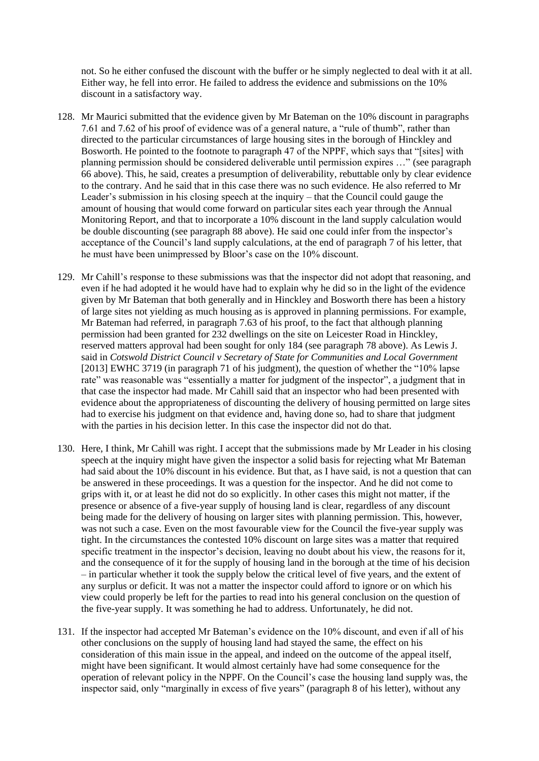not. So he either confused the discount with the buffer or he simply neglected to deal with it at all. Either way, he fell into error. He failed to address the evidence and submissions on the 10% discount in a satisfactory way.

128. Mr Maurici submitted that the evidence given by Mr Bateman on the 10% discount in paragraphs 7.61 and 7.62 of his proof of evidence was of a general nature, a "rule of thumb", rather than directed to the particular circumstances of large housing sites in the borough of Hinckley and Bosworth. He pointed to the footnote to paragraph 47 of the NPPF, which says that "[sites] with planning permission should be considered deliverable until permission expires …" (see paragraph 66 above). This, he said, creates a presumption of deliverability, rebuttable only by clear evidence to the contrary. And he said that in this case there was no such evidence. He also referred to Mr Leader's submission in his closing speech at the inquiry – that the Council could gauge the amount of housing that would come forward on particular sites each year through the Annual Monitoring Report, and that to incorporate a 10% discount in the land supply calculation would be double discounting (see paragraph 88 above). He said one could infer from the inspector's acceptance of the Council's land supply calculations, at the end of paragraph 7 of his letter, that he must have been unimpressed by Bloor's case on the 10% discount.

129. Mr Cahill's response to these submissions was that the inspector did not adopt that reasoning, and even if he had adopted it he would have had to explain why he did so in the light of the evidence given by Mr Bateman that both generally and in Hinckley and Bosworth there has been a history of large sites not yielding as much housing as is approved in planning permissions. For example, Mr Bateman had referred, in paragraph 7.63 of his proof, to the fact that although planning permission had been granted for 232 dwellings on the site on Leicester Road in Hinckley, reserved matters approval had been sought for only 184 (see paragraph 78 above). As Lewis J. said in *Cotswold District Council v Secretary of State for Communities and Local Government* [2013] EWHC 3719 (in paragraph 71 of his judgment), the question of whether the "10% lapse rate" was reasonable was "essentially a matter for judgment of the inspector", a judgment that in that case the inspector had made. Mr Cahill said that an inspector who had been presented with evidence about the appropriateness of discounting the delivery of housing permitted on large sites had to exercise his judgment on that evidence and, having done so, had to share that judgment with the parties in his decision letter. In this case the inspector did not do that.

130. Here, I think, Mr Cahill was right. I accept that the submissions made by Mr Leader in his closing speech at the inquiry might have given the inspector a solid basis for rejecting what Mr Bateman had said about the 10% discount in his evidence. But that, as I have said, is not a question that can be answered in these proceedings. It was a question for the inspector. And he did not come to grips with it, or at least he did not do so explicitly. In other cases this might not matter, if the presence or absence of a five-year supply of housing land is clear, regardless of any discount being made for the delivery of housing on larger sites with planning permission. This, however, was not such a case. Even on the most favourable view for the Council the five-year supply was tight. In the circumstances the contested 10% discount on large sites was a matter that required specific treatment in the inspector's decision, leaving no doubt about his view, the reasons for it, and the consequence of it for the supply of housing land in the borough at the time of his decision – in particular whether it took the supply below the critical level of five years, and the extent of any surplus or deficit. It was not a matter the inspector could afford to ignore or on which his view could properly be left for the parties to read into his general conclusion on the question of the five-year supply. It was something he had to address. Unfortunately, he did not.

131. If the inspector had accepted Mr Bateman's evidence on the 10% discount, and even if all of his other conclusions on the supply of housing land had stayed the same, the effect on his consideration of this main issue in the appeal, and indeed on the outcome of the appeal itself, might have been significant. It would almost certainly have had some consequence for the operation of relevant policy in the NPPF. On the Council's case the housing land supply was, the inspector said, only "marginally in excess of five years" (paragraph 8 of his letter), without any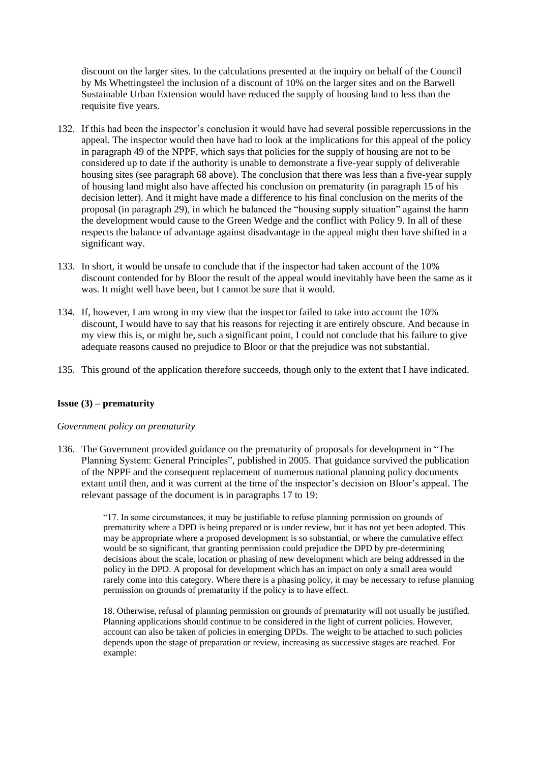discount on the larger sites. In the calculations presented at the inquiry on behalf of the Council by Ms Whettingsteel the inclusion of a discount of 10% on the larger sites and on the Barwell Sustainable Urban Extension would have reduced the supply of housing land to less than the requisite five years.

132. If this had been the inspector's conclusion it would have had several possible repercussions in the appeal. The inspector would then have had to look at the implications for this appeal of the policy in paragraph 49 of the NPPF, which says that policies for the supply of housing are not to be considered up to date if the authority is unable to demonstrate a five-year supply of deliverable housing sites (see paragraph 68 above). The conclusion that there was less than a five-year supply of housing land might also have affected his conclusion on prematurity (in paragraph 15 of his decision letter). And it might have made a difference to his final conclusion on the merits of the proposal (in paragraph 29), in which he balanced the "housing supply situation" against the harm the development would cause to the Green Wedge and the conflict with Policy 9. In all of these respects the balance of advantage against disadvantage in the appeal might then have shifted in a significant way.

133. In short, it would be unsafe to conclude that if the inspector had taken account of the 10% discount contended for by Bloor the result of the appeal would inevitably have been the same as it was. It might well have been, but I cannot be sure that it would.

134. If, however, I am wrong in my view that the inspector failed to take into account the 10% discount, I would have to say that his reasons for rejecting it are entirely obscure. And because in my view this is, or might be, such a significant point, I could not conclude that his failure to give adequate reasons caused no prejudice to Bloor or that the prejudice was not substantial.

135. This ground of the application therefore succeeds, though only to the extent that I have indicated.

**Issue (3) – prematurity**

*Government policy on prematurity*

136. The Government provided guidance on the prematurity of proposals for development in "The Planning System: General Principles", published in 2005. That guidance survived the publication of the NPPF and the consequent replacement of numerous national planning policy documents extant until then, and it was current at the time of the inspector's decision on Bloor's appeal. The relevant passage of the document is in paragraphs 17 to 19:

> "17. In some circumstances, it may be justifiable to refuse planning permission on grounds of prematurity where a DPD is being prepared or is under review, but it has not yet been adopted. This may be appropriate where a proposed development is so substantial, or where the cumulative effect would be so significant, that granting permission could prejudice the DPD by pre-determining decisions about the scale, location or phasing of new development which are being addressed in the policy in the DPD. A proposal for development which has an impact on only a small area would rarely come into this category. Where there is a phasing policy, it may be necessary to refuse planning permission on grounds of prematurity if the policy is to have effect.
>
> 18. Otherwise, refusal of planning permission on grounds of prematurity will not usually be justified. Planning applications should continue to be considered in the light of current policies. However, account can also be taken of policies in emerging DPDs. The weight to be attached to such policies depends upon the stage of preparation or review, increasing as successive stages are reached. For example: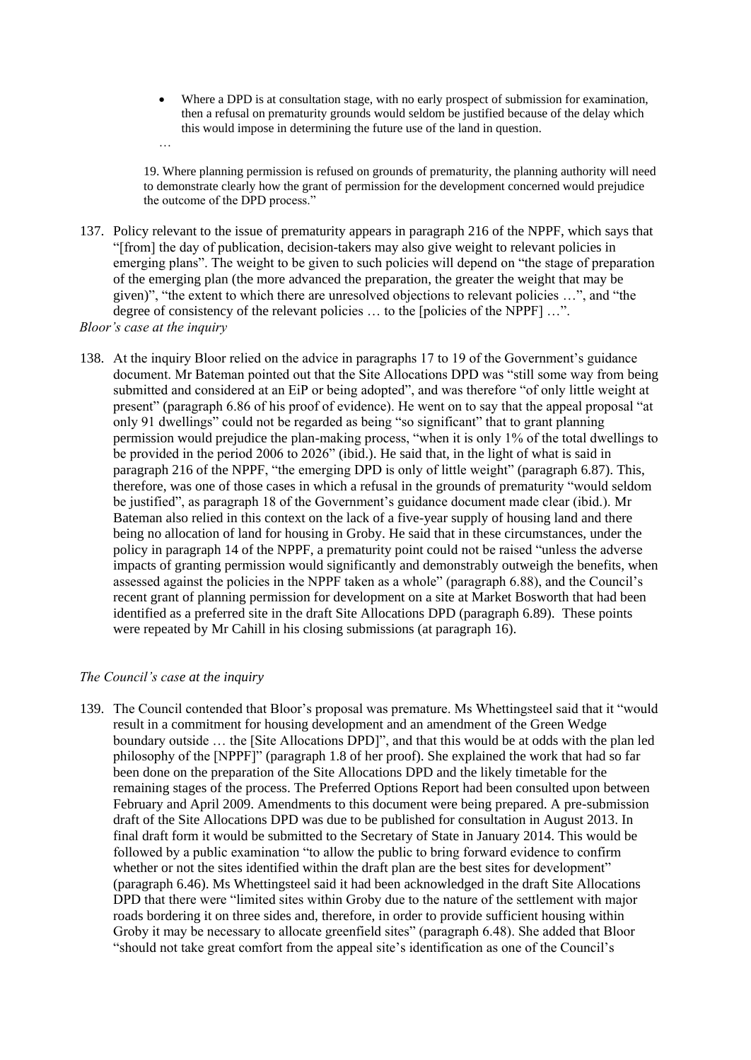> - Where a DPD is at consultation stage, with no early prospect of submission for examination, then a refusal on prematurity grounds would seldom be justified because of the delay which this would impose in determining the future use of the land in question.
>
> …
>
> 19. Where planning permission is refused on grounds of prematurity, the planning authority will need to demonstrate clearly how the grant of permission for the development concerned would prejudice the outcome of the DPD process."

137. Policy relevant to the issue of prematurity appears in paragraph 216 of the NPPF, which says that "[from] the day of publication, decision-takers may also give weight to relevant policies in emerging plans". The weight to be given to such policies will depend on "the stage of preparation of the emerging plan (the more advanced the preparation, the greater the weight that may be given)", "the extent to which there are unresolved objections to relevant policies …", and "the degree of consistency of the relevant policies … to the [policies of the NPPF] …".

*Bloor's case at the inquiry*

138. At the inquiry Bloor relied on the advice in paragraphs 17 to 19 of the Government's guidance document. Mr Bateman pointed out that the Site Allocations DPD was "still some way from being submitted and considered at an EiP or being adopted", and was therefore "of only little weight at present" (paragraph 6.86 of his proof of evidence). He went on to say that the appeal proposal "at only 91 dwellings" could not be regarded as being "so significant" that to grant planning permission would prejudice the plan-making process, "when it is only 1% of the total dwellings to be provided in the period 2006 to 2026" (ibid.). He said that, in the light of what is said in paragraph 216 of the NPPF, "the emerging DPD is only of little weight" (paragraph 6.87). This, therefore, was one of those cases in which a refusal in the grounds of prematurity "would seldom be justified", as paragraph 18 of the Government's guidance document made clear (ibid.). Mr Bateman also relied in this context on the lack of a five-year supply of housing land and there being no allocation of land for housing in Groby. He said that in these circumstances, under the policy in paragraph 14 of the NPPF, a prematurity point could not be raised "unless the adverse impacts of granting permission would significantly and demonstrably outweigh the benefits, when assessed against the policies in the NPPF taken as a whole" (paragraph 6.88), and the Council's recent grant of planning permission for development on a site at Market Bosworth that had been identified as a preferred site in the draft Site Allocations DPD (paragraph 6.89). These points were repeated by Mr Cahill in his closing submissions (at paragraph 16).

*The Council's case at the inquiry*

139. The Council contended that Bloor's proposal was premature. Ms Whettingsteel said that it "would result in a commitment for housing development and an amendment of the Green Wedge boundary outside … the [Site Allocations DPD]", and that this would be at odds with the plan led philosophy of the [NPPF]" (paragraph 1.8 of her proof). She explained the work that had so far been done on the preparation of the Site Allocations DPD and the likely timetable for the remaining stages of the process. The Preferred Options Report had been consulted upon between February and April 2009. Amendments to this document were being prepared. A pre-submission draft of the Site Allocations DPD was due to be published for consultation in August 2013. In final draft form it would be submitted to the Secretary of State in January 2014. This would be followed by a public examination "to allow the public to bring forward evidence to confirm whether or not the sites identified within the draft plan are the best sites for development" (paragraph 6.46). Ms Whettingsteel said it had been acknowledged in the draft Site Allocations DPD that there were "limited sites within Groby due to the nature of the settlement with major roads bordering it on three sides and, therefore, in order to provide sufficient housing within Groby it may be necessary to allocate greenfield sites" (paragraph 6.48). She added that Bloor "should not take great comfort from the appeal site's identification as one of the Council's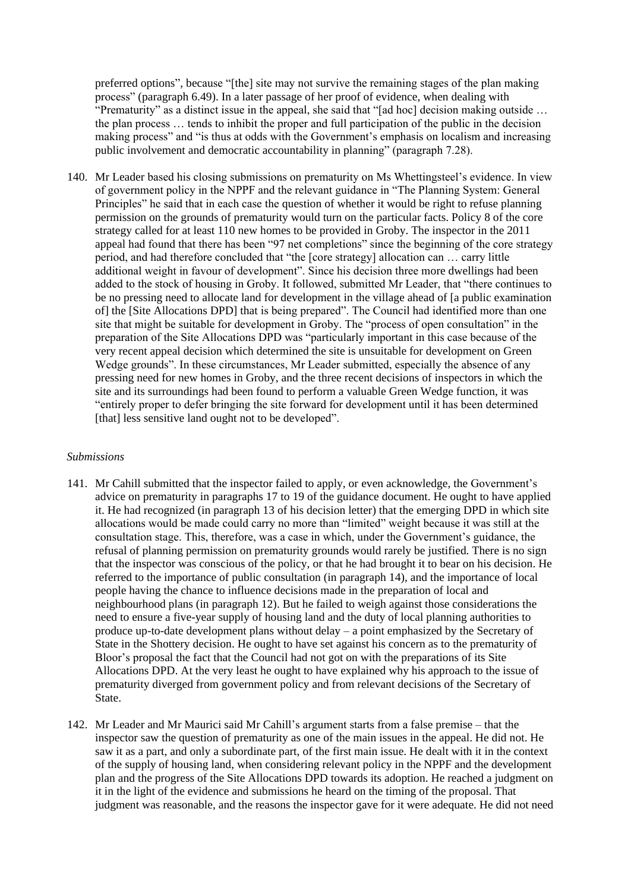preferred options", because "[the] site may not survive the remaining stages of the plan making process" (paragraph 6.49). In a later passage of her proof of evidence, when dealing with "Prematurity" as a distinct issue in the appeal, she said that "[ad hoc] decision making outside … the plan process … tends to inhibit the proper and full participation of the public in the decision making process" and "is thus at odds with the Government's emphasis on localism and increasing public involvement and democratic accountability in planning" (paragraph 7.28).

140. Mr Leader based his closing submissions on prematurity on Ms Whettingsteel's evidence. In view of government policy in the NPPF and the relevant guidance in "The Planning System: General Principles" he said that in each case the question of whether it would be right to refuse planning permission on the grounds of prematurity would turn on the particular facts. Policy 8 of the core strategy called for at least 110 new homes to be provided in Groby. The inspector in the 2011 appeal had found that there has been "97 net completions" since the beginning of the core strategy period, and had therefore concluded that "the [core strategy] allocation can … carry little additional weight in favour of development". Since his decision three more dwellings had been added to the stock of housing in Groby. It followed, submitted Mr Leader, that "there continues to be no pressing need to allocate land for development in the village ahead of [a public examination of] the [Site Allocations DPD] that is being prepared". The Council had identified more than one site that might be suitable for development in Groby. The "process of open consultation" in the preparation of the Site Allocations DPD was "particularly important in this case because of the very recent appeal decision which determined the site is unsuitable for development on Green Wedge grounds". In these circumstances, Mr Leader submitted, especially the absence of any pressing need for new homes in Groby, and the three recent decisions of inspectors in which the site and its surroundings had been found to perform a valuable Green Wedge function, it was "entirely proper to defer bringing the site forward for development until it has been determined [that] less sensitive land ought not to be developed".

*Submissions*

141. Mr Cahill submitted that the inspector failed to apply, or even acknowledge, the Government's advice on prematurity in paragraphs 17 to 19 of the guidance document. He ought to have applied it. He had recognized (in paragraph 13 of his decision letter) that the emerging DPD in which site allocations would be made could carry no more than "limited" weight because it was still at the consultation stage. This, therefore, was a case in which, under the Government's guidance, the refusal of planning permission on prematurity grounds would rarely be justified. There is no sign that the inspector was conscious of the policy, or that he had brought it to bear on his decision. He referred to the importance of public consultation (in paragraph 14), and the importance of local people having the chance to influence decisions made in the preparation of local and neighbourhood plans (in paragraph 12). But he failed to weigh against those considerations the need to ensure a five-year supply of housing land and the duty of local planning authorities to produce up-to-date development plans without delay – a point emphasized by the Secretary of State in the Shottery decision. He ought to have set against his concern as to the prematurity of Bloor's proposal the fact that the Council had not got on with the preparations of its Site Allocations DPD. At the very least he ought to have explained why his approach to the issue of prematurity diverged from government policy and from relevant decisions of the Secretary of State.

142. Mr Leader and Mr Maurici said Mr Cahill's argument starts from a false premise – that the inspector saw the question of prematurity as one of the main issues in the appeal. He did not. He saw it as a part, and only a subordinate part, of the first main issue. He dealt with it in the context of the supply of housing land, when considering relevant policy in the NPPF and the development plan and the progress of the Site Allocations DPD towards its adoption. He reached a judgment on it in the light of the evidence and submissions he heard on the timing of the proposal. That judgment was reasonable, and the reasons the inspector gave for it were adequate. He did not need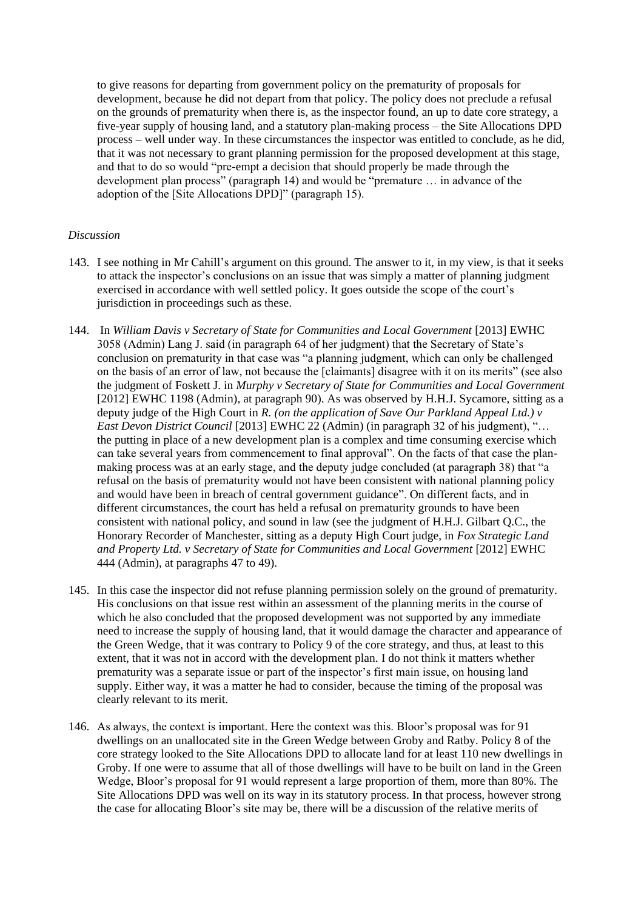to give reasons for departing from government policy on the prematurity of proposals for development, because he did not depart from that policy. The policy does not preclude a refusal on the grounds of prematurity when there is, as the inspector found, an up to date core strategy, a five-year supply of housing land, and a statutory plan-making process – the Site Allocations DPD process – well under way. In these circumstances the inspector was entitled to conclude, as he did, that it was not necessary to grant planning permission for the proposed development at this stage, and that to do so would "pre-empt a decision that should properly be made through the development plan process" (paragraph 14) and would be "premature … in advance of the adoption of the [Site Allocations DPD]" (paragraph 15).

*Discussion*

143. I see nothing in Mr Cahill's argument on this ground. The answer to it, in my view, is that it seeks to attack the inspector's conclusions on an issue that was simply a matter of planning judgment exercised in accordance with well settled policy. It goes outside the scope of the court's jurisdiction in proceedings such as these.

144. In *William Davis v Secretary of State for Communities and Local Government* [2013] EWHC 3058 (Admin) Lang J. said (in paragraph 64 of her judgment) that the Secretary of State's conclusion on prematurity in that case was "a planning judgment, which can only be challenged on the basis of an error of law, not because the [claimants] disagree with it on its merits" (see also the judgment of Foskett J. in *Murphy v Secretary of State for Communities and Local Government* [2012] EWHC 1198 (Admin), at paragraph 90). As was observed by H.H.J. Sycamore, sitting as a deputy judge of the High Court in *R. (on the application of Save Our Parkland Appeal Ltd.) v East Devon District Council* [2013] EWHC 22 (Admin) (in paragraph 32 of his judgment), "… the putting in place of a new development plan is a complex and time consuming exercise which can take several years from commencement to final approval". On the facts of that case the plan-making process was at an early stage, and the deputy judge concluded (at paragraph 38) that "a refusal on the basis of prematurity would not have been consistent with national planning policy and would have been in breach of central government guidance". On different facts, and in different circumstances, the court has held a refusal on prematurity grounds to have been consistent with national policy, and sound in law (see the judgment of H.H.J. Gilbart Q.C., the Honorary Recorder of Manchester, sitting as a deputy High Court judge, in *Fox Strategic Land and Property Ltd. v Secretary of State for Communities and Local Government* [2012] EWHC 444 (Admin), at paragraphs 47 to 49).

145. In this case the inspector did not refuse planning permission solely on the ground of prematurity. His conclusions on that issue rest within an assessment of the planning merits in the course of which he also concluded that the proposed development was not supported by any immediate need to increase the supply of housing land, that it would damage the character and appearance of the Green Wedge, that it was contrary to Policy 9 of the core strategy, and thus, at least to this extent, that it was not in accord with the development plan. I do not think it matters whether prematurity was a separate issue or part of the inspector's first main issue, on housing land supply. Either way, it was a matter he had to consider, because the timing of the proposal was clearly relevant to its merit.

146. As always, the context is important. Here the context was this. Bloor's proposal was for 91 dwellings on an unallocated site in the Green Wedge between Groby and Ratby. Policy 8 of the core strategy looked to the Site Allocations DPD to allocate land for at least 110 new dwellings in Groby. If one were to assume that all of those dwellings will have to be built on land in the Green Wedge, Bloor's proposal for 91 would represent a large proportion of them, more than 80%. The Site Allocations DPD was well on its way in its statutory process. In that process, however strong the case for allocating Bloor's site may be, there will be a discussion of the relative merits of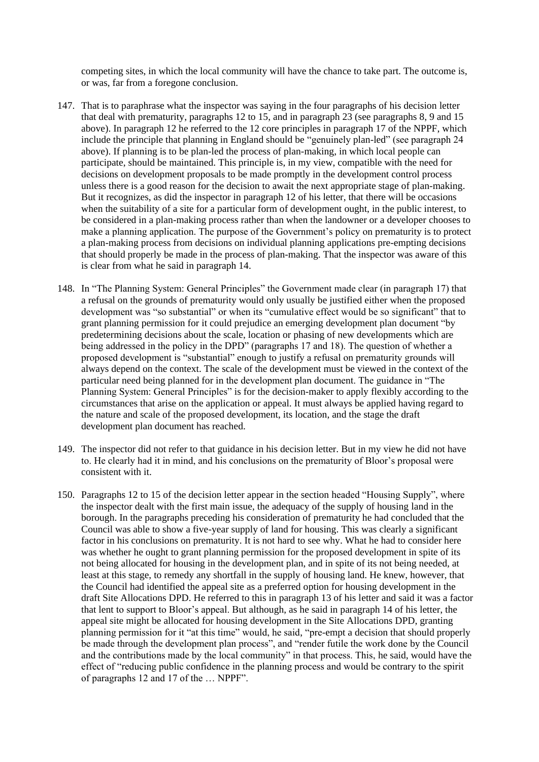competing sites, in which the local community will have the chance to take part. The outcome is, or was, far from a foregone conclusion.

147. That is to paraphrase what the inspector was saying in the four paragraphs of his decision letter that deal with prematurity, paragraphs 12 to 15, and in paragraph 23 (see paragraphs 8, 9 and 15 above). In paragraph 12 he referred to the 12 core principles in paragraph 17 of the NPPF, which include the principle that planning in England should be "genuinely plan-led" (see paragraph 24 above). If planning is to be plan-led the process of plan-making, in which local people can participate, should be maintained. This principle is, in my view, compatible with the need for decisions on development proposals to be made promptly in the development control process unless there is a good reason for the decision to await the next appropriate stage of plan-making. But it recognizes, as did the inspector in paragraph 12 of his letter, that there will be occasions when the suitability of a site for a particular form of development ought, in the public interest, to be considered in a plan-making process rather than when the landowner or a developer chooses to make a planning application. The purpose of the Government's policy on prematurity is to protect a plan-making process from decisions on individual planning applications pre-empting decisions that should properly be made in the process of plan-making. That the inspector was aware of this is clear from what he said in paragraph 14.

148. In "The Planning System: General Principles" the Government made clear (in paragraph 17) that a refusal on the grounds of prematurity would only usually be justified either when the proposed development was "so substantial" or when its "cumulative effect would be so significant" that to grant planning permission for it could prejudice an emerging development plan document "by predetermining decisions about the scale, location or phasing of new developments which are being addressed in the policy in the DPD" (paragraphs 17 and 18). The question of whether a proposed development is "substantial" enough to justify a refusal on prematurity grounds will always depend on the context. The scale of the development must be viewed in the context of the particular need being planned for in the development plan document. The guidance in "The Planning System: General Principles" is for the decision-maker to apply flexibly according to the circumstances that arise on the application or appeal. It must always be applied having regard to the nature and scale of the proposed development, its location, and the stage the draft development plan document has reached.

149. The inspector did not refer to that guidance in his decision letter. But in my view he did not have to. He clearly had it in mind, and his conclusions on the prematurity of Bloor's proposal were consistent with it.

150. Paragraphs 12 to 15 of the decision letter appear in the section headed "Housing Supply", where the inspector dealt with the first main issue, the adequacy of the supply of housing land in the borough. In the paragraphs preceding his consideration of prematurity he had concluded that the Council was able to show a five-year supply of land for housing. This was clearly a significant factor in his conclusions on prematurity. It is not hard to see why. What he had to consider here was whether he ought to grant planning permission for the proposed development in spite of its not being allocated for housing in the development plan, and in spite of its not being needed, at least at this stage, to remedy any shortfall in the supply of housing land. He knew, however, that the Council had identified the appeal site as a preferred option for housing development in the draft Site Allocations DPD. He referred to this in paragraph 13 of his letter and said it was a factor that lent to support to Bloor's appeal. But although, as he said in paragraph 14 of his letter, the appeal site might be allocated for housing development in the Site Allocations DPD, granting planning permission for it "at this time" would, he said, "pre-empt a decision that should properly be made through the development plan process", and "render futile the work done by the Council and the contributions made by the local community" in that process. This, he said, would have the effect of "reducing public confidence in the planning process and would be contrary to the spirit of paragraphs 12 and 17 of the … NPPF".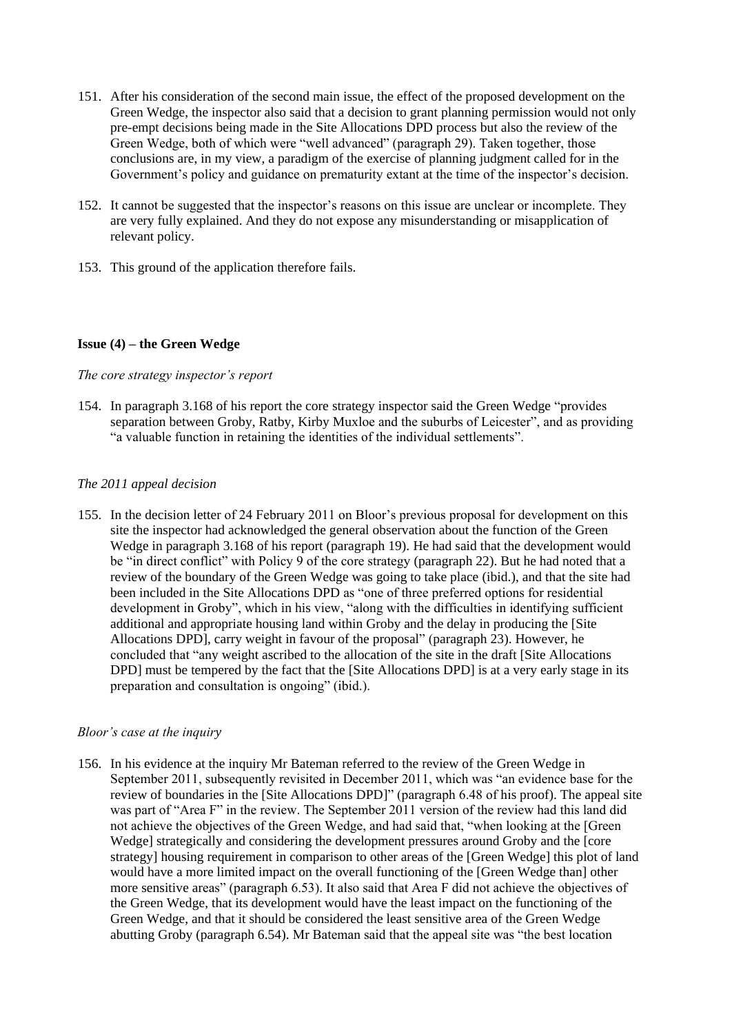151. After his consideration of the second main issue, the effect of the proposed development on the Green Wedge, the inspector also said that a decision to grant planning permission would not only pre-empt decisions being made in the Site Allocations DPD process but also the review of the Green Wedge, both of which were "well advanced" (paragraph 29). Taken together, those conclusions are, in my view, a paradigm of the exercise of planning judgment called for in the Government's policy and guidance on prematurity extant at the time of the inspector's decision.

152. It cannot be suggested that the inspector's reasons on this issue are unclear or incomplete. They are very fully explained. And they do not expose any misunderstanding or misapplication of relevant policy.

153. This ground of the application therefore fails.

**Issue (4) – the Green Wedge**

*The core strategy inspector's report*

154. In paragraph 3.168 of his report the core strategy inspector said the Green Wedge "provides separation between Groby, Ratby, Kirby Muxloe and the suburbs of Leicester", and as providing "a valuable function in retaining the identities of the individual settlements".

*The 2011 appeal decision*

155. In the decision letter of 24 February 2011 on Bloor's previous proposal for development on this site the inspector had acknowledged the general observation about the function of the Green Wedge in paragraph 3.168 of his report (paragraph 19). He had said that the development would be "in direct conflict" with Policy 9 of the core strategy (paragraph 22). But he had noted that a review of the boundary of the Green Wedge was going to take place (ibid.), and that the site had been included in the Site Allocations DPD as "one of three preferred options for residential development in Groby", which in his view, "along with the difficulties in identifying sufficient additional and appropriate housing land within Groby and the delay in producing the [Site Allocations DPD], carry weight in favour of the proposal" (paragraph 23). However, he concluded that "any weight ascribed to the allocation of the site in the draft [Site Allocations DPD] must be tempered by the fact that the [Site Allocations DPD] is at a very early stage in its preparation and consultation is ongoing" (ibid.).

*Bloor's case at the inquiry*

156. In his evidence at the inquiry Mr Bateman referred to the review of the Green Wedge in September 2011, subsequently revisited in December 2011, which was "an evidence base for the review of boundaries in the [Site Allocations DPD]" (paragraph 6.48 of his proof). The appeal site was part of "Area F" in the review. The September 2011 version of the review had this land did not achieve the objectives of the Green Wedge, and had said that, "when looking at the [Green Wedge] strategically and considering the development pressures around Groby and the [core strategy] housing requirement in comparison to other areas of the [Green Wedge] this plot of land would have a more limited impact on the overall functioning of the [Green Wedge than] other more sensitive areas" (paragraph 6.53). It also said that Area F did not achieve the objectives of the Green Wedge, that its development would have the least impact on the functioning of the Green Wedge, and that it should be considered the least sensitive area of the Green Wedge abutting Groby (paragraph 6.54). Mr Bateman said that the appeal site was "the best location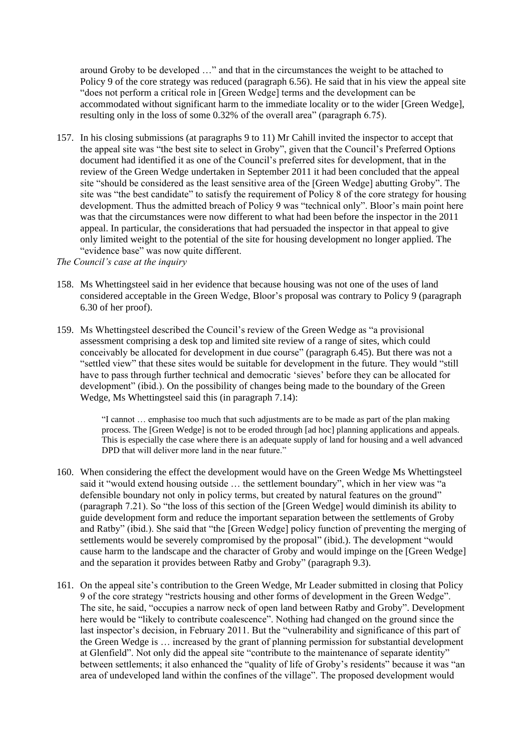around Groby to be developed …" and that in the circumstances the weight to be attached to Policy 9 of the core strategy was reduced (paragraph 6.56). He said that in his view the appeal site "does not perform a critical role in [Green Wedge] terms and the development can be accommodated without significant harm to the immediate locality or to the wider [Green Wedge], resulting only in the loss of some 0.32% of the overall area" (paragraph 6.75).

157. In his closing submissions (at paragraphs 9 to 11) Mr Cahill invited the inspector to accept that the appeal site was "the best site to select in Groby", given that the Council's Preferred Options document had identified it as one of the Council's preferred sites for development, that in the review of the Green Wedge undertaken in September 2011 it had been concluded that the appeal site "should be considered as the least sensitive area of the [Green Wedge] abutting Groby". The site was "the best candidate" to satisfy the requirement of Policy 8 of the core strategy for housing development. Thus the admitted breach of Policy 9 was "technical only". Bloor's main point here was that the circumstances were now different to what had been before the inspector in the 2011 appeal. In particular, the considerations that had persuaded the inspector in that appeal to give only limited weight to the potential of the site for housing development no longer applied. The "evidence base" was now quite different.

*The Council's case at the inquiry*

158. Ms Whettingsteel said in her evidence that because housing was not one of the uses of land considered acceptable in the Green Wedge, Bloor's proposal was contrary to Policy 9 (paragraph 6.30 of her proof).

159. Ms Whettingsteel described the Council's review of the Green Wedge as "a provisional assessment comprising a desk top and limited site review of a range of sites, which could conceivably be allocated for development in due course" (paragraph 6.45). But there was not a "settled view" that these sites would be suitable for development in the future. They would "still have to pass through further technical and democratic 'sieves' before they can be allocated for development" (ibid.). On the possibility of changes being made to the boundary of the Green Wedge, Ms Whettingsteel said this (in paragraph 7.14):

> "I cannot … emphasise too much that such adjustments are to be made as part of the plan making process. The [Green Wedge] is not to be eroded through [ad hoc] planning applications and appeals. This is especially the case where there is an adequate supply of land for housing and a well advanced DPD that will deliver more land in the near future."

160. When considering the effect the development would have on the Green Wedge Ms Whettingsteel said it "would extend housing outside … the settlement boundary", which in her view was "a defensible boundary not only in policy terms, but created by natural features on the ground" (paragraph 7.21). So "the loss of this section of the [Green Wedge] would diminish its ability to guide development form and reduce the important separation between the settlements of Groby and Ratby" (ibid.). She said that "the [Green Wedge] policy function of preventing the merging of settlements would be severely compromised by the proposal" (ibid.). The development "would cause harm to the landscape and the character of Groby and would impinge on the [Green Wedge] and the separation it provides between Ratby and Groby" (paragraph 9.3).

161. On the appeal site's contribution to the Green Wedge, Mr Leader submitted in closing that Policy 9 of the core strategy "restricts housing and other forms of development in the Green Wedge". The site, he said, "occupies a narrow neck of open land between Ratby and Groby". Development here would be "likely to contribute coalescence". Nothing had changed on the ground since the last inspector's decision, in February 2011. But the "vulnerability and significance of this part of the Green Wedge is … increased by the grant of planning permission for substantial development at Glenfield". Not only did the appeal site "contribute to the maintenance of separate identity" between settlements; it also enhanced the "quality of life of Groby's residents" because it was "an area of undeveloped land within the confines of the village". The proposed development would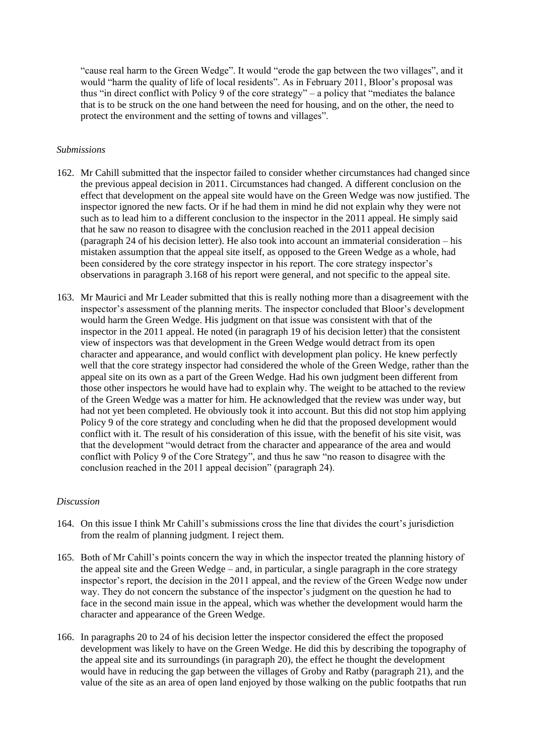"cause real harm to the Green Wedge". It would "erode the gap between the two villages", and it would "harm the quality of life of local residents". As in February 2011, Bloor's proposal was thus "in direct conflict with Policy 9 of the core strategy" – a policy that "mediates the balance that is to be struck on the one hand between the need for housing, and on the other, the need to protect the environment and the setting of towns and villages".

*Submissions*

162. Mr Cahill submitted that the inspector failed to consider whether circumstances had changed since the previous appeal decision in 2011. Circumstances had changed. A different conclusion on the effect that development on the appeal site would have on the Green Wedge was now justified. The inspector ignored the new facts. Or if he had them in mind he did not explain why they were not such as to lead him to a different conclusion to the inspector in the 2011 appeal. He simply said that he saw no reason to disagree with the conclusion reached in the 2011 appeal decision (paragraph 24 of his decision letter). He also took into account an immaterial consideration – his mistaken assumption that the appeal site itself, as opposed to the Green Wedge as a whole, had been considered by the core strategy inspector in his report. The core strategy inspector's observations in paragraph 3.168 of his report were general, and not specific to the appeal site.

163. Mr Maurici and Mr Leader submitted that this is really nothing more than a disagreement with the inspector's assessment of the planning merits. The inspector concluded that Bloor's development would harm the Green Wedge. His judgment on that issue was consistent with that of the inspector in the 2011 appeal. He noted (in paragraph 19 of his decision letter) that the consistent view of inspectors was that development in the Green Wedge would detract from its open character and appearance, and would conflict with development plan policy. He knew perfectly well that the core strategy inspector had considered the whole of the Green Wedge, rather than the appeal site on its own as a part of the Green Wedge. Had his own judgment been different from those other inspectors he would have had to explain why. The weight to be attached to the review of the Green Wedge was a matter for him. He acknowledged that the review was under way, but had not yet been completed. He obviously took it into account. But this did not stop him applying Policy 9 of the core strategy and concluding when he did that the proposed development would conflict with it. The result of his consideration of this issue, with the benefit of his site visit, was that the development "would detract from the character and appearance of the area and would conflict with Policy 9 of the Core Strategy", and thus he saw "no reason to disagree with the conclusion reached in the 2011 appeal decision" (paragraph 24).

*Discussion*

164. On this issue I think Mr Cahill's submissions cross the line that divides the court's jurisdiction from the realm of planning judgment. I reject them.

165. Both of Mr Cahill's points concern the way in which the inspector treated the planning history of the appeal site and the Green Wedge – and, in particular, a single paragraph in the core strategy inspector's report, the decision in the 2011 appeal, and the review of the Green Wedge now under way. They do not concern the substance of the inspector's judgment on the question he had to face in the second main issue in the appeal, which was whether the development would harm the character and appearance of the Green Wedge.

166. In paragraphs 20 to 24 of his decision letter the inspector considered the effect the proposed development was likely to have on the Green Wedge. He did this by describing the topography of the appeal site and its surroundings (in paragraph 20), the effect he thought the development would have in reducing the gap between the villages of Groby and Ratby (paragraph 21), and the value of the site as an area of open land enjoyed by those walking on the public footpaths that run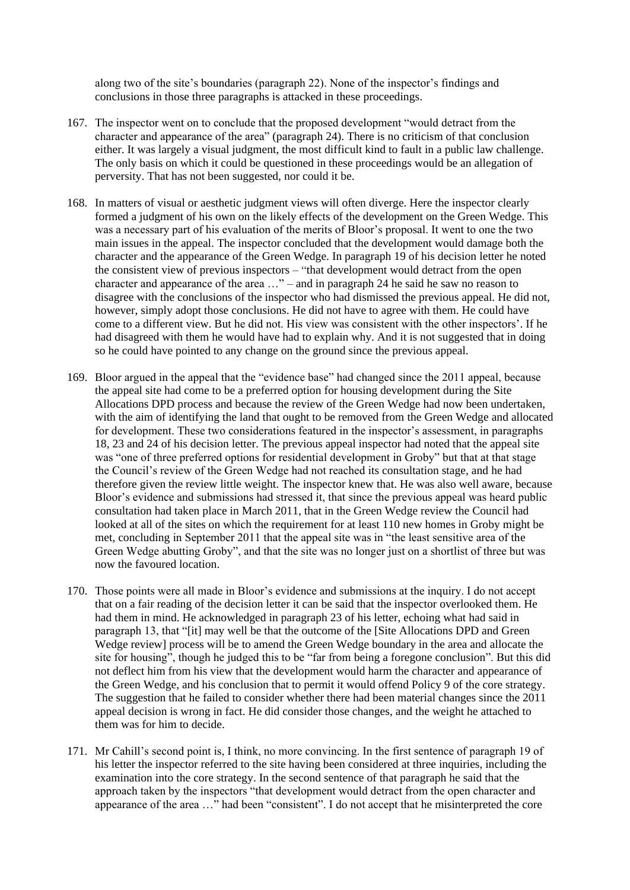along two of the site's boundaries (paragraph 22). None of the inspector's findings and conclusions in those three paragraphs is attacked in these proceedings.

167. The inspector went on to conclude that the proposed development "would detract from the character and appearance of the area" (paragraph 24). There is no criticism of that conclusion either. It was largely a visual judgment, the most difficult kind to fault in a public law challenge. The only basis on which it could be questioned in these proceedings would be an allegation of perversity. That has not been suggested, nor could it be.

168. In matters of visual or aesthetic judgment views will often diverge. Here the inspector clearly formed a judgment of his own on the likely effects of the development on the Green Wedge. This was a necessary part of his evaluation of the merits of Bloor's proposal. It went to one the two main issues in the appeal. The inspector concluded that the development would damage both the character and the appearance of the Green Wedge. In paragraph 19 of his decision letter he noted the consistent view of previous inspectors – "that development would detract from the open character and appearance of the area …" – and in paragraph 24 he said he saw no reason to disagree with the conclusions of the inspector who had dismissed the previous appeal. He did not, however, simply adopt those conclusions. He did not have to agree with them. He could have come to a different view. But he did not. His view was consistent with the other inspectors'. If he had disagreed with them he would have had to explain why. And it is not suggested that in doing so he could have pointed to any change on the ground since the previous appeal.

169. Bloor argued in the appeal that the "evidence base" had changed since the 2011 appeal, because the appeal site had come to be a preferred option for housing development during the Site Allocations DPD process and because the review of the Green Wedge had now been undertaken, with the aim of identifying the land that ought to be removed from the Green Wedge and allocated for development. These two considerations featured in the inspector's assessment, in paragraphs 18, 23 and 24 of his decision letter. The previous appeal inspector had noted that the appeal site was "one of three preferred options for residential development in Groby" but that at that stage the Council's review of the Green Wedge had not reached its consultation stage, and he had therefore given the review little weight. The inspector knew that. He was also well aware, because Bloor's evidence and submissions had stressed it, that since the previous appeal was heard public consultation had taken place in March 2011, that in the Green Wedge review the Council had looked at all of the sites on which the requirement for at least 110 new homes in Groby might be met, concluding in September 2011 that the appeal site was in "the least sensitive area of the Green Wedge abutting Groby", and that the site was no longer just on a shortlist of three but was now the favoured location.

170. Those points were all made in Bloor's evidence and submissions at the inquiry. I do not accept that on a fair reading of the decision letter it can be said that the inspector overlooked them. He had them in mind. He acknowledged in paragraph 23 of his letter, echoing what had said in paragraph 13, that "[it] may well be that the outcome of the [Site Allocations DPD and Green Wedge review] process will be to amend the Green Wedge boundary in the area and allocate the site for housing", though he judged this to be "far from being a foregone conclusion". But this did not deflect him from his view that the development would harm the character and appearance of the Green Wedge, and his conclusion that to permit it would offend Policy 9 of the core strategy. The suggestion that he failed to consider whether there had been material changes since the 2011 appeal decision is wrong in fact. He did consider those changes, and the weight he attached to them was for him to decide.

171. Mr Cahill's second point is, I think, no more convincing. In the first sentence of paragraph 19 of his letter the inspector referred to the site having been considered at three inquiries, including the examination into the core strategy. In the second sentence of that paragraph he said that the approach taken by the inspectors "that development would detract from the open character and appearance of the area …" had been "consistent". I do not accept that he misinterpreted the core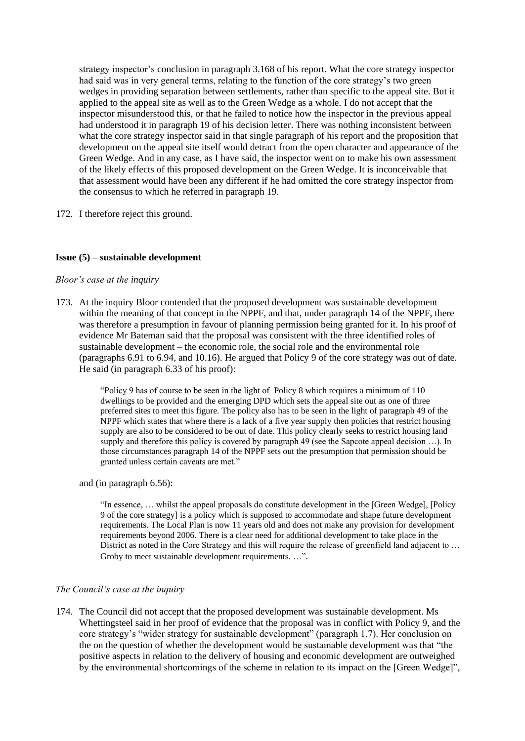strategy inspector's conclusion in paragraph 3.168 of his report. What the core strategy inspector had said was in very general terms, relating to the function of the core strategy's two green wedges in providing separation between settlements, rather than specific to the appeal site. But it applied to the appeal site as well as to the Green Wedge as a whole. I do not accept that the inspector misunderstood this, or that he failed to notice how the inspector in the previous appeal had understood it in paragraph 19 of his decision letter. There was nothing inconsistent between what the core strategy inspector said in that single paragraph of his report and the proposition that development on the appeal site itself would detract from the open character and appearance of the Green Wedge. And in any case, as I have said, the inspector went on to make his own assessment of the likely effects of this proposed development on the Green Wedge. It is inconceivable that that assessment would have been any different if he had omitted the core strategy inspector from the consensus to which he referred in paragraph 19.

172. I therefore reject this ground.

**Issue (5) – sustainable development**

*Bloor's case at the inquiry*

173. At the inquiry Bloor contended that the proposed development was sustainable development within the meaning of that concept in the NPPF, and that, under paragraph 14 of the NPPF, there was therefore a presumption in favour of planning permission being granted for it. In his proof of evidence Mr Bateman said that the proposal was consistent with the three identified roles of sustainable development – the economic role, the social role and the environmental role (paragraphs 6.91 to 6.94, and 10.16). He argued that Policy 9 of the core strategy was out of date. He said (in paragraph 6.33 of his proof):

> "Policy 9 has of course to be seen in the light of Policy 8 which requires a minimum of 110 dwellings to be provided and the emerging DPD which sets the appeal site out as one of three preferred sites to meet this figure. The policy also has to be seen in the light of paragraph 49 of the NPPF which states that where there is a lack of a five year supply then policies that restrict housing supply are also to be considered to be out of date. This policy clearly seeks to restrict housing land supply and therefore this policy is covered by paragraph 49 (see the Sapcote appeal decision …). In those circumstances paragraph 14 of the NPPF sets out the presumption that permission should be granted unless certain caveats are met."

and (in paragraph 6.56):

> "In essence, … whilst the appeal proposals do constitute development in the [Green Wedge], [Policy 9 of the core strategy] is a policy which is supposed to accommodate and shape future development requirements. The Local Plan is now 11 years old and does not make any provision for development requirements beyond 2006. There is a clear need for additional development to take place in the District as noted in the Core Strategy and this will require the release of greenfield land adjacent to … Groby to meet sustainable development requirements. …".

*The Council's case at the inquiry*

174. The Council did not accept that the proposed development was sustainable development. Ms Whettingsteel said in her proof of evidence that the proposal was in conflict with Policy 9, and the core strategy's "wider strategy for sustainable development" (paragraph 1.7). Her conclusion on the on the question of whether the development would be sustainable development was that "the positive aspects in relation to the delivery of housing and economic development are outweighed by the environmental shortcomings of the scheme in relation to its impact on the [Green Wedge]",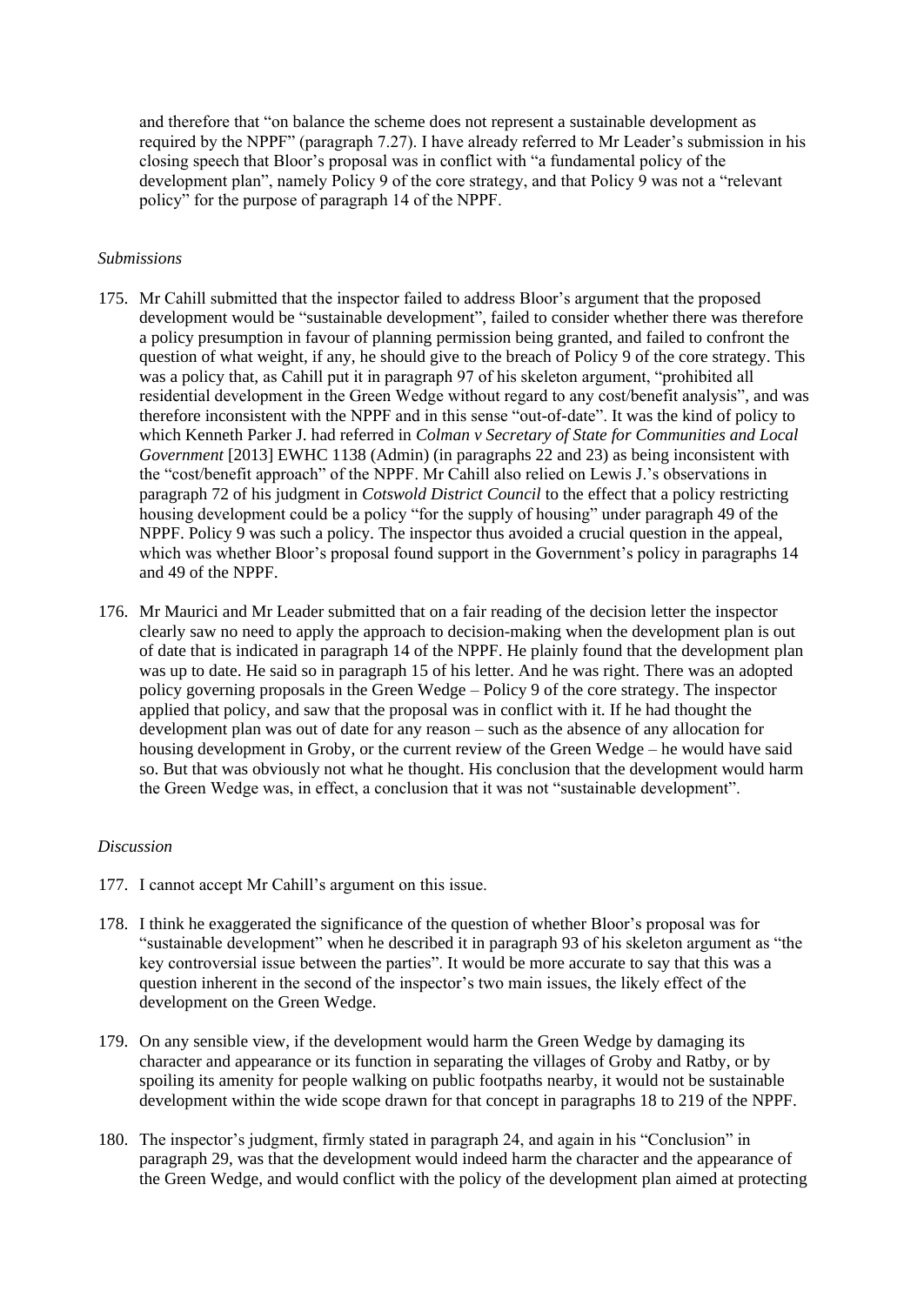and therefore that "on balance the scheme does not represent a sustainable development as required by the NPPF" (paragraph 7.27). I have already referred to Mr Leader's submission in his closing speech that Bloor's proposal was in conflict with "a fundamental policy of the development plan", namely Policy 9 of the core strategy, and that Policy 9 was not a "relevant policy" for the purpose of paragraph 14 of the NPPF.

*Submissions*

175. Mr Cahill submitted that the inspector failed to address Bloor's argument that the proposed development would be "sustainable development", failed to consider whether there was therefore a policy presumption in favour of planning permission being granted, and failed to confront the question of what weight, if any, he should give to the breach of Policy 9 of the core strategy. This was a policy that, as Cahill put it in paragraph 97 of his skeleton argument, "prohibited all residential development in the Green Wedge without regard to any cost/benefit analysis", and was therefore inconsistent with the NPPF and in this sense "out-of-date". It was the kind of policy to which Kenneth Parker J. had referred in *Colman v Secretary of State for Communities and Local Government* [2013] EWHC 1138 (Admin) (in paragraphs 22 and 23) as being inconsistent with the "cost/benefit approach" of the NPPF. Mr Cahill also relied on Lewis J.'s observations in paragraph 72 of his judgment in *Cotswold District Council* to the effect that a policy restricting housing development could be a policy "for the supply of housing" under paragraph 49 of the NPPF. Policy 9 was such a policy. The inspector thus avoided a crucial question in the appeal, which was whether Bloor's proposal found support in the Government's policy in paragraphs 14 and 49 of the NPPF.

176. Mr Maurici and Mr Leader submitted that on a fair reading of the decision letter the inspector clearly saw no need to apply the approach to decision-making when the development plan is out of date that is indicated in paragraph 14 of the NPPF. He plainly found that the development plan was up to date. He said so in paragraph 15 of his letter. And he was right. There was an adopted policy governing proposals in the Green Wedge – Policy 9 of the core strategy. The inspector applied that policy, and saw that the proposal was in conflict with it. If he had thought the development plan was out of date for any reason – such as the absence of any allocation for housing development in Groby, or the current review of the Green Wedge – he would have said so. But that was obviously not what he thought. His conclusion that the development would harm the Green Wedge was, in effect, a conclusion that it was not "sustainable development".

*Discussion*

177. I cannot accept Mr Cahill's argument on this issue.

178. I think he exaggerated the significance of the question of whether Bloor's proposal was for "sustainable development" when he described it in paragraph 93 of his skeleton argument as "the key controversial issue between the parties". It would be more accurate to say that this was a question inherent in the second of the inspector's two main issues, the likely effect of the development on the Green Wedge.

179. On any sensible view, if the development would harm the Green Wedge by damaging its character and appearance or its function in separating the villages of Groby and Ratby, or by spoiling its amenity for people walking on public footpaths nearby, it would not be sustainable development within the wide scope drawn for that concept in paragraphs 18 to 219 of the NPPF.

180. The inspector's judgment, firmly stated in paragraph 24, and again in his "Conclusion" in paragraph 29, was that the development would indeed harm the character and the appearance of the Green Wedge, and would conflict with the policy of the development plan aimed at protecting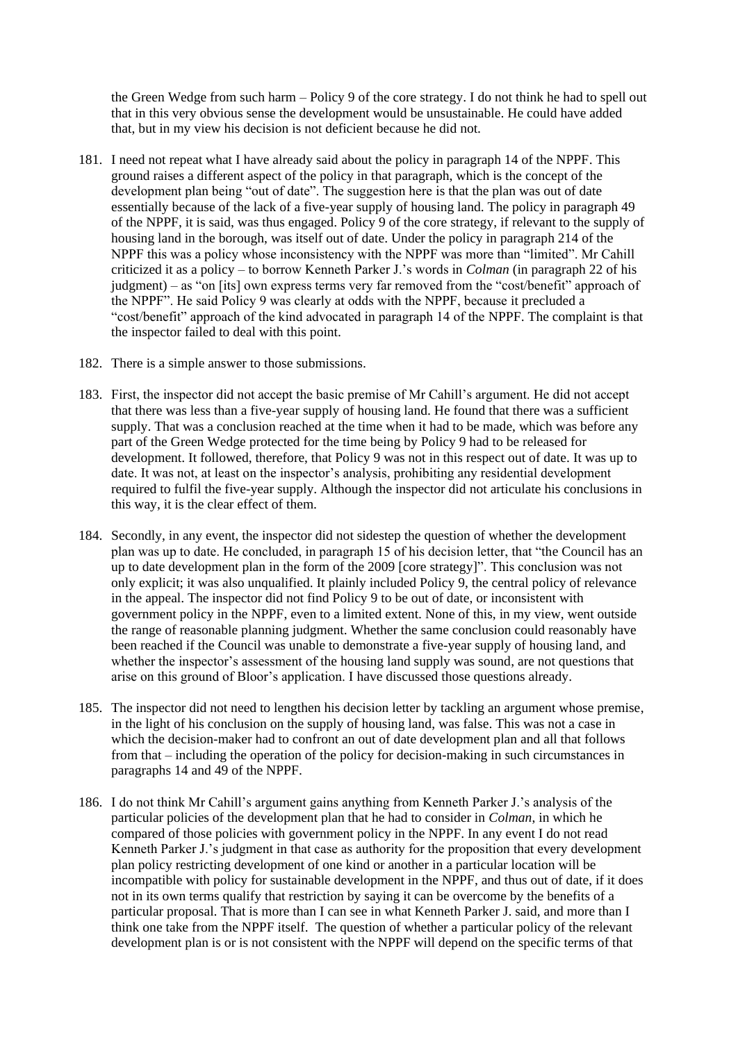the Green Wedge from such harm – Policy 9 of the core strategy. I do not think he had to spell out that in this very obvious sense the development would be unsustainable. He could have added that, but in my view his decision is not deficient because he did not.

181. I need not repeat what I have already said about the policy in paragraph 14 of the NPPF. This ground raises a different aspect of the policy in that paragraph, which is the concept of the development plan being "out of date". The suggestion here is that the plan was out of date essentially because of the lack of a five-year supply of housing land. The policy in paragraph 49 of the NPPF, it is said, was thus engaged. Policy 9 of the core strategy, if relevant to the supply of housing land in the borough, was itself out of date. Under the policy in paragraph 214 of the NPPF this was a policy whose inconsistency with the NPPF was more than "limited". Mr Cahill criticized it as a policy – to borrow Kenneth Parker J.'s words in *Colman* (in paragraph 22 of his judgment) – as "on [its] own express terms very far removed from the "cost/benefit" approach of the NPPF". He said Policy 9 was clearly at odds with the NPPF, because it precluded a "cost/benefit" approach of the kind advocated in paragraph 14 of the NPPF. The complaint is that the inspector failed to deal with this point.

182. There is a simple answer to those submissions.

183. First, the inspector did not accept the basic premise of Mr Cahill's argument. He did not accept that there was less than a five-year supply of housing land. He found that there was a sufficient supply. That was a conclusion reached at the time when it had to be made, which was before any part of the Green Wedge protected for the time being by Policy 9 had to be released for development. It followed, therefore, that Policy 9 was not in this respect out of date. It was up to date. It was not, at least on the inspector's analysis, prohibiting any residential development required to fulfil the five-year supply. Although the inspector did not articulate his conclusions in this way, it is the clear effect of them.

184. Secondly, in any event, the inspector did not sidestep the question of whether the development plan was up to date. He concluded, in paragraph 15 of his decision letter, that "the Council has an up to date development plan in the form of the 2009 [core strategy]". This conclusion was not only explicit; it was also unqualified. It plainly included Policy 9, the central policy of relevance in the appeal. The inspector did not find Policy 9 to be out of date, or inconsistent with government policy in the NPPF, even to a limited extent. None of this, in my view, went outside the range of reasonable planning judgment. Whether the same conclusion could reasonably have been reached if the Council was unable to demonstrate a five-year supply of housing land, and whether the inspector's assessment of the housing land supply was sound, are not questions that arise on this ground of Bloor's application. I have discussed those questions already.

185. The inspector did not need to lengthen his decision letter by tackling an argument whose premise, in the light of his conclusion on the supply of housing land, was false. This was not a case in which the decision-maker had to confront an out of date development plan and all that follows from that – including the operation of the policy for decision-making in such circumstances in paragraphs 14 and 49 of the NPPF.

186. I do not think Mr Cahill's argument gains anything from Kenneth Parker J.'s analysis of the particular policies of the development plan that he had to consider in *Colman*, in which he compared of those policies with government policy in the NPPF. In any event I do not read Kenneth Parker J.'s judgment in that case as authority for the proposition that every development plan policy restricting development of one kind or another in a particular location will be incompatible with policy for sustainable development in the NPPF, and thus out of date, if it does not in its own terms qualify that restriction by saying it can be overcome by the benefits of a particular proposal. That is more than I can see in what Kenneth Parker J. said, and more than I think one take from the NPPF itself. The question of whether a particular policy of the relevant development plan is or is not consistent with the NPPF will depend on the specific terms of that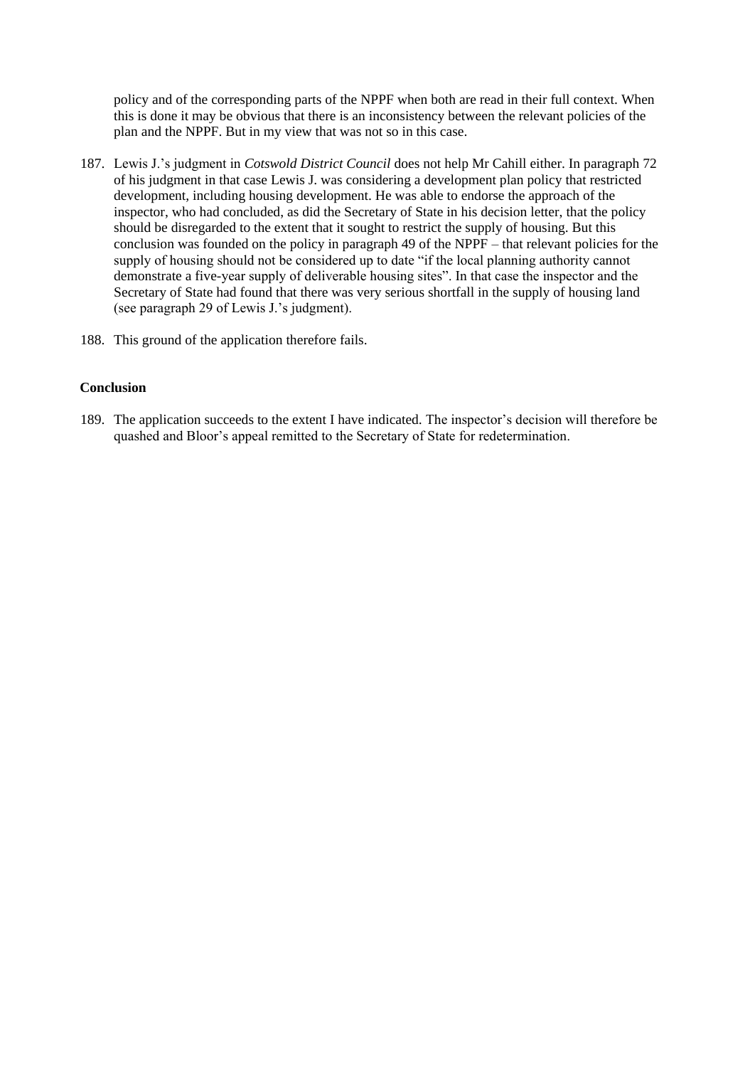policy and of the corresponding parts of the NPPF when both are read in their full context. When this is done it may be obvious that there is an inconsistency between the relevant policies of the plan and the NPPF. But in my view that was not so in this case.

187. Lewis J.'s judgment in *Cotswold District Council* does not help Mr Cahill either. In paragraph 72 of his judgment in that case Lewis J. was considering a development plan policy that restricted development, including housing development. He was able to endorse the approach of the inspector, who had concluded, as did the Secretary of State in his decision letter, that the policy should be disregarded to the extent that it sought to restrict the supply of housing. But this conclusion was founded on the policy in paragraph 49 of the NPPF – that relevant policies for the supply of housing should not be considered up to date "if the local planning authority cannot demonstrate a five-year supply of deliverable housing sites". In that case the inspector and the Secretary of State had found that there was very serious shortfall in the supply of housing land (see paragraph 29 of Lewis J.'s judgment).

188. This ground of the application therefore fails.

**Conclusion**

189. The application succeeds to the extent I have indicated. The inspector's decision will therefore be quashed and Bloor's appeal remitted to the Secretary of State for redetermination.